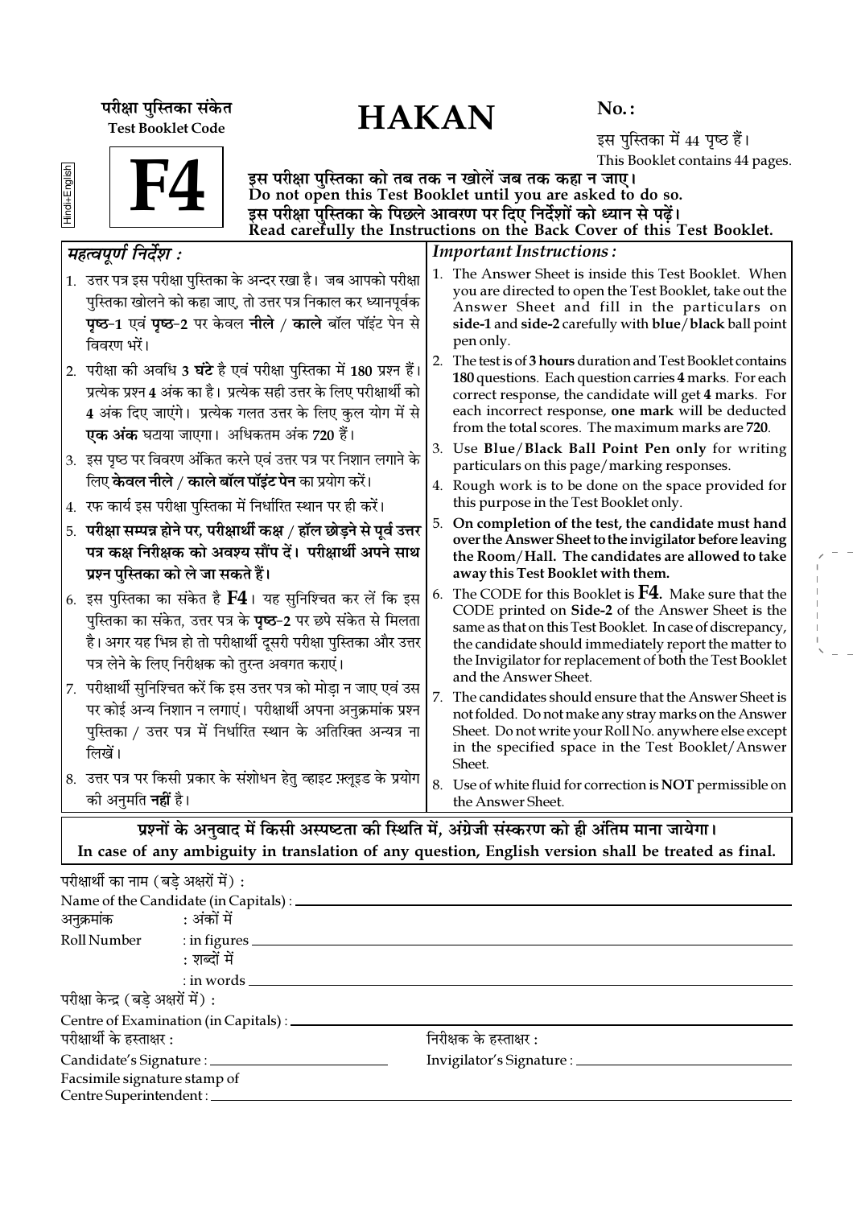परीक्षा पुस्तिका संकेत
Test Booklet Code

# HAKAN

No. :

इस पुस्तिका में 44 पृष्ठ हैं।
This Booklet contains 44 pages.

Hindi+English

# F4

**इस परीक्षा पुस्तिका को तब तक न खोलें जब तक कहा न जाए।**
**Do not open this Test Booklet until you are asked to do so.**
**इस परीक्षा पुस्तिका के पिछले आवरण पर दिए निर्देशों को ध्यान से पढ़ें।**
**Read carefully the Instructions on the Back Cover of this Test Booklet.**

*महत्वपूर्ण निर्देश :*

1. उत्तर पत्र इस परीक्षा पुस्तिका के अन्दर रखा है। जब आपको परीक्षा पुस्तिका खोलने को कहा जाए, तो उत्तर पत्र निकाल कर ध्यानपूर्वक **पृष्ठ-1** एवं **पृष्ठ-2** पर केवल **नीले** / **काले** बॉल पॉइंट पेन से विवरण भरें।
2. परीक्षा की अवधि **3 घंटे** है एवं परीक्षा पुस्तिका में **180** प्रश्न हैं। प्रत्येक प्रश्न **4** अंक का है। प्रत्येक सही उत्तर के लिए परीक्षार्थी को **4** अंक दिए जाएंगे। प्रत्येक गलत उत्तर के लिए कुल योग में से **एक अंक** घटाया जाएगा। अधिकतम अंक **720** हैं।
3. इस पृष्ठ पर विवरण अंकित करने एवं उत्तर पत्र पर निशान लगाने के लिए **केवल नीले** / **काले बॉल पॉइंट पेन** का प्रयोग करें।
4. रफ कार्य इस परीक्षा पुस्तिका में निर्धारित स्थान पर ही करें।
5. **परीक्षा सम्पन्न होने पर, परीक्षार्थी कक्ष / हॉल छोड़ने से पूर्व उत्तर पत्र कक्ष निरीक्षक को अवश्य सौंप दें। परीक्षार्थी अपने साथ प्रश्न पुस्तिका को ले जा सकते हैं।**
6. इस पुस्तिका का संकेत है **F4**। यह सुनिश्चित कर लें कि इस पुस्तिका का संकेत, उत्तर पत्र के **पृष्ठ-2** पर छपे संकेत से मिलता है। अगर यह भिन्न हो तो परीक्षार्थी दूसरी परीक्षा पुस्तिका और उत्तर पत्र लेने के लिए निरीक्षक को तुरन्त अवगत कराएं।
7. परीक्षार्थी सुनिश्चित करें कि इस उत्तर पत्र को मोड़ा न जाए एवं उस पर कोई अन्य निशान न लगाएं। परीक्षार्थी अपना अनुक्रमांक प्रश्न पुस्तिका / उत्तर पत्र में निर्धारित स्थान के अतिरिक्त अन्यत्र ना लिखें।
8. उत्तर पत्र पर किसी प्रकार के संशोधन हेतु व्हाइट फ़्लूइड के प्रयोग की अनुमति **नहीं** है।

*Important Instructions :*

1. The Answer Sheet is inside this Test Booklet. When you are directed to open the Test Booklet, take out the Answer Sheet and fill in the particulars on **side-1** and **side-2** carefully with **blue**/**black** ball point pen only.
2. The test is of **3 hours** duration and Test Booklet contains **180** questions. Each question carries **4** marks. For each correct response, the candidate will get **4** marks. For each incorrect response, **one mark** will be deducted from the total scores. The maximum marks are **720**.
3. Use **Blue**/**Black Ball Point Pen only** for writing particulars on this page/marking responses.
4. Rough work is to be done on the space provided for this purpose in the Test Booklet only.
5. **On completion of the test, the candidate must hand over the Answer Sheet to the invigilator before leaving the Room/Hall. The candidates are allowed to take away this Test Booklet with them.**
6. The CODE for this Booklet is **F4**. Make sure that the CODE printed on **Side-2** of the Answer Sheet is the same as that on this Test Booklet. In case of discrepancy, the candidate should immediately report the matter to the Invigilator for replacement of both the Test Booklet and the Answer Sheet.
7. The candidates should ensure that the Answer Sheet is not folded. Do not make any stray marks on the Answer Sheet. Do not write your Roll No. anywhere else except in the specified space in the Test Booklet/Answer Sheet.
8. Use of white fluid for correction is **NOT** permissible on the Answer Sheet.

**प्रश्नों के अनुवाद में किसी अस्पष्टता की स्थिति में, अंग्रेजी संस्करण को ही अंतिम माना जायेगा।**
**In case of any ambiguity in translation of any question, English version shall be treated as final.**

परीक्षार्थी का नाम (बड़े अक्षरों में) :
Name of the Candidate (in Capitals) : ______________________

अनुक्रमांक : अंकों में
Roll Number : in figures ______________________
: शब्दों में
: in words ______________________

परीक्षा केन्द्र (बड़े अक्षरों में) :
Centre of Examination (in Capitals) : ______________________

परीक्षार्थी के हस्ताक्षर :
Candidate's Signature : ______________________

निरीक्षक के हस्ताक्षर :
Invigilator's Signature : ______________________

Facsimile signature stamp of
Centre Superintendent : ______________________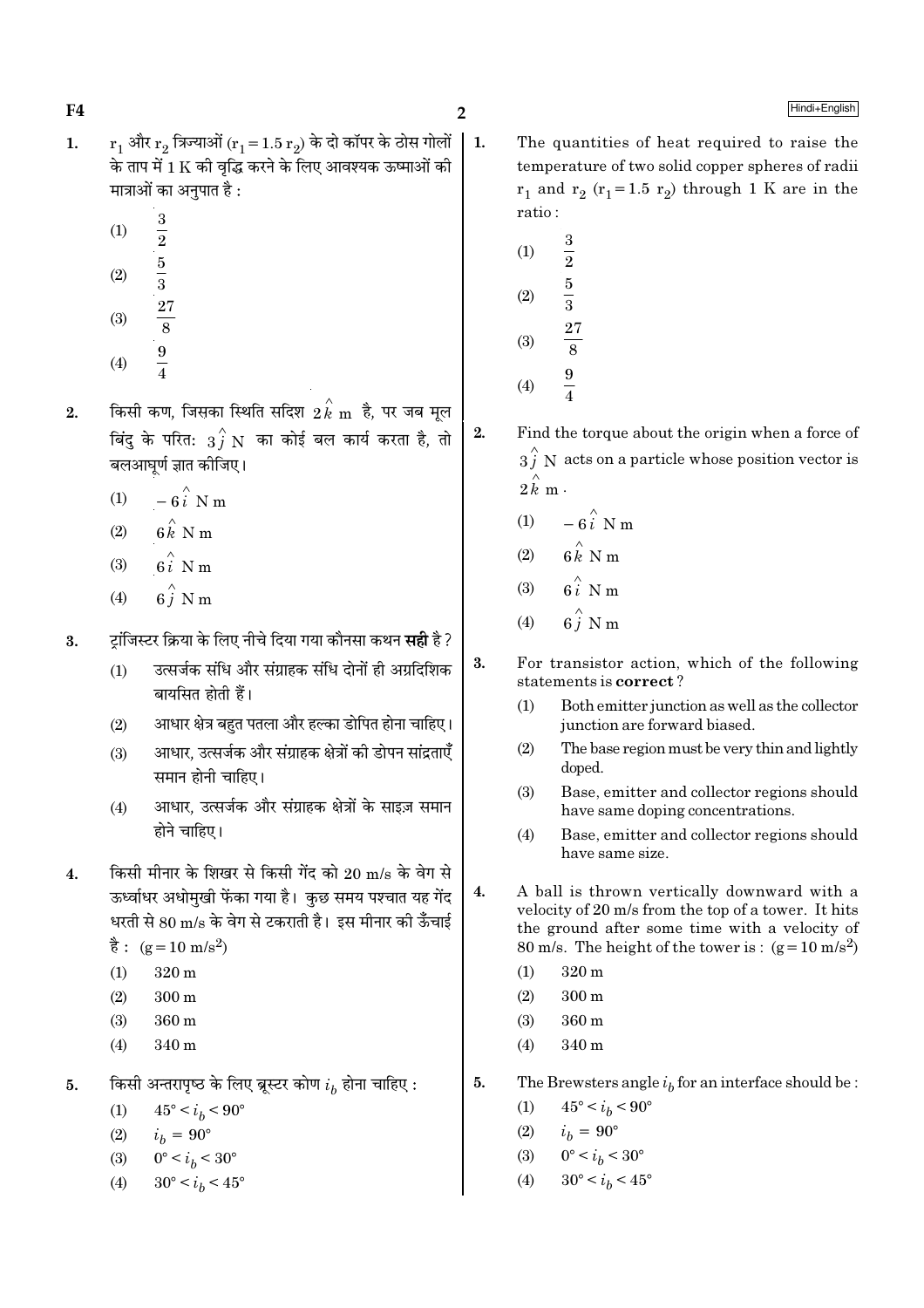1. $r_1$ और $r_2$ त्रिज्याओं ($r_1 = 1.5\ r_2$) के दो कॉपर के ठोस गोलों के ताप में 1 K की वृद्धि करने के लिए आवश्यक ऊष्माओं की मात्राओं का अनुपात है :

   (1) $\frac{3}{2}$

   (2) $\frac{5}{3}$

   (3) $\frac{27}{8}$

   (4) $\frac{9}{4}$

2. किसी कण, जिसका स्थिति सदिश $2\hat{k}$ m है, पर जब मूल बिंदु के परितः $3\hat{j}$ N का कोई बल कार्य करता है, तो बलआघूर्ण ज्ञात कीजिए।

   (1) $-6\hat{i}$ N m

   (2) $6\hat{k}$ N m

   (3) $6\hat{i}$ N m

   (4) $6\hat{j}$ N m

3. ट्रांजिस्टर क्रिया के लिए नीचे दिया गया कौनसा कथन **सही** है?

   (1) उत्सर्जक संधि और संग्राहक संधि दोनों ही अग्रदिशिक बायसित होती हैं।

   (2) आधार क्षेत्र बहुत पतला और हल्का डोपित होना चाहिए।

   (3) आधार, उत्सर्जक और संग्राहक क्षेत्रों की डोपन सांद्रताएँ समान होनी चाहिए।

   (4) आधार, उत्सर्जक और संग्राहक क्षेत्रों के साइज़ समान होने चाहिए।

4. किसी मीनार के शिखर से किसी गेंद को 20 m/s के वेग से ऊर्ध्वाधर अधोमुखी फेंका गया है। कुछ समय पश्चात यह गेंद धरती से 80 m/s के वेग से टकराती है। इस मीनार की ऊँचाई है : ($g = 10$ m/s$^2$)

   (1) 320 m

   (2) 300 m

   (3) 360 m

   (4) 340 m

5. किसी अन्तरापृष्ठ के लिए ब्रूस्टर कोण $i_b$ होना चाहिए :

   (1) $45° < i_b < 90°$

   (2) $i_b = 90°$

   (3) $0° < i_b < 30°$

   (4) $30° < i_b < 45°$

---

1. The quantities of heat required to raise the temperature of two solid copper spheres of radii $r_1$ and $r_2$ ($r_1 = 1.5\ r_2$) through 1 K are in the ratio :

   (1) $\frac{3}{2}$

   (2) $\frac{5}{3}$

   (3) $\frac{27}{8}$

   (4) $\frac{9}{4}$

2. Find the torque about the origin when a force of $3\hat{j}$ N acts on a particle whose position vector is $2\hat{k}$ m.

   (1) $-6\hat{i}$ N m

   (2) $6\hat{k}$ N m

   (3) $6\hat{i}$ N m

   (4) $6\hat{j}$ N m

3. For transistor action, which of the following statements is **correct**?

   (1) Both emitter junction as well as the collector junction are forward biased.

   (2) The base region must be very thin and lightly doped.

   (3) Base, emitter and collector regions should have same doping concentrations.

   (4) Base, emitter and collector regions should have same size.

4. A ball is thrown vertically downward with a velocity of 20 m/s from the top of a tower. It hits the ground after some time with a velocity of 80 m/s. The height of the tower is : ($g = 10$ m/s$^2$)

   (1) 320 m

   (2) 300 m

   (3) 360 m

   (4) 340 m

5. The Brewsters angle $i_b$ for an interface should be :

   (1) $45° < i_b < 90°$

   (2) $i_b = 90°$

   (3) $0° < i_b < 30°$

   (4) $30° < i_b < 45°$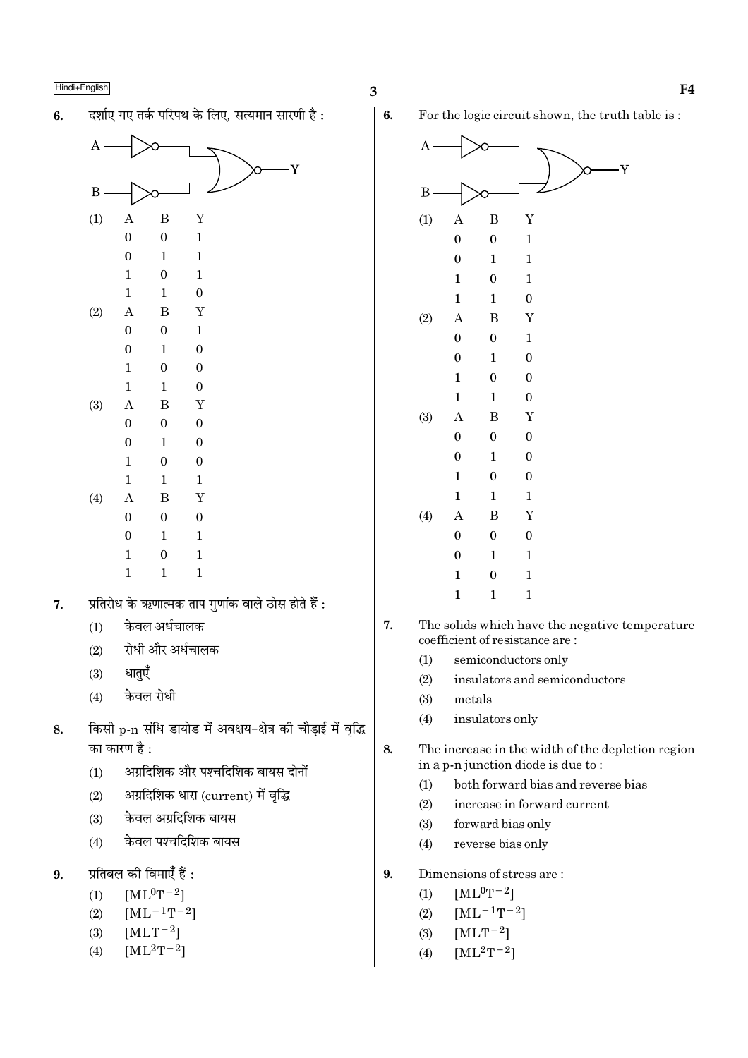6. दर्शाए गए तर्क परिपथ के लिए, सत्यमान सारणी है :

(1)

| A | B | Y |
|---|---|---|
| 0 | 0 | 1 |
| 0 | 1 | 1 |
| 1 | 0 | 1 |
| 1 | 1 | 0 |

(2)

| A | B | Y |
|---|---|---|
| 0 | 0 | 1 |
| 0 | 1 | 0 |
| 1 | 0 | 0 |
| 1 | 1 | 0 |

(3)

| A | B | Y |
|---|---|---|
| 0 | 0 | 0 |
| 0 | 1 | 0 |
| 1 | 0 | 0 |
| 1 | 1 | 1 |

(4)

| A | B | Y |
|---|---|---|
| 0 | 0 | 0 |
| 0 | 1 | 1 |
| 1 | 0 | 1 |
| 1 | 1 | 1 |

7. प्रतिरोध के ऋणात्मक ताप गुणांक वाले ठोस होते हैं :

(1) केवल अर्धचालक

(2) रोधी और अर्धचालक

(3) धातुएँ

(4) केवल रोधी

8. किसी p-n संधि डायोड में अवक्षय-क्षेत्र की चौड़ाई में वृद्धि का कारण है :

(1) अग्रदिशिक और पश्चदिशिक बायस दोनों

(2) अग्रदिशिक धारा (current) में वृद्धि

(3) केवल अग्रदिशिक बायस

(4) केवल पश्चदिशिक बायस

9. प्रतिबल की विमाएँ हैं :

(1) $[ML^0T^{-2}]$

(2) $[ML^{-1}T^{-2}]$

(3) $[MLT^{-2}]$

(4) $[ML^2T^{-2}]$

6. For the logic circuit shown, the truth table is :

(1)

| A | B | Y |
|---|---|---|
| 0 | 0 | 1 |
| 0 | 1 | 1 |
| 1 | 0 | 1 |
| 1 | 1 | 0 |

(2)

| A | B | Y |
|---|---|---|
| 0 | 0 | 1 |
| 0 | 1 | 0 |
| 1 | 0 | 0 |
| 1 | 1 | 0 |

(3)

| A | B | Y |
|---|---|---|
| 0 | 0 | 0 |
| 0 | 1 | 0 |
| 1 | 0 | 0 |
| 1 | 1 | 1 |

(4)

| A | B | Y |
|---|---|---|
| 0 | 0 | 0 |
| 0 | 1 | 1 |
| 1 | 0 | 1 |
| 1 | 1 | 1 |

7. The solids which have the negative temperature coefficient of resistance are :

(1) semiconductors only

(2) insulators and semiconductors

(3) metals

(4) insulators only

8. The increase in the width of the depletion region in a p-n junction diode is due to :

(1) both forward bias and reverse bias

(2) increase in forward current

(3) forward bias only

(4) reverse bias only

9. Dimensions of stress are :

(1) $[ML^0T^{-2}]$

(2) $[ML^{-1}T^{-2}]$

(3) $[MLT^{-2}]$

(4) $[ML^2T^{-2}]$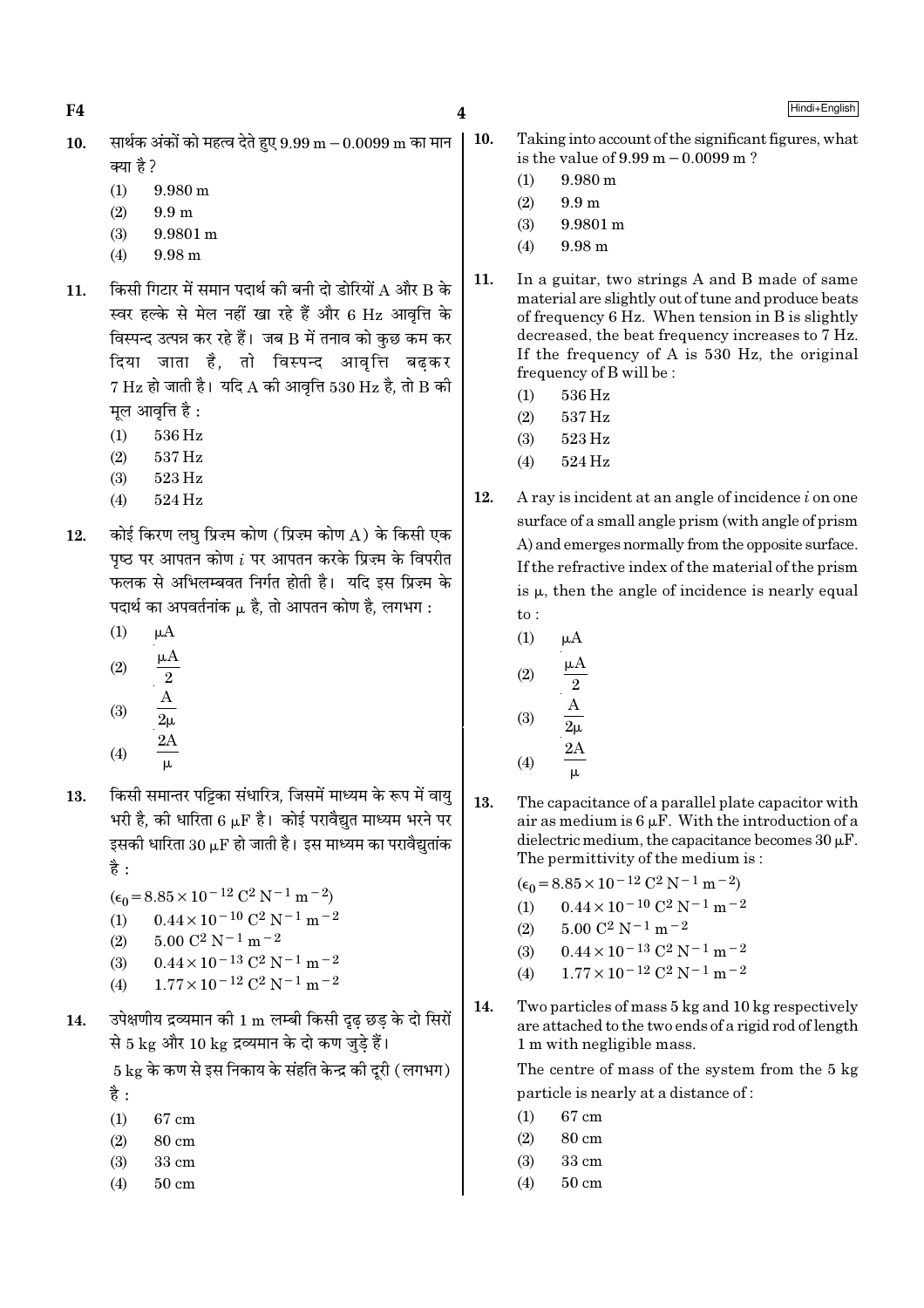10. सार्थक अंकों को महत्व देते हुए 9.99 m − 0.0099 m का मान क्या है ?
    (1) 9.980 m
    (2) 9.9 m
    (3) 9.9801 m
    (4) 9.98 m

11. किसी गिटार में समान पदार्थ की बनी दो डोरियों A और B के स्वर हल्के से मेल नहीं खा रहे हैं और 6 Hz आवृत्ति के विस्पन्द उत्पन्न कर रहे हैं। जब B में तनाव को कुछ कम कर दिया जाता है, तो विस्पन्द आवृत्ति बढ़कर 7 Hz हो जाती है। यदि A की आवृत्ति 530 Hz है, तो B की मूल आवृत्ति है :
    (1) 536 Hz
    (2) 537 Hz
    (3) 523 Hz
    (4) 524 Hz

12. कोई किरण लघु प्रिज़्म कोण (प्रिज़्म कोण A) के किसी एक पृष्ठ पर आपतन कोण $i$ पर आपतन करके प्रिज़्म के विपरीत फलक से अभिलम्बवत निर्गत होती है। यदि इस प्रिज़्म के पदार्थ का अपवर्तनांक $\mu$ है, तो आपतन कोण है, लगभग :
    (1) $\mu A$
    (2) $\frac{\mu A}{2}$
    (3) $\frac{A}{2\mu}$
    (4) $\frac{2A}{\mu}$

13. किसी समान्तर पट्टिका संधारित्र, जिसमें माध्यम के रूप में वायु भरी है, की धारिता 6 $\mu$F है। कोई परावैद्युत माध्यम भरने पर इसकी धारिता 30 $\mu$F हो जाती है। इस माध्यम का परावैद्युतांक है :
    $(\epsilon_0 = 8.85 \times 10^{-12}\ C^2\ N^{-1}\ m^{-2})$
    (1) $0.44 \times 10^{-10}\ C^2\ N^{-1}\ m^{-2}$
    (2) $5.00\ C^2\ N^{-1}\ m^{-2}$
    (3) $0.44 \times 10^{-13}\ C^2\ N^{-1}\ m^{-2}$
    (4) $1.77 \times 10^{-12}\ C^2\ N^{-1}\ m^{-2}$

14. उपेक्षणीय द्रव्यमान की 1 m लम्बी किसी दृढ़ छड़ के दो सिरों से 5 kg और 10 kg द्रव्यमान के दो कण जुड़े हैं।
    5 kg के कण से इस निकाय के संहति केन्द्र की दूरी (लगभग) है :
    (1) 67 cm
    (2) 80 cm
    (3) 33 cm
    (4) 50 cm

10. Taking into account of the significant figures, what is the value of 9.99 m − 0.0099 m ?
    (1) 9.980 m
    (2) 9.9 m
    (3) 9.9801 m
    (4) 9.98 m

11. In a guitar, two strings A and B made of same material are slightly out of tune and produce beats of frequency 6 Hz. When tension in B is slightly decreased, the beat frequency increases to 7 Hz. If the frequency of A is 530 Hz, the original frequency of B will be :
    (1) 536 Hz
    (2) 537 Hz
    (3) 523 Hz
    (4) 524 Hz

12. A ray is incident at an angle of incidence $i$ on one surface of a small angle prism (with angle of prism A) and emerges normally from the opposite surface. If the refractive index of the material of the prism is $\mu$, then the angle of incidence is nearly equal to :
    (1) $\mu A$
    (2) $\frac{\mu A}{2}$
    (3) $\frac{A}{2\mu}$
    (4) $\frac{2A}{\mu}$

13. The capacitance of a parallel plate capacitor with air as medium is 6 $\mu$F. With the introduction of a dielectric medium, the capacitance becomes 30 $\mu$F. The permittivity of the medium is :
    $(\epsilon_0 = 8.85 \times 10^{-12}\ C^2\ N^{-1}\ m^{-2})$
    (1) $0.44 \times 10^{-10}\ C^2\ N^{-1}\ m^{-2}$
    (2) $5.00\ C^2\ N^{-1}\ m^{-2}$
    (3) $0.44 \times 10^{-13}\ C^2\ N^{-1}\ m^{-2}$
    (4) $1.77 \times 10^{-12}\ C^2\ N^{-1}\ m^{-2}$

14. Two particles of mass 5 kg and 10 kg respectively are attached to the two ends of a rigid rod of length 1 m with negligible mass.
    The centre of mass of the system from the 5 kg particle is nearly at a distance of :
    (1) 67 cm
    (2) 80 cm
    (3) 33 cm
    (4) 50 cm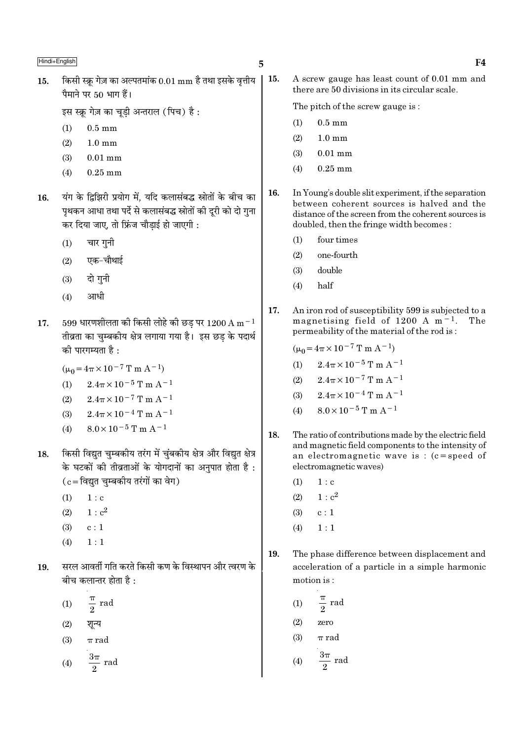15. किसी स्क्रू गेज़ का अल्पतमांक 0.01 mm है तथा इसके वृत्तीय पैमाने पर 50 भाग हैं।

इस स्क्रू गेज़ का चूड़ी अन्तराल (पिच) है :

(1) 0.5 mm

(2) 1.0 mm

(3) 0.01 mm

(4) 0.25 mm

16. यंग के द्विझिरी प्रयोग में, यदि कलासंबद्ध स्रोतों के बीच का पृथकन आधा तथा पर्दे से कलासंबद्ध स्रोतों की दूरी को दो गुना कर दिया जाए, तो फ्रिंज चौड़ाई हो जाएगी :

(1) चार गुनी

(2) एक-चौथाई

(3) दो गुनी

(4) आधी

17. 599 धारणशीलता की किसी लोहे की छड़ पर $1200 \text{ A m}^{-1}$ तीव्रता का चुम्बकीय क्षेत्र लगाया गया है। इस छड़ के पदार्थ की पारगम्यता है :

$(\mu_0 = 4\pi \times 10^{-7} \text{ T m A}^{-1})$

(1) $2.4\pi \times 10^{-5} \text{ T m A}^{-1}$

(2) $2.4\pi \times 10^{-7} \text{ T m A}^{-1}$

(3) $2.4\pi \times 10^{-4} \text{ T m A}^{-1}$

(4) $8.0 \times 10^{-5} \text{ T m A}^{-1}$

18. किसी विद्युत चुम्बकीय तरंग में चुंबकीय क्षेत्र और विद्युत क्षेत्र के घटकों की तीव्रताओं के योगदानों का अनुपात होता है : (c = विद्युत चुम्बकीय तरंगों का वेग)

(1) $1 : c$

(2) $1 : c^2$

(3) $c : 1$

(4) $1 : 1$

19. सरल आवर्ती गति करते किसी कण के विस्थापन और त्वरण के बीच कलान्तर होता है :

(1) $\frac{\pi}{2}$ rad

(2) शून्य

(3) $\pi$ rad

(4) $\frac{3\pi}{2}$ rad

15. A screw gauge has least count of 0.01 mm and there are 50 divisions in its circular scale.

The pitch of the screw gauge is :

(1) 0.5 mm

(2) 1.0 mm

(3) 0.01 mm

(4) 0.25 mm

16. In Young's double slit experiment, if the separation between coherent sources is halved and the distance of the screen from the coherent sources is doubled, then the fringe width becomes :

(1) four times

(2) one-fourth

(3) double

(4) half

17. An iron rod of susceptibility 599 is subjected to a magnetising field of $1200 \text{ A m}^{-1}$. The permeability of the material of the rod is :

$(\mu_0 = 4\pi \times 10^{-7} \text{ T m A}^{-1})$

(1) $2.4\pi \times 10^{-5} \text{ T m A}^{-1}$

(2) $2.4\pi \times 10^{-7} \text{ T m A}^{-1}$

(3) $2.4\pi \times 10^{-4} \text{ T m A}^{-1}$

(4) $8.0 \times 10^{-5} \text{ T m A}^{-1}$

18. The ratio of contributions made by the electric field and magnetic field components to the intensity of an electromagnetic wave is : (c = speed of electromagnetic waves)

(1) $1 : c$

(2) $1 : c^2$

(3) $c : 1$

(4) $1 : 1$

19. The phase difference between displacement and acceleration of a particle in a simple harmonic motion is :

(1) $\frac{\pi}{2}$ rad

(2) zero

(3) $\pi$ rad

(4) $\frac{3\pi}{2}$ rad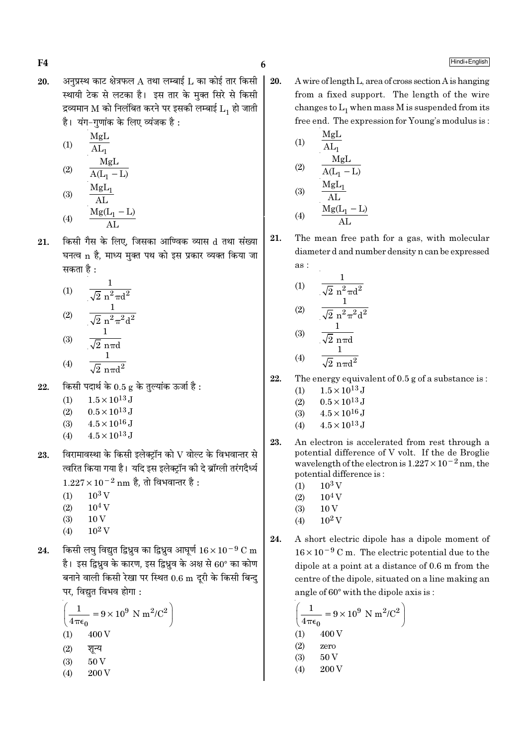20. अनुप्रस्थ काट क्षेत्रफल A तथा लम्बाई L का कोई तार किसी स्थायी टेक से लटका है। इस तार के मुक्त सिरे से किसी द्रव्यमान M को निलंबित करने पर इसकी लम्बाई $L_1$ हो जाती है। यंग-गुणांक के लिए व्यंजक है :

(1) $\frac{MgL}{AL_1}$

(2) $\frac{MgL}{A(L_1 - L)}$

(3) $\frac{MgL_1}{AL}$

(4) $\frac{Mg(L_1 - L)}{AL}$

21. किसी गैस के लिए, जिसका आण्विक व्यास d तथा संख्या घनत्व n है, माध्य मुक्त पथ को इस प्रकार व्यक्त किया जा सकता है :

(1) $\frac{1}{\sqrt{2}\, n^2 \pi d^2}$

(2) $\frac{1}{\sqrt{2}\, n^2 \pi^2 d^2}$

(3) $\frac{1}{\sqrt{2}\, n \pi d}$

(4) $\frac{1}{\sqrt{2}\, n \pi d^2}$

22. किसी पदार्थ के 0.5 g के तुल्यांक ऊर्जा है :

(1) $1.5 \times 10^{13}$ J

(2) $0.5 \times 10^{13}$ J

(3) $4.5 \times 10^{16}$ J

(4) $4.5 \times 10^{13}$ J

23. विरामावस्था के किसी इलेक्ट्रॉन को V वोल्ट के विभवान्तर से त्वरित किया गया है। यदि इस इलेक्ट्रॉन की दे ब्रॉग्ली तरंगदैर्ध्य $1.227 \times 10^{-2}$ nm है, तो विभवान्तर है :

(1) $10^3$ V

(2) $10^4$ V

(3) 10 V

(4) $10^2$ V

24. किसी लघु विद्युत द्विध्रुव का द्विध्रुव आघूर्ण $16 \times 10^{-9}$ C m है। इस द्विध्रुव के कारण, इस द्विध्रुव के अक्ष से 60° का कोण बनाने वाली किसी रेखा पर स्थित 0.6 m दूरी के किसी बिन्दु पर, विद्युत विभव होगा :

$\left(\frac{1}{4\pi\epsilon_0} = 9 \times 10^9 \text{ N m}^2/\text{C}^2\right)$

(1) 400 V

(2) शून्य

(3) 50 V

(4) 200 V

20. A wire of length L, area of cross section A is hanging from a fixed support. The length of the wire changes to $L_1$ when mass M is suspended from its free end. The expression for Young's modulus is :

(1) $\frac{MgL}{AL_1}$

(2) $\frac{MgL}{A(L_1 - L)}$

(3) $\frac{MgL_1}{AL}$

(4) $\frac{Mg(L_1 - L)}{AL}$

21. The mean free path for a gas, with molecular diameter d and number density n can be expressed as :

(1) $\frac{1}{\sqrt{2}\, n^2 \pi d^2}$

(2) $\frac{1}{\sqrt{2}\, n^2 \pi^2 d^2}$

(3) $\frac{1}{\sqrt{2}\, n \pi d}$

(4) $\frac{1}{\sqrt{2}\, n \pi d^2}$

22. The energy equivalent of 0.5 g of a substance is :

(1) $1.5 \times 10^{13}$ J

(2) $0.5 \times 10^{13}$ J

(3) $4.5 \times 10^{16}$ J

(4) $4.5 \times 10^{13}$ J

23. An electron is accelerated from rest through a potential difference of V volt. If the de Broglie wavelength of the electron is $1.227 \times 10^{-2}$ nm, the potential difference is :

(1) $10^3$ V

(2) $10^4$ V

(3) 10 V

(4) $10^2$ V

24. A short electric dipole has a dipole moment of $16 \times 10^{-9}$ C m. The electric potential due to the dipole at a point at a distance of 0.6 m from the centre of the dipole, situated on a line making an angle of 60° with the dipole axis is :

$\left(\frac{1}{4\pi\epsilon_0} = 9 \times 10^9 \text{ N m}^2/\text{C}^2\right)$

(1) 400 V

(2) zero

(3) 50 V

(4) 200 V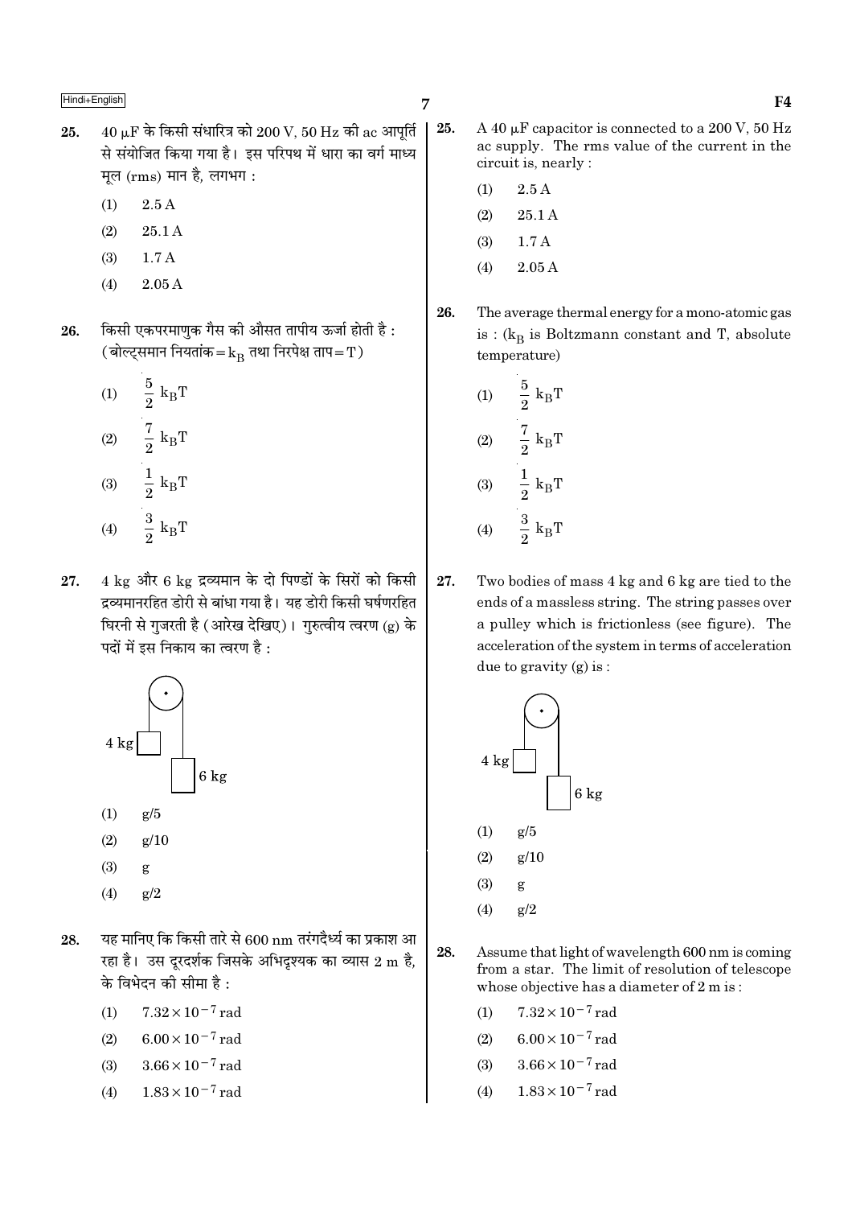25. 40 $\mu$F के किसी संधारित्र को 200 V, 50 Hz की ac आपूर्ति से संयोजित किया गया है। इस परिपथ में धारा का वर्ग माध्य मूल (rms) मान है, लगभग :

(1) 2.5 A

(2) 25.1 A

(3) 1.7 A

(4) 2.05 A

26. किसी एकपरमाणुक गैस की औसत तापीय ऊर्जा होती है : (बोल्ट्समान नियतांक $= k_B$ तथा निरपेक्ष ताप $= T$)

(1) $\frac{5}{2}\, k_B T$

(2) $\frac{7}{2}\, k_B T$

(3) $\frac{1}{2}\, k_B T$

(4) $\frac{3}{2}\, k_B T$

27. 4 kg और 6 kg द्रव्यमान के दो पिण्डों के सिरों को किसी द्रव्यमानरहित डोरी से बांधा गया है। यह डोरी किसी घर्षणरहित घिरनी से गुजरती है (आरेख देखिए)। गुरुत्वीय त्वरण (g) के पदों में इस निकाय का त्वरण है :

(1) g/5

(2) g/10

(3) g

(4) g/2

28. यह मानिए कि किसी तारे से 600 nm तरंगदैर्ध्य का प्रकाश आ रहा है। उस दूरदर्शक जिसके अभिदृश्यक का व्यास 2 m है, के विभेदन की सीमा है :

(1) $7.32 \times 10^{-7}$ rad

(2) $6.00 \times 10^{-7}$ rad

(3) $3.66 \times 10^{-7}$ rad

(4) $1.83 \times 10^{-7}$ rad

25. A 40 $\mu$F capacitor is connected to a 200 V, 50 Hz ac supply. The rms value of the current in the circuit is, nearly :

(1) 2.5 A

(2) 25.1 A

(3) 1.7 A

(4) 2.05 A

26. The average thermal energy for a mono-atomic gas is : ($k_B$ is Boltzmann constant and T, absolute temperature)

(1) $\frac{5}{2}\, k_B T$

(2) $\frac{7}{2}\, k_B T$

(3) $\frac{1}{2}\, k_B T$

(4) $\frac{3}{2}\, k_B T$

27. Two bodies of mass 4 kg and 6 kg are tied to the ends of a massless string. The string passes over a pulley which is frictionless (see figure). The acceleration of the system in terms of acceleration due to gravity (g) is :

(1) g/5

(2) g/10

(3) g

(4) g/2

28. Assume that light of wavelength 600 nm is coming from a star. The limit of resolution of telescope whose objective has a diameter of 2 m is :

(1) $7.32 \times 10^{-7}$ rad

(2) $6.00 \times 10^{-7}$ rad

(3) $3.66 \times 10^{-7}$ rad

(4) $1.83 \times 10^{-7}$ rad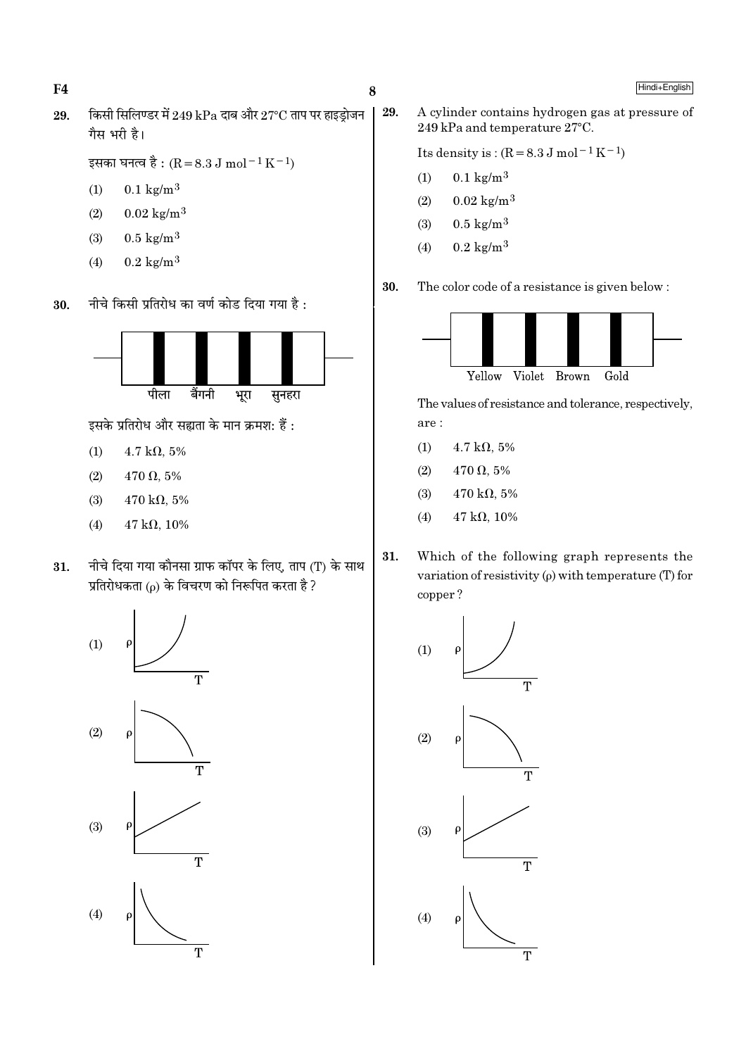29. किसी सिलिण्डर में 249 kPa दाब और 27°C ताप पर हाइड्रोजन गैस भरी है।

इसका घनत्व है : ($R = 8.3 \text{ J mol}^{-1} \text{K}^{-1}$)

(1) $0.1 \text{ kg/m}^3$

(2) $0.02 \text{ kg/m}^3$

(3) $0.5 \text{ kg/m}^3$

(4) $0.2 \text{ kg/m}^3$

30. नीचे किसी प्रतिरोध का वर्ण कोड दिया गया है :

पीला बैंगनी भूरा सुनहरा

इसके प्रतिरोध और सह्यता के मान क्रमश: हैं :

(1) $4.7 \text{ k}\Omega$, 5%

(2) $470 \ \Omega$, 5%

(3) $470 \text{ k}\Omega$, 5%

(4) $47 \text{ k}\Omega$, 10%

31. नीचे दिया गया कौनसा ग्राफ कॉपर के लिए, ताप (T) के साथ प्रतिरोधकता ($\rho$) के विचरण को निरूपित करता है ?

(1)

(2)

(3)

(4)

29. A cylinder contains hydrogen gas at pressure of 249 kPa and temperature 27°C.

Its density is : ($R = 8.3 \text{ J mol}^{-1} \text{K}^{-1}$)

(1) $0.1 \text{ kg/m}^3$

(2) $0.02 \text{ kg/m}^3$

(3) $0.5 \text{ kg/m}^3$

(4) $0.2 \text{ kg/m}^3$

30. The color code of a resistance is given below :

Yellow Violet Brown Gold

The values of resistance and tolerance, respectively, are :

(1) $4.7 \text{ k}\Omega$, 5%

(2) $470 \ \Omega$, 5%

(3) $470 \text{ k}\Omega$, 5%

(4) $47 \text{ k}\Omega$, 10%

31. Which of the following graph represents the variation of resistivity ($\rho$) with temperature (T) for copper ?

(1)

(2)

(3)

(4)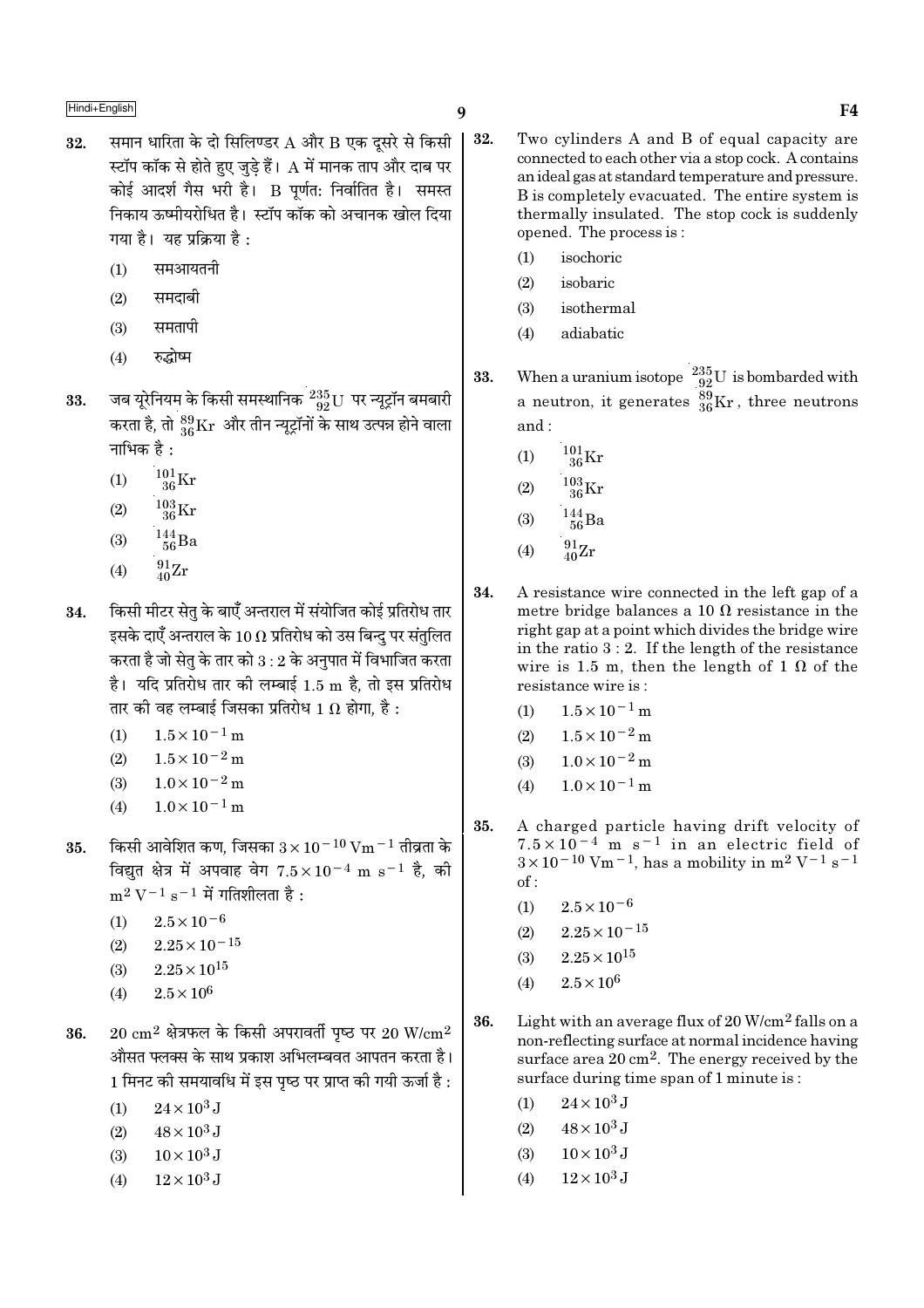32. समान धारिता के दो सिलिण्डर A और B एक दूसरे से किसी स्टॉप कॉक से होते हुए जुड़े हैं। A में मानक ताप और दाब पर कोई आदर्श गैस भरी है। B पूर्णतः निर्वातित है। समस्त निकाय ऊष्मीयरोधित है। स्टॉप कॉक को अचानक खोल दिया गया है। यह प्रक्रिया है :

(1) समआयतनी

(2) समदाबी

(3) समतापी

(4) रुद्धोष्म

33. जब यूरेनियम के किसी समस्थानिक $^{235}_{92}\mathrm{U}$ पर न्यूट्रॉन बमबारी करता है, तो $^{89}_{36}\mathrm{Kr}$ और तीन न्यूट्रॉनों के साथ उत्पन्न होने वाला नाभिक है :

(1) $^{101}_{36}\mathrm{Kr}$

(2) $^{103}_{36}\mathrm{Kr}$

(3) $^{144}_{56}\mathrm{Ba}$

(4) $^{91}_{40}\mathrm{Zr}$

34. किसी मीटर सेतु के बाएँ अन्तराल में संयोजित कोई प्रतिरोध तार इसके दाएँ अन्तराल के 10 Ω प्रतिरोध को उस बिन्दु पर संतुलित करता है जो सेतु के तार को 3 : 2 के अनुपात में विभाजित करता है। यदि प्रतिरोध तार की लम्बाई 1.5 m है, तो इस प्रतिरोध तार की वह लम्बाई जिसका प्रतिरोध 1 Ω होगा, है :

(1) $1.5 \times 10^{-1}$ m

(2) $1.5 \times 10^{-2}$ m

(3) $1.0 \times 10^{-2}$ m

(4) $1.0 \times 10^{-1}$ m

35. किसी आवेशित कण, जिसका $3 \times 10^{-10}$ Vm$^{-1}$ तीव्रता के विद्युत क्षेत्र में अपवाह वेग $7.5 \times 10^{-4}$ m s$^{-1}$ है, की m$^2$ V$^{-1}$ s$^{-1}$ में गतिशीलता है :

(1) $2.5 \times 10^{-6}$

(2) $2.25 \times 10^{-15}$

(3) $2.25 \times 10^{15}$

(4) $2.5 \times 10^{6}$

36. 20 cm$^2$ क्षेत्रफल के किसी अपरावर्ती पृष्ठ पर 20 W/cm$^2$ औसत फ्लक्स के साथ प्रकाश अभिलम्बवत आपतन करता है। 1 मिनट की समयावधि में इस पृष्ठ पर प्राप्त की गयी ऊर्जा है :

(1) $24 \times 10^{3}$ J

(2) $48 \times 10^{3}$ J

(3) $10 \times 10^{3}$ J

(4) $12 \times 10^{3}$ J

32. Two cylinders A and B of equal capacity are connected to each other via a stop cock. A contains an ideal gas at standard temperature and pressure. B is completely evacuated. The entire system is thermally insulated. The stop cock is suddenly opened. The process is :

(1) isochoric

(2) isobaric

(3) isothermal

(4) adiabatic

33. When a uranium isotope $^{235}_{92}\mathrm{U}$ is bombarded with a neutron, it generates $^{89}_{36}\mathrm{Kr}$, three neutrons and :

(1) $^{101}_{36}\mathrm{Kr}$

(2) $^{103}_{36}\mathrm{Kr}$

(3) $^{144}_{56}\mathrm{Ba}$

(4) $^{91}_{40}\mathrm{Zr}$

34. A resistance wire connected in the left gap of a metre bridge balances a 10 Ω resistance in the right gap at a point which divides the bridge wire in the ratio 3 : 2. If the length of the resistance wire is 1.5 m, then the length of 1 Ω of the resistance wire is :

(1) $1.5 \times 10^{-1}$ m

(2) $1.5 \times 10^{-2}$ m

(3) $1.0 \times 10^{-2}$ m

(4) $1.0 \times 10^{-1}$ m

35. A charged particle having drift velocity of $7.5 \times 10^{-4}$ m s$^{-1}$ in an electric field of $3 \times 10^{-10}$ Vm$^{-1}$, has a mobility in m$^2$ V$^{-1}$ s$^{-1}$ of :

(1) $2.5 \times 10^{-6}$

(2) $2.25 \times 10^{-15}$

(3) $2.25 \times 10^{15}$

(4) $2.5 \times 10^{6}$

36. Light with an average flux of 20 W/cm$^2$ falls on a non-reflecting surface at normal incidence having surface area 20 cm$^2$. The energy received by the surface during time span of 1 minute is :

(1) $24 \times 10^{3}$ J

(2) $48 \times 10^{3}$ J

(3) $10 \times 10^{3}$ J

(4) $12 \times 10^{3}$ J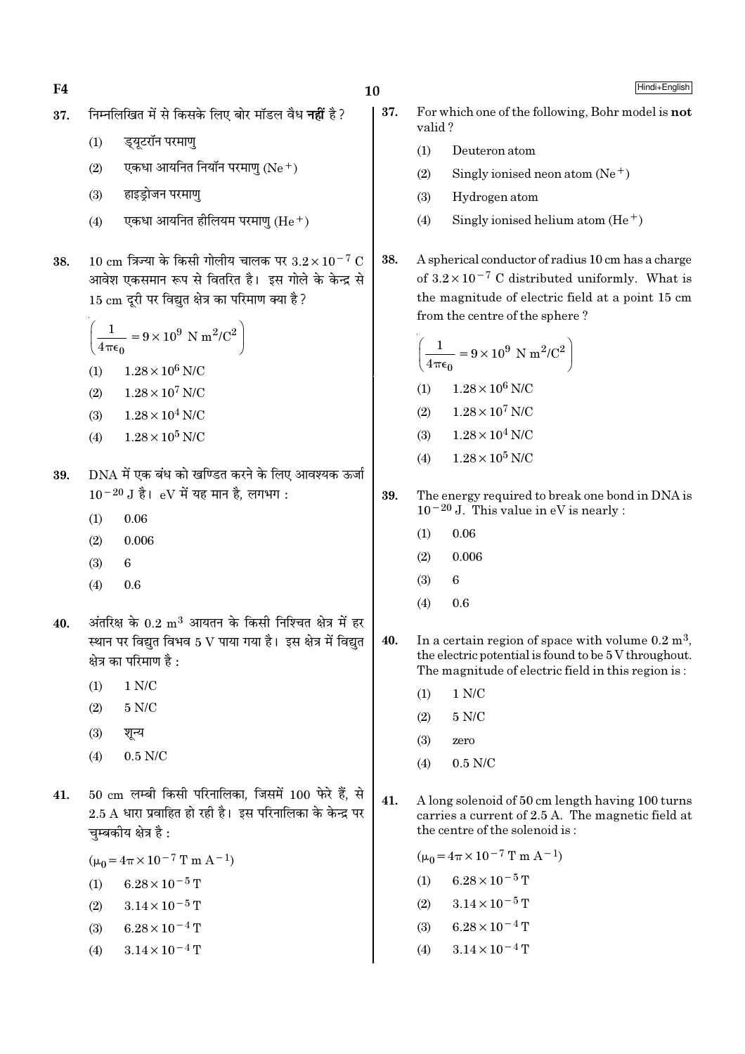37. निम्नलिखित में से किसके लिए बोर मॉडल वैध **नहीं** है ?

(1) ड्यूटरॉन परमाणु

(2) एकधा आयनित नियॉन परमाणु ($Ne^+$)

(3) हाइड्रोजन परमाणु

(4) एकधा आयनित हीलियम परमाणु ($He^+$)

38. 10 cm त्रिज्या के किसी गोलीय चालक पर $3.2 \times 10^{-7}$ C आवेश एकसमान रूप से वितरित है। इस गोले के केन्द्र से 15 cm दूरी पर विद्युत क्षेत्र का परिमाण क्या है ?

$\left(\frac{1}{4\pi\epsilon_0} = 9 \times 10^9 \text{ N m}^2/\text{C}^2\right)$

(1) $1.28 \times 10^6$ N/C

(2) $1.28 \times 10^7$ N/C

(3) $1.28 \times 10^4$ N/C

(4) $1.28 \times 10^5$ N/C

39. DNA में एक बंध को खण्डित करने के लिए आवश्यक ऊर्जा $10^{-20}$ J है। eV में यह मान है, लगभग :

(1) 0.06

(2) 0.006

(3) 6

(4) 0.6

40. अंतरिक्ष के 0.2 $m^3$ आयतन के किसी निश्चित क्षेत्र में हर स्थान पर विद्युत विभव 5 V पाया गया है। इस क्षेत्र में विद्युत क्षेत्र का परिमाण है :

(1) 1 N/C

(2) 5 N/C

(3) शून्य

(4) 0.5 N/C

41. 50 cm लम्बी किसी परिनालिका, जिसमें 100 फेरे हैं, से 2.5 A धारा प्रवाहित हो रही है। इस परिनालिका के केन्द्र पर चुम्बकीय क्षेत्र है :

($\mu_0 = 4\pi \times 10^{-7}$ T m $A^{-1}$)

(1) $6.28 \times 10^{-5}$ T

(2) $3.14 \times 10^{-5}$ T

(3) $6.28 \times 10^{-4}$ T

(4) $3.14 \times 10^{-4}$ T

37. For which one of the following, Bohr model is **not** valid ?

(1) Deuteron atom

(2) Singly ionised neon atom ($Ne^+$)

(3) Hydrogen atom

(4) Singly ionised helium atom ($He^+$)

38. A spherical conductor of radius 10 cm has a charge of $3.2 \times 10^{-7}$ C distributed uniformly. What is the magnitude of electric field at a point 15 cm from the centre of the sphere ?

$\left(\frac{1}{4\pi\epsilon_0} = 9 \times 10^9 \text{ N m}^2/\text{C}^2\right)$

(1) $1.28 \times 10^6$ N/C

(2) $1.28 \times 10^7$ N/C

(3) $1.28 \times 10^4$ N/C

(4) $1.28 \times 10^5$ N/C

39. The energy required to break one bond in DNA is $10^{-20}$ J. This value in eV is nearly :

(1) 0.06

(2) 0.006

(3) 6

(4) 0.6

40. In a certain region of space with volume 0.2 $m^3$, the electric potential is found to be 5 V throughout. The magnitude of electric field in this region is :

(1) 1 N/C

(2) 5 N/C

(3) zero

(4) 0.5 N/C

41. A long solenoid of 50 cm length having 100 turns carries a current of 2.5 A. The magnetic field at the centre of the solenoid is :

($\mu_0 = 4\pi \times 10^{-7}$ T m $A^{-1}$)

(1) $6.28 \times 10^{-5}$ T

(2) $3.14 \times 10^{-5}$ T

(3) $6.28 \times 10^{-4}$ T

(4) $3.14 \times 10^{-4}$ T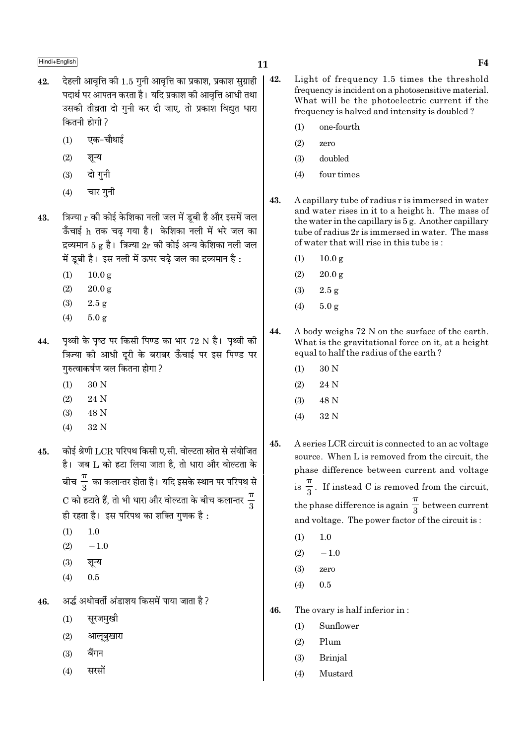42. देहली आवृत्ति की 1.5 गुनी आवृत्ति का प्रकाश, प्रकाश सुग्राही पदार्थ पर आपतन करता है। यदि प्रकाश की आवृत्ति आधी तथा उसकी तीव्रता दो गुनी कर दी जाए, तो प्रकाश विद्युत धारा कितनी होगी ?

    (1) एक-चौथाई
    (2) शून्य
    (3) दो गुनी
    (4) चार गुनी

43. त्रिज्या r की कोई केशिका नली जल में डूबी है और इसमें जल ऊँचाई h तक चढ़ गया है। केशिका नली में भरे जल का द्रव्यमान 5 g है। त्रिज्या 2r की कोई अन्य केशिका नली जल में डूबी है। इस नली में ऊपर चढ़े जल का द्रव्यमान है :

    (1) 10.0 g
    (2) 20.0 g
    (3) 2.5 g
    (4) 5.0 g

44. पृथ्वी के पृष्ठ पर किसी पिण्ड का भार 72 N है। पृथ्वी की त्रिज्या की आधी दूरी के बराबर ऊँचाई पर इस पिण्ड पर गुरुत्वाकर्षण बल कितना होगा ?

    (1) 30 N
    (2) 24 N
    (3) 48 N
    (4) 32 N

45. कोई श्रेणी LCR परिपथ किसी ए.सी. वोल्टता स्रोत से संयोजित है। ज़ब L को हटा लिया जाता है, तो धारा और वोल्टता के बीच $\frac{\pi}{3}$ का कलान्तर होता है। यदि इसके स्थान पर परिपथ से C को हटाते हैं, तो भी धारा और वोल्टता के बीच कलान्तर $\frac{\pi}{3}$ ही रहता है। इस परिपथ का शक्ति गुणक है :

    (1) 1.0
    (2) − 1.0
    (3) शून्य
    (4) 0.5

46. अर्द्ध अधोवर्ती अंडाशय किसमें पाया जाता है ?

    (1) सूरजमुखी
    (2) आलूबुखारा
    (3) बैंगन
    (4) सरसों

42. Light of frequency 1.5 times the threshold frequency is incident on a photosensitive material. What will be the photoelectric current if the frequency is halved and intensity is doubled ?

    (1) one-fourth
    (2) zero
    (3) doubled
    (4) four times

43. A capillary tube of radius r is immersed in water and water rises in it to a height h. The mass of the water in the capillary is 5 g. Another capillary tube of radius 2r is immersed in water. The mass of water that will rise in this tube is :

    (1) 10.0 g
    (2) 20.0 g
    (3) 2.5 g
    (4) 5.0 g

44. A body weighs 72 N on the surface of the earth. What is the gravitational force on it, at a height equal to half the radius of the earth ?

    (1) 30 N
    (2) 24 N
    (3) 48 N
    (4) 32 N

45. A series LCR circuit is connected to an ac voltage source. When L is removed from the circuit, the phase difference between current and voltage is $\frac{\pi}{3}$. If instead C is removed from the circuit, the phase difference is again $\frac{\pi}{3}$ between current and voltage. The power factor of the circuit is :

    (1) 1.0
    (2) − 1.0
    (3) zero
    (4) 0.5

46. The ovary is half inferior in :

    (1) Sunflower
    (2) Plum
    (3) Brinjal
    (4) Mustard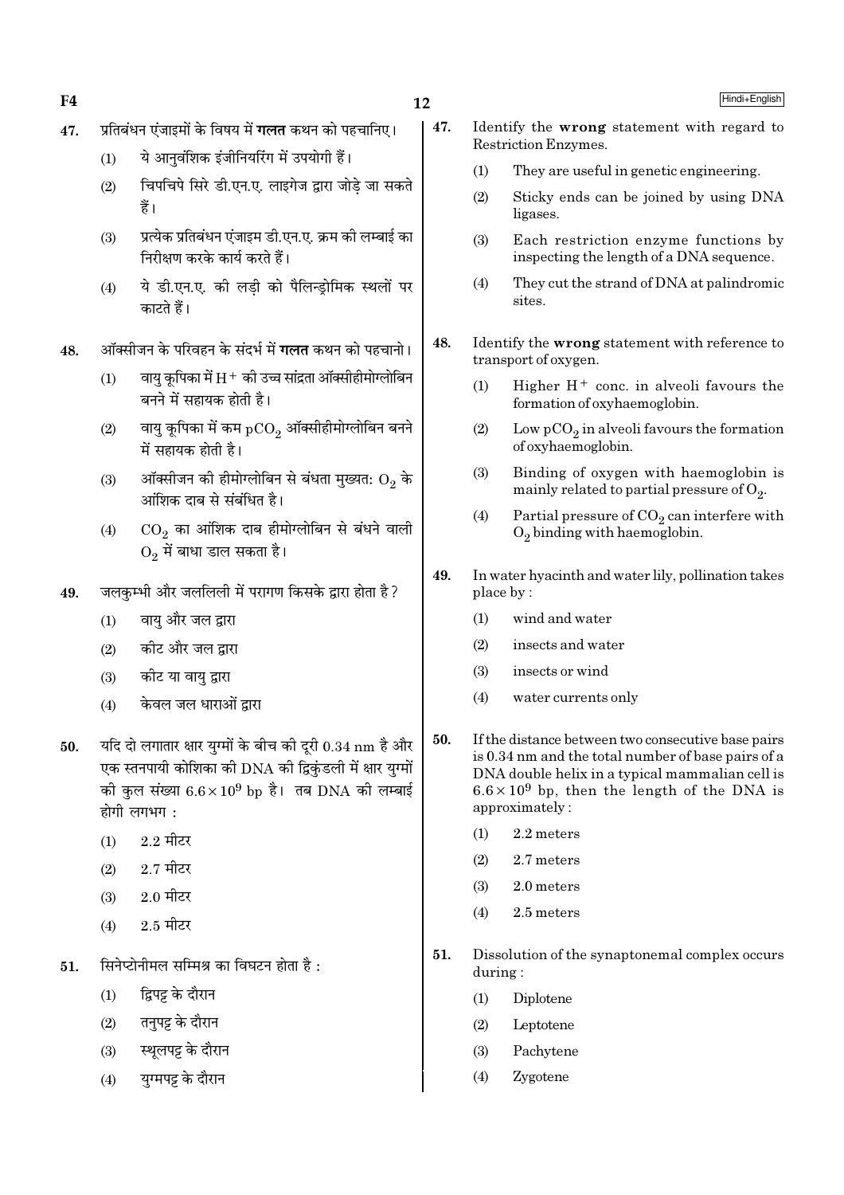47. प्रतिबंधन एंजाइमों के विषय में **गलत** कथन को पहचानिए।

(1) ये आनुवंशिक इंजीनियरिंग में उपयोगी हैं।

(2) चिपचिपे सिरे डी.एन.ए. लाइगेज द्वारा जोड़े जा सकते हैं।

(3) प्रत्येक प्रतिबंधन एंजाइम डी.एन.ए. क्रम की लम्बाई का निरीक्षण करके कार्य करते हैं।

(4) ये डी.एन.ए. की लड़ी को पैलिन्ड्रोमिक स्थलों पर काटते हैं।

48. ऑक्सीजन के परिवहन के संदर्भ में **गलत** कथन को पहचानो।

(1) वायु कूपिका में $H^+$ की उच्च सांद्रता ऑक्सीहीमोग्लोबिन बनने में सहायक होती है।

(2) वायु कूपिका में कम $pCO_2$ ऑक्सीहीमोग्लोबिन बनने में सहायक होती है।

(3) ऑक्सीजन की हीमोग्लोबिन से बंधता मुख्यत: $O_2$ के आंशिक दाब से संबंधित है।

(4) $CO_2$ का आंशिक दाब हीमोग्लोबिन से बंधने वाली $O_2$ में बाधा डाल सकता है।

49. जलकुम्भी और जललिली में परागण किसके द्वारा होता है?

(1) वायु और जल द्वारा

(2) कीट और जल द्वारा

(3) कीट या वायु द्वारा

(4) केवल जल धाराओं द्वारा

50. यदि दो लगातार क्षार युग्मों के बीच की दूरी 0.34 nm है और एक स्तनपायी कोशिका की DNA की द्विकुंडली में क्षार युग्मों की कुल संख्या $6.6 \times 10^9$ bp है। तब DNA की लम्बाई होगी लगभग :

(1) 2.2 मीटर

(2) 2.7 मीटर

(3) 2.0 मीटर

(4) 2.5 मीटर

51. सिनेप्टोनीमल सम्मिश्र का विघटन होता है :

(1) द्विपट्ट के दौरान

(2) तनुपट्ट के दौरान

(3) स्थूलपट्ट के दौरान

(4) युग्मपट्ट के दौरान

47. Identify the **wrong** statement with regard to Restriction Enzymes.

(1) They are useful in genetic engineering.

(2) Sticky ends can be joined by using DNA ligases.

(3) Each restriction enzyme functions by inspecting the length of a DNA sequence.

(4) They cut the strand of DNA at palindromic sites.

48. Identify the **wrong** statement with reference to transport of oxygen.

(1) Higher $H^+$ conc. in alveoli favours the formation of oxyhaemoglobin.

(2) Low $pCO_2$ in alveoli favours the formation of oxyhaemoglobin.

(3) Binding of oxygen with haemoglobin is mainly related to partial pressure of $O_2$.

(4) Partial pressure of $CO_2$ can interfere with $O_2$ binding with haemoglobin.

49. In water hyacinth and water lily, pollination takes place by :

(1) wind and water

(2) insects and water

(3) insects or wind

(4) water currents only

50. If the distance between two consecutive base pairs is 0.34 nm and the total number of base pairs of a DNA double helix in a typical mammalian cell is $6.6 \times 10^9$ bp, then the length of the DNA is approximately :

(1) 2.2 meters

(2) 2.7 meters

(3) 2.0 meters

(4) 2.5 meters

51. Dissolution of the synaptonemal complex occurs during :

(1) Diplotene

(2) Leptotene

(3) Pachytene

(4) Zygotene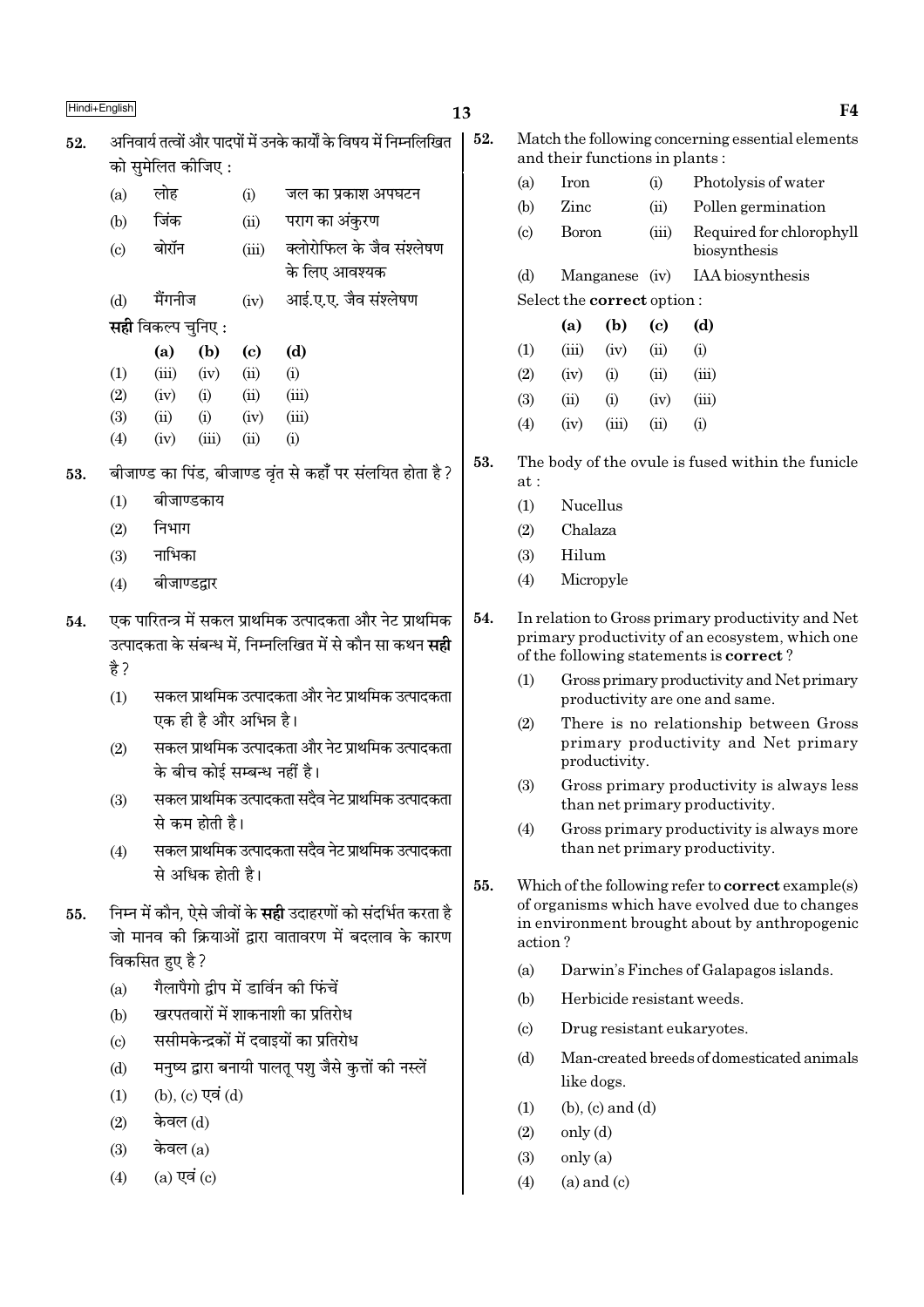52. अनिवार्य तत्वों और पादपों में उनके कार्यों के विषय में निम्नलिखित को सुमेलित कीजिए :

| | | | |
|---|---|---|---|
| (a) | लोह | (i) | जल का प्रकाश अपघटन |
| (b) | जिंक | (ii) | पराग का अंकुरण |
| (c) | बोरॉन | (iii) | क्लोरोफिल के जैव संश्लेषण के लिए आवश्यक |
| (d) | मैंगनीज | (iv) | आई.ए.ए. जैव संश्लेषण |

**सही** विकल्प चुनिए :

| | (a) | (b) | (c) | (d) |
|---|---|---|---|---|
| (1) | (iii) | (iv) | (ii) | (i) |
| (2) | (iv) | (i) | (ii) | (iii) |
| (3) | (ii) | (i) | (iv) | (iii) |
| (4) | (iv) | (iii) | (ii) | (i) |

53. बीजाण्ड का पिंड, बीजाण्ड वृंत से कहाँ पर संलयित होता है ?

(1) बीजाण्डकाय
(2) निभाग
(3) नाभिका
(4) बीजाण्डद्वार

54. एक पारितन्त्र में सकल प्राथमिक उत्पादकता और नेट प्राथमिक उत्पादकता के संबन्ध में, निम्नलिखित में से कौन सा कथन **सही** है ?

(1) सकल प्राथमिक उत्पादकता और नेट प्राथमिक उत्पादकता एक ही है और अभिन्न है।
(2) सकल प्राथमिक उत्पादकता और नेट प्राथमिक उत्पादकता के बीच कोई सम्बन्ध नहीं है।
(3) सकल प्राथमिक उत्पादकता सदैव नेट प्राथमिक उत्पादकता से कम होती है।
(4) सकल प्राथमिक उत्पादकता सदैव नेट प्राथमिक उत्पादकता से अधिक होती है।

55. निम्न में कौन, ऐसे जीवों के **सही** उदाहरणों को संदर्भित करता है जो मानव की क्रियाओं द्वारा वातावरण में बदलाव के कारण विकसित हुए है ?

(a) गैलापैगो द्वीप में डार्विन की फिंचें
(b) खरपतवारों में शाकनाशी का प्रतिरोध
(c) ससीमकेन्द्रकों में दवाइयों का प्रतिरोध
(d) मनुष्य द्वारा बनायी पालतू पशु जैसे कुत्तों की नस्लें

(1) (b), (c) एवं (d)
(2) केवल (d)
(3) केवल (a)
(4) (a) एवं (c)

52. Match the following concerning essential elements and their functions in plants :

| | | | |
|---|---|---|---|
| (a) | Iron | (i) | Photolysis of water |
| (b) | Zinc | (ii) | Pollen germination |
| (c) | Boron | (iii) | Required for chlorophyll biosynthesis |
| (d) | Manganese | (iv) | IAA biosynthesis |

Select the **correct** option :

| | (a) | (b) | (c) | (d) |
|---|---|---|---|---|
| (1) | (iii) | (iv) | (ii) | (i) |
| (2) | (iv) | (i) | (ii) | (iii) |
| (3) | (ii) | (i) | (iv) | (iii) |
| (4) | (iv) | (iii) | (ii) | (i) |

53. The body of the ovule is fused within the funicle at :

(1) Nucellus
(2) Chalaza
(3) Hilum
(4) Micropyle

54. In relation to Gross primary productivity and Net primary productivity of an ecosystem, which one of the following statements is **correct** ?

(1) Gross primary productivity and Net primary productivity are one and same.
(2) There is no relationship between Gross primary productivity and Net primary productivity.
(3) Gross primary productivity is always less than net primary productivity.
(4) Gross primary productivity is always more than net primary productivity.

55. Which of the following refer to **correct** example(s) of organisms which have evolved due to changes in environment brought about by anthropogenic action ?

(a) Darwin's Finches of Galapagos islands.
(b) Herbicide resistant weeds.
(c) Drug resistant eukaryotes.
(d) Man-created breeds of domesticated animals like dogs.

(1) (b), (c) and (d)
(2) only (d)
(3) only (a)
(4) (a) and (c)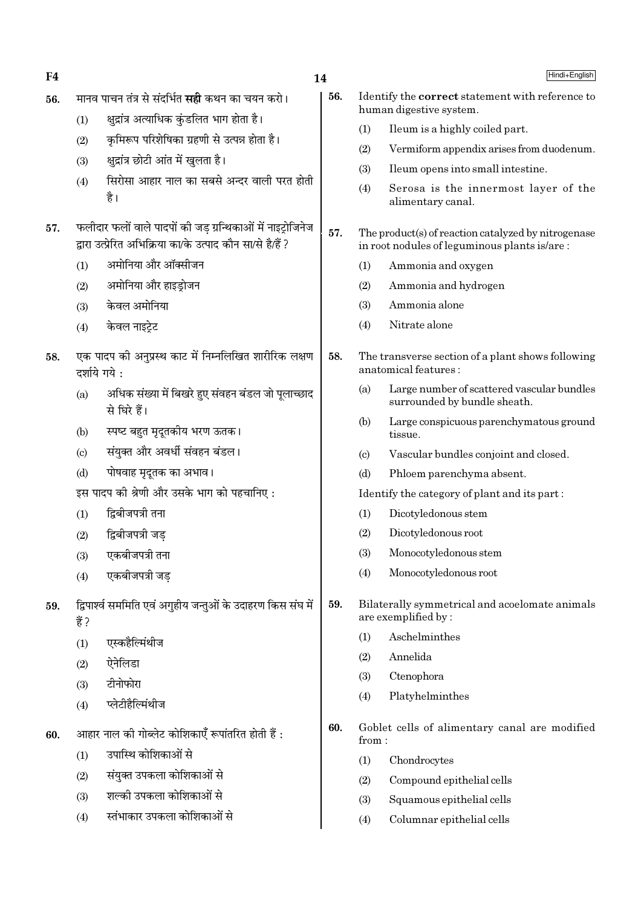56. मानव पाचन तंत्र से संदर्भित **सही** कथन का चयन करो।

(1) क्षुद्रांत्र अत्याधिक कुंडलित भाग होता है।

(2) कृमिरूप परिशेषिका ग्रहणी से उत्पन्न होता है।

(3) क्षुद्रांत्र छोटी आंत में खुलता है।

(4) सिरोसा आहार नाल का सबसे अन्दर वाली परत होती है।

57. फलीदार फलों वाले पादपों की जड़ ग्रन्थिकाओं में नाइट्रोजिनेज द्वारा उत्प्रेरित अभिक्रिया का/के उत्पाद कौन सा/से है/हैं ?

(1) अमोनिया और ऑक्सीजन

(2) अमोनिया और हाइड्रोजन

(3) केवल अमोनिया

(4) केवल नाइट्रेट

58. एक पादप की अनुप्रस्थ काट में निम्नलिखित शारीरिक लक्षण दर्शाये गये :

(a) अधिक संख्या में बिखरे हुए संवहन बंडल जो पूलाच्छाद से घिरे हैं।

(b) स्पष्ट बहुत मृदूतकीय भरण ऊतक।

(c) संयुक्त और अवर्धी संवहन बंडल।

(d) पोषवाह मृदूतक का अभाव।

इस पादप की श्रेणी और उसके भाग को पहचानिए :

(1) द्विबीजपत्री तना

(2) द्विबीजपत्री जड़

(3) एकबीजपत्री तना

(4) एकबीजपत्री जड़

59. द्विपार्श्व सममिति एवं अगुहीय जन्तुओं के उदाहरण किस संघ में हैं ?

(1) एस्कहैल्मिंथीज

(2) ऐनेलिडा

(3) टीनोफोरा

(4) प्लेटीहैल्मिंथीज

60. आहार नाल की गोब्लेट कोशिकाएँ रूपांतरित होती हैं :

(1) उपास्थि कोशिकाओं से

(2) संयुक्त उपकला कोशिकाओं से

(3) शल्की उपकला कोशिकाओं से

(4) स्तंभाकार उपकला कोशिकाओं से

56. Identify the **correct** statement with reference to human digestive system.

(1) Ileum is a highly coiled part.

(2) Vermiform appendix arises from duodenum.

(3) Ileum opens into small intestine.

(4) Serosa is the innermost layer of the alimentary canal.

57. The product(s) of reaction catalyzed by nitrogenase in root nodules of leguminous plants is/are :

(1) Ammonia and oxygen

(2) Ammonia and hydrogen

(3) Ammonia alone

(4) Nitrate alone

58. The transverse section of a plant shows following anatomical features :

(a) Large number of scattered vascular bundles surrounded by bundle sheath.

(b) Large conspicuous parenchymatous ground tissue.

(c) Vascular bundles conjoint and closed.

(d) Phloem parenchyma absent.

Identify the category of plant and its part :

(1) Dicotyledonous stem

(2) Dicotyledonous root

(3) Monocotyledonous stem

(4) Monocotyledonous root

59. Bilaterally symmetrical and acoelomate animals are exemplified by :

(1) Aschelminthes

(2) Annelida

(3) Ctenophora

(4) Platyhelminthes

60. Goblet cells of alimentary canal are modified from :

(1) Chondrocytes

(2) Compound epithelial cells

(3) Squamous epithelial cells

(4) Columnar epithelial cells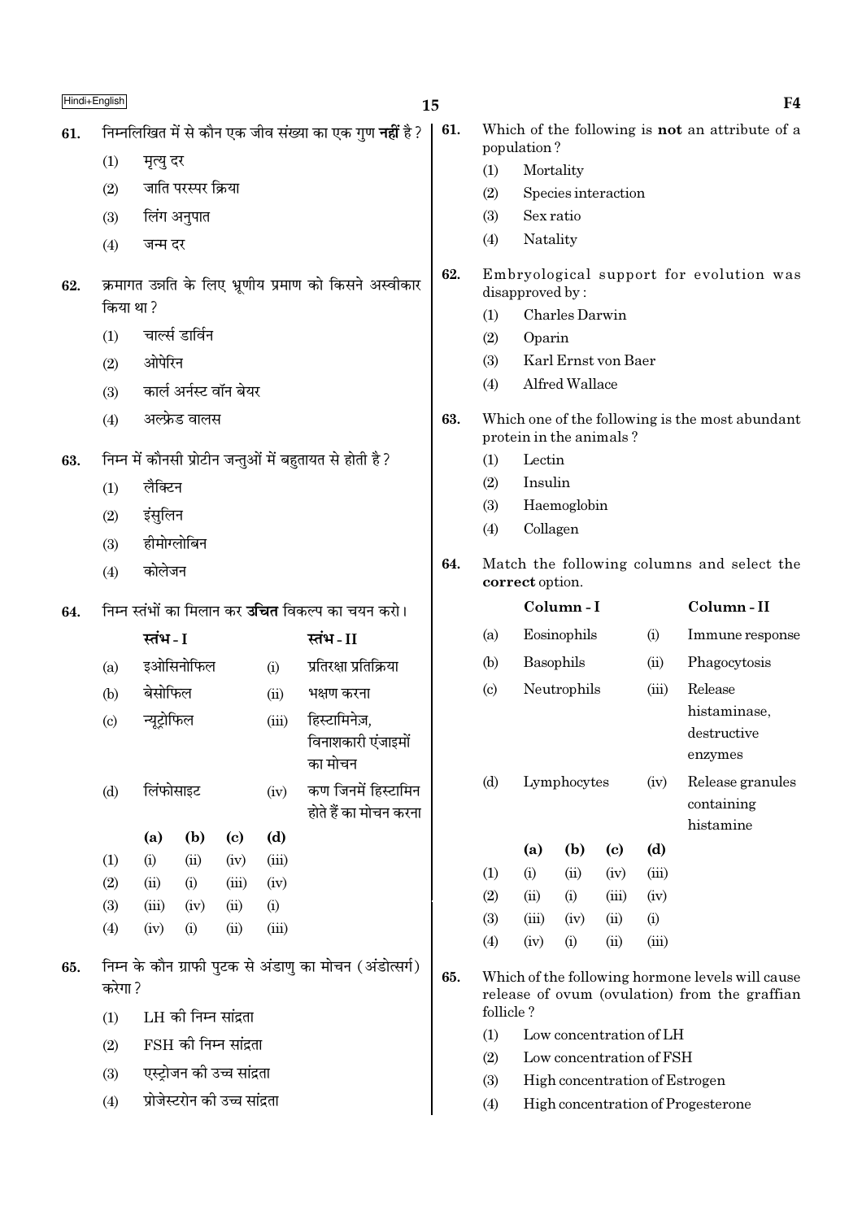61. निम्नलिखित में से कौन एक जीव संख्या का एक गुण **नहीं** है ?

(1) मृत्यु दर
(2) जाति परस्पर क्रिया
(3) लिंग अनुपात
(4) जन्म दर

62. क्रमागत उन्नति के लिए भ्रूणीय प्रमाण को किसने अस्वीकार किया था ?

(1) चार्ल्स डार्विन
(2) ओपेरिन
(3) कार्ल अर्नस्ट वॉन बेयर
(4) अल्फ्रेड वालस

63. निम्न में कौनसी प्रोटीन जन्तुओं में बहुतायत से होती है ?

(1) लैक्टिन
(2) इंसुलिन
(3) हीमोग्लोबिन
(4) कोलेजन

64. निम्न स्तंभों का मिलान कर **उचित** विकल्प का चयन करो।

| | स्तंभ - I | | स्तंभ - II |
|---|---|---|---|
| (a) | इओसिनोफिल | (i) | प्रतिरक्षा प्रतिक्रिया |
| (b) | बेसोफिल | (ii) | भक्षण करना |
| (c) | न्यूट्रोफिल | (iii) | हिस्टामिनेज़, विनाशकारी एंजाइमों का मोचन |
| (d) | लिंफोसाइट | (iv) | कण जिनमें हिस्टामिन होते हैं का मोचन करना |

| | (a) | (b) | (c) | (d) |
|---|---|---|---|---|
| (1) | (i) | (ii) | (iv) | (iii) |
| (2) | (ii) | (i) | (iii) | (iv) |
| (3) | (iii) | (iv) | (ii) | (i) |
| (4) | (iv) | (i) | (ii) | (iii) |

65. निम्न के कौन ग्राफी पुटक से अंडाणु का मोचन (अंडोत्सर्ग) करेगा ?

(1) LH की निम्न सांद्रता
(2) FSH की निम्न सांद्रता
(3) एस्ट्रोजन की उच्च सांद्रता
(4) प्रोजेस्टरोन की उच्च सांद्रता

61. Which of the following is **not** an attribute of a population ?

(1) Mortality
(2) Species interaction
(3) Sex ratio
(4) Natality

62. Embryological support for evolution was disapproved by :

(1) Charles Darwin
(2) Oparin
(3) Karl Ernst von Baer
(4) Alfred Wallace

63. Which one of the following is the most abundant protein in the animals ?

(1) Lectin
(2) Insulin
(3) Haemoglobin
(4) Collagen

64. Match the following columns and select the **correct** option.

| | Column - I | | Column - II |
|---|---|---|---|
| (a) | Eosinophils | (i) | Immune response |
| (b) | Basophils | (ii) | Phagocytosis |
| (c) | Neutrophils | (iii) | Release histaminase, destructive enzymes |
| (d) | Lymphocytes | (iv) | Release granules containing histamine |

| | (a) | (b) | (c) | (d) |
|---|---|---|---|---|
| (1) | (i) | (ii) | (iv) | (iii) |
| (2) | (ii) | (i) | (iii) | (iv) |
| (3) | (iii) | (iv) | (ii) | (i) |
| (4) | (iv) | (i) | (ii) | (iii) |

65. Which of the following hormone levels will cause release of ovum (ovulation) from the graffian follicle ?

(1) Low concentration of LH
(2) Low concentration of FSH
(3) High concentration of Estrogen
(4) High concentration of Progesterone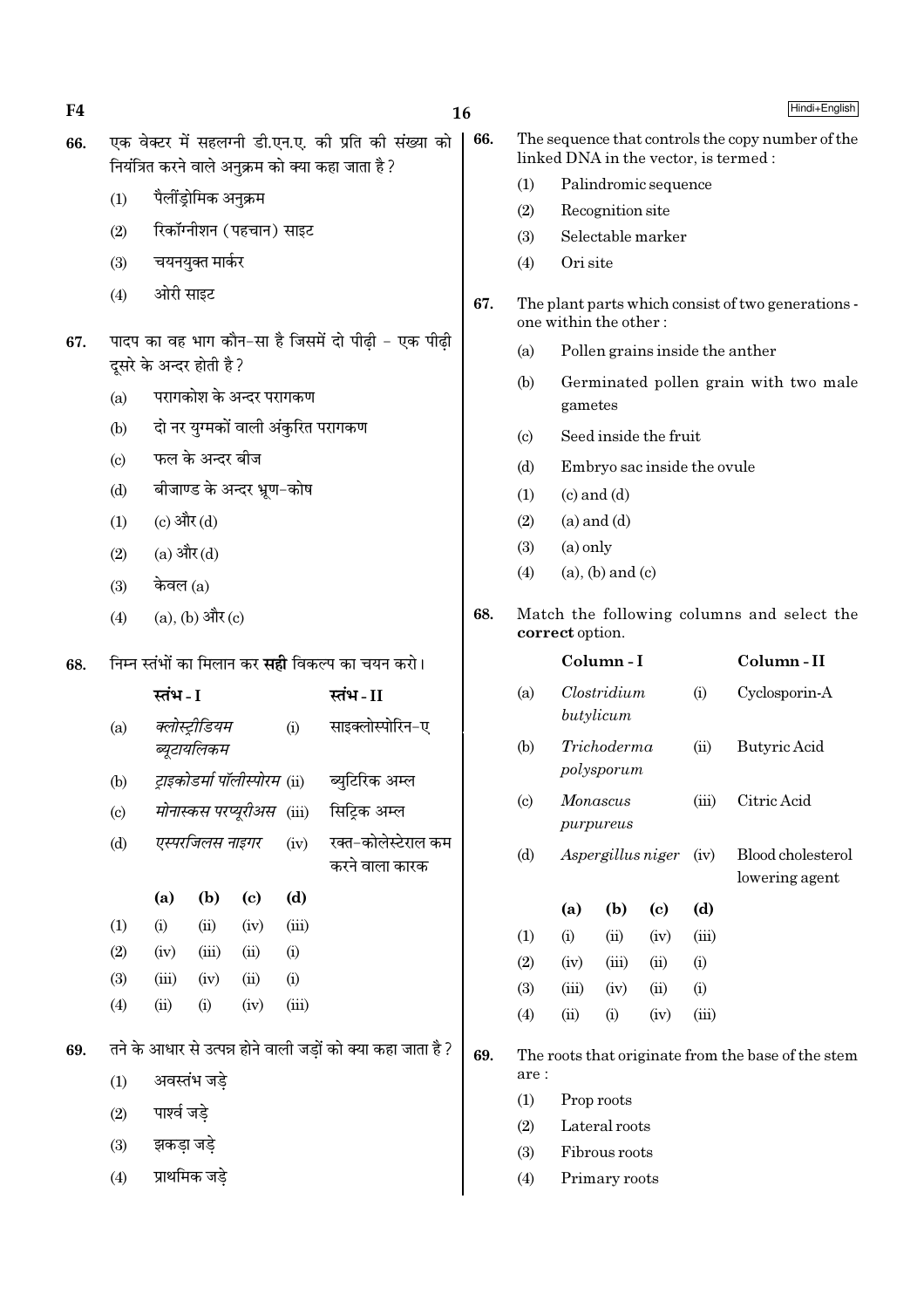66. एक वेक्टर में सहलग्नी डी.एन.ए. की प्रति की संख्या को नियंत्रित करने वाले अनुक्रम को क्या कहा जाता है ?

(1) पैलींड्रोमिक अनुक्रम

(2) रिकॉग्नीशन (पहचान) साइट

(3) चयनयुक्त मार्कर

(4) ओरी साइट

67. पादप का वह भाग कौन-सा है जिसमें दो पीढ़ी - एक पीढ़ी दूसरे के अन्दर होती है ?

(a) परागकोश के अन्दर परागकण

(b) दो नर युग्मकों वाली अंकुरित परागकण

(c) फल के अन्दर बीज

(d) बीजाण्ड के अन्दर भ्रूण-कोष

(1) (c) और (d)

(2) (a) और (d)

(3) केवल (a)

(4) (a), (b) और (c)

68. निम्न स्तंभों का मिलान कर **सही** विकल्प का चयन करो।

| | स्तंभ - I | | स्तंभ - II |
|---|---|---|---|
| (a) | *क्लोस्ट्रीडियम ब्यूटायलिकम* | (i) | साइक्लोस्पोरिन-ए |
| (b) | *ट्राइकोडर्मा पॉलीस्पोरम* | (ii) | ब्युटिरिक अम्ल |
| (c) | *मोनास्कस परप्यूरीअस* | (iii) | सिट्रिक अम्ल |
| (d) | *एस्परजिलस नाइगर* | (iv) | रक्त-कोलेस्टेराल कम करने वाला कारक |

| | (a) | (b) | (c) | (d) |
|---|---|---|---|---|
| (1) | (i) | (ii) | (iv) | (iii) |
| (2) | (iv) | (iii) | (ii) | (i) |
| (3) | (iii) | (iv) | (ii) | (i) |
| (4) | (ii) | (i) | (iv) | (iii) |

69. तने के आधार से उत्पन्न होने वाली जड़ों को क्या कहा जाता है ?

(1) अवस्तंभ जड़े

(2) पार्श्व जड़े

(3) झकड़ा जड़े

(4) प्राथमिक जड़े

66. The sequence that controls the copy number of the linked DNA in the vector, is termed :

(1) Palindromic sequence

(2) Recognition site

(3) Selectable marker

(4) Ori site

67. The plant parts which consist of two generations - one within the other :

(a) Pollen grains inside the anther

(b) Germinated pollen grain with two male gametes

(c) Seed inside the fruit

(d) Embryo sac inside the ovule

(1) (c) and (d)

(2) (a) and (d)

(3) (a) only

(4) (a), (b) and (c)

68. Match the following columns and select the **correct** option.

| | Column - I | | Column - II |
|---|---|---|---|
| (a) | *Clostridium butylicum* | (i) | Cyclosporin-A |
| (b) | *Trichoderma polysporum* | (ii) | Butyric Acid |
| (c) | *Monascus purpureus* | (iii) | Citric Acid |
| (d) | *Aspergillus niger* | (iv) | Blood cholesterol lowering agent |

| | (a) | (b) | (c) | (d) |
|---|---|---|---|---|
| (1) | (i) | (ii) | (iv) | (iii) |
| (2) | (iv) | (iii) | (ii) | (i) |
| (3) | (iii) | (iv) | (ii) | (i) |
| (4) | (ii) | (i) | (iv) | (iii) |

69. The roots that originate from the base of the stem are :

(1) Prop roots

(2) Lateral roots

(3) Fibrous roots

(4) Primary roots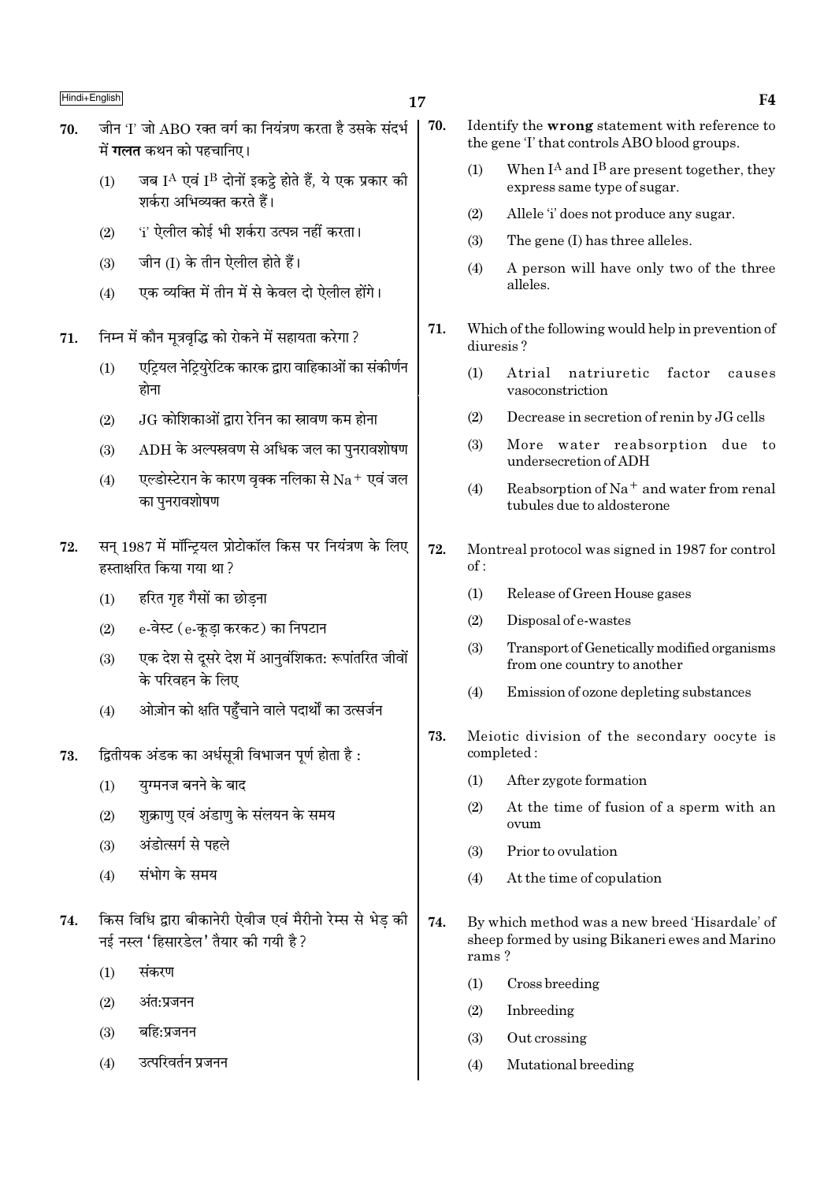70. जीन 'I' जो ABO रक्त वर्ग का नियंत्रण करता है उसके संदर्भ में **गलत** कथन को पहचानिए।

(1) जब $I^A$ एवं $I^B$ दोनों इकट्ठे होते हैं, ये एक प्रकार की शर्करा अभिव्यक्त करते हैं।

(2) 'i' ऐलील कोई भी शर्करा उत्पन्न नहीं करता।

(3) जीन (I) के तीन ऐलील होते हैं।

(4) एक व्यक्ति में तीन में से केवल दो ऐलील होंगे।

71. निम्न में कौन मूत्रवृद्धि को रोकने में सहायता करेगा ?

(1) एट्रियल नेट्रियुरेटिक कारक द्वारा वाहिकाओं का संकीर्णन होना

(2) JG कोशिकाओं द्वारा रेनिन का स्रावण कम होना

(3) ADH के अल्पस्रवण से अधिक जल का पुनरावशोषण

(4) एल्डोस्टेरान के कारण वृक्क नलिका से $Na^+$ एवं जल का पुनरावशोषण

72. सन् 1987 में मॉन्ट्रियल प्रोटोकॉल किस पर नियंत्रण के लिए हस्ताक्षरित किया गया था ?

(1) हरित गृह गैसों का छोड़ना

(2) e-वेस्ट (e-कूड़ा करकट) का निपटान

(3) एक देश से दूसरे देश में आनुवंशिकत: रूपांतरित जीवों के परिवहन के लिए

(4) ओज़ोन को क्षति पहुँचाने वाले पदार्थों का उत्सर्जन

73. द्वितीयक अंडक का अर्धसूत्री विभाजन पूर्ण होता है :

(1) युग्मनज बनने के बाद

(2) शुक्राणु एवं अंडाणु के संलयन के समय

(3) अंडोत्सर्ग से पहले

(4) संभोग के समय

74. किस विधि द्वारा बीकानेरी ऐवीज एवं मैरीनो रेम्स से भेड़ की नई नस्ल 'हिसारडेल' तैयार की गयी है ?

(1) संकरण

(2) अंत:प्रजनन

(3) बहि:प्रजनन

(4) उत्परिवर्तन प्रजनन

70. Identify the **wrong** statement with reference to the gene 'I' that controls ABO blood groups.

(1) When $I^A$ and $I^B$ are present together, they express same type of sugar.

(2) Allele 'i' does not produce any sugar.

(3) The gene (I) has three alleles.

(4) A person will have only two of the three alleles.

71. Which of the following would help in prevention of diuresis ?

(1) Atrial natriuretic factor causes vasoconstriction

(2) Decrease in secretion of renin by JG cells

(3) More water reabsorption due to undersecretion of ADH

(4) Reabsorption of $Na^+$ and water from renal tubules due to aldosterone

72. Montreal protocol was signed in 1987 for control of :

(1) Release of Green House gases

(2) Disposal of e-wastes

(3) Transport of Genetically modified organisms from one country to another

(4) Emission of ozone depleting substances

73. Meiotic division of the secondary oocyte is completed :

(1) After zygote formation

(2) At the time of fusion of a sperm with an ovum

(3) Prior to ovulation

(4) At the time of copulation

74. By which method was a new breed 'Hisardale' of sheep formed by using Bikaneri ewes and Marino rams ?

(1) Cross breeding

(2) Inbreeding

(3) Out crossing

(4) Mutational breeding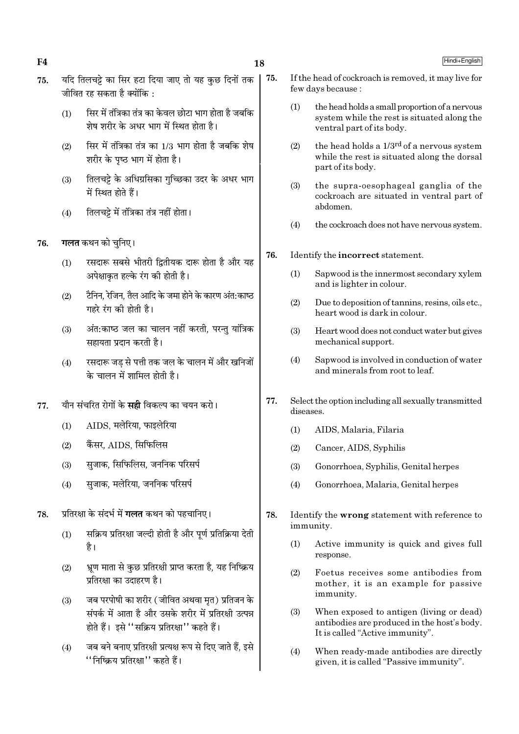75. यदि तिलचट्टे का सिर हटा दिया जाए तो यह कुछ दिनों तक जीवित रह सकता है क्योंकि :

(1) सिर में तंत्रिका तंत्र का केवल छोटा भाग होता है जबकि शेष शरीर के अधर भाग में स्थित होता है।

(2) सिर में तंत्रिका तंत्र का 1/3 भाग होता है जबकि शेष शरीर के पृष्ठ भाग में होता है।

(3) तिलचट्टे के अधिग्रसिका गुच्छिका उदर के अधर भाग में स्थित होते हैं।

(4) तिलचट्टे में तंत्रिका तंत्र नहीं होता।

76. **गलत** कथन को चुनिए।

(1) रसदारू सबसे भीतरी द्वितीयक दारू होता है और यह अपेक्षाकृत हल्के रंग की होती है।

(2) टैनिन, रेजिन, तैल आदि के जमा होने के कारण अंत:काष्ठ गहरे रंग की होती है।

(3) अंत:काष्ठ जल का चालन नहीं करती, परन्तु यांत्रिक सहायता प्रदान करती है।

(4) रसदारू जड़ से पत्ती तक जल के चालन में और खनिजों के चालन में शामिल होती है।

77. यौन संचरित रोगों के **सही** विकल्प का चयन करो।

(1) AIDS, मलेरिया, फाइलेरिया

(2) कैंसर, AIDS, सिफिलिस

(3) सुजाक, सिफिलिस, जननिक परिसर्प

(4) सुजाक, मलेरिया, जननिक परिसर्प

78. प्रतिरक्षा के संदर्भ में **गलत** कथन को पहचानिए।

(1) सक्रिय प्रतिरक्षा जल्दी होती है और पूर्ण प्रतिक्रिया देती है।

(2) भ्रूण माता से कुछ प्रतिरक्षी प्राप्त करता है, यह निष्क्रिय प्रतिरक्षा का उदाहरण है।

(3) जब परपोषी का शरीर (जीवित अथवा मृत) प्रतिजन के संपर्क में आता है और उसके शरीर में प्रतिरक्षी उत्पन्न होते हैं। इसे "सक्रिय प्रतिरक्षा" कहते हैं।

(4) जब बने बनाए प्रतिरक्षी प्रत्यक्ष रूप से दिए जाते हैं, इसे "निष्क्रिय प्रतिरक्षा" कहते हैं।

75. If the head of cockroach is removed, it may live for few days because :

(1) the head holds a small proportion of a nervous system while the rest is situated along the ventral part of its body.

(2) the head holds a 1/3rd of a nervous system while the rest is situated along the dorsal part of its body.

(3) the supra-oesophageal ganglia of the cockroach are situated in ventral part of abdomen.

(4) the cockroach does not have nervous system.

76. Identify the **incorrect** statement.

(1) Sapwood is the innermost secondary xylem and is lighter in colour.

(2) Due to deposition of tannins, resins, oils etc., heart wood is dark in colour.

(3) Heart wood does not conduct water but gives mechanical support.

(4) Sapwood is involved in conduction of water and minerals from root to leaf.

77. Select the option including all sexually transmitted diseases.

(1) AIDS, Malaria, Filaria

(2) Cancer, AIDS, Syphilis

(3) Gonorrhoea, Syphilis, Genital herpes

(4) Gonorrhoea, Malaria, Genital herpes

78. Identify the **wrong** statement with reference to immunity.

(1) Active immunity is quick and gives full response.

(2) Foetus receives some antibodies from mother, it is an example for passive immunity.

(3) When exposed to antigen (living or dead) antibodies are produced in the host's body. It is called "Active immunity".

(4) When ready-made antibodies are directly given, it is called "Passive immunity".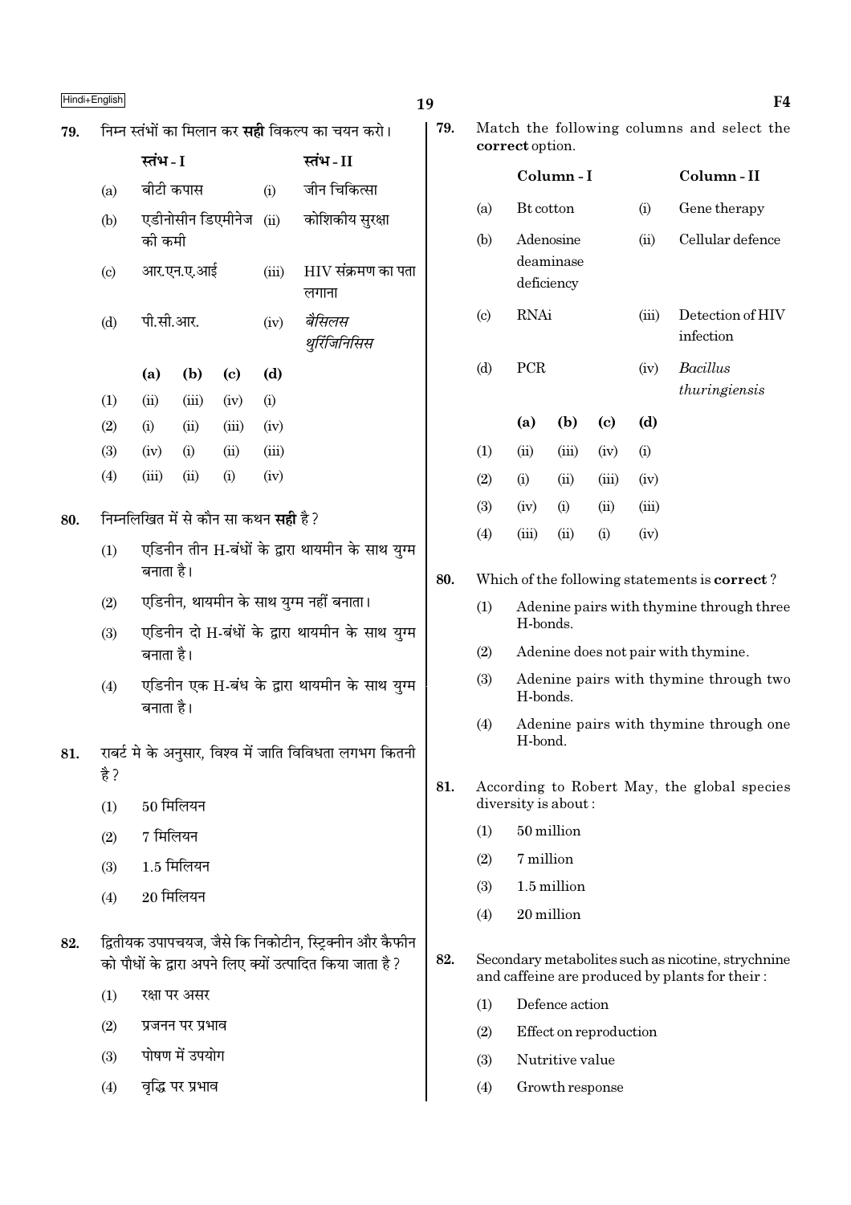79. निम्न स्तंभों का मिलान कर **सही** विकल्प का चयन करो।

| | स्तंभ - I | | स्तंभ - II |
|---|---|---|---|
| (a) | बीटी कपास | (i) | जीन चिकित्सा |
| (b) | एडीनोसीन डिएमीनेज की कमी | (ii) | कोशिकीय सुरक्षा |
| (c) | आर.एन.ए.आई | (iii) | HIV संक्रमण का पता लगाना |
| (d) | पी.सी.आर. | (iv) | *बैसिलस थुरिंजिनिसिस* |

| | (a) | (b) | (c) | (d) |
|---|---|---|---|---|
| (1) | (ii) | (iii) | (iv) | (i) |
| (2) | (i) | (ii) | (iii) | (iv) |
| (3) | (iv) | (i) | (ii) | (iii) |
| (4) | (iii) | (ii) | (i) | (iv) |

80. निम्नलिखित में से कौन सा कथन **सही** है ?

(1) एडिनीन तीन H-बंधों के द्वारा थायमीन के साथ युग्म बनाता है।

(2) एडिनीन, थायमीन के साथ युग्म नहीं बनाता।

(3) एडिनीन दो H-बंधों के द्वारा थायमीन के साथ युग्म बनाता है।

(4) एडिनीन एक H-बंध के द्वारा थायमीन के साथ युग्म बनाता है।

81. राबर्ट मे के अनुसार, विश्व में जाति विविधता लगभग कितनी है ?

(1) 50 मिलियन

(2) 7 मिलियन

(3) 1.5 मिलियन

(4) 20 मिलियन

82. द्वितीयक उपापचयज, जैसे कि निकोटीन, स्ट्रिक्नीन और कैफीन को पौधों के द्वारा अपने लिए क्यों उत्पादित किया जाता है ?

(1) रक्षा पर असर

(2) प्रजनन पर प्रभाव

(3) पोषण में उपयोग

(4) वृद्धि पर प्रभाव

79. Match the following columns and select the **correct** option.

| | Column - I | | Column - II |
|---|---|---|---|
| (a) | Bt cotton | (i) | Gene therapy |
| (b) | Adenosine deaminase deficiency | (ii) | Cellular defence |
| (c) | RNAi | (iii) | Detection of HIV infection |
| (d) | PCR | (iv) | *Bacillus thuringiensis* |

| | (a) | (b) | (c) | (d) |
|---|---|---|---|---|
| (1) | (ii) | (iii) | (iv) | (i) |
| (2) | (i) | (ii) | (iii) | (iv) |
| (3) | (iv) | (i) | (ii) | (iii) |
| (4) | (iii) | (ii) | (i) | (iv) |

80. Which of the following statements is **correct** ?

(1) Adenine pairs with thymine through three H-bonds.

(2) Adenine does not pair with thymine.

(3) Adenine pairs with thymine through two H-bonds.

(4) Adenine pairs with thymine through one H-bond.

81. According to Robert May, the global species diversity is about :

(1) 50 million

(2) 7 million

(3) 1.5 million

(4) 20 million

82. Secondary metabolites such as nicotine, strychnine and caffeine are produced by plants for their :

(1) Defence action

(2) Effect on reproduction

(3) Nutritive value

(4) Growth response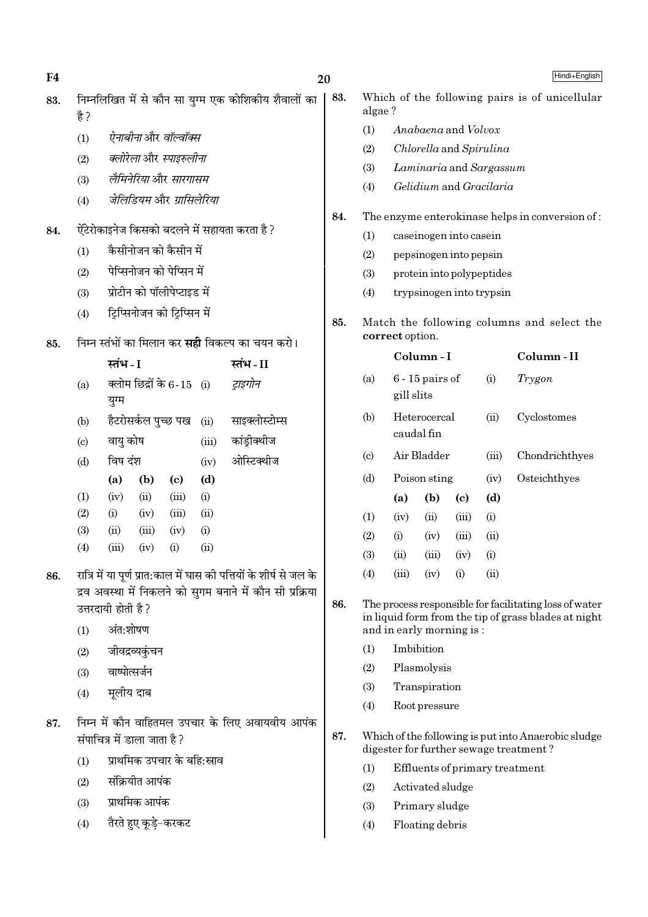83. निम्नलिखित में से कौन सा युग्म एक कोशिकीय शैवालों का है ?

(1) *ऐनाबीना* और *वॉल्वॉक्स*

(2) *क्लोरेला* और *स्पाइरुलीना*

(3) *लैमिनेरिया* और *सारगासम*

(4) *जेलिडियम* और *ग्रासिलेरिया*

84. ऐंटेरोकाइनेज किसको बदलने में सहायता करता है ?

(1) कैसीनोजन को कैसीन में

(2) पेप्सिनोजन को पेप्सिन में

(3) प्रोटीन को पॉलीपेप्टाइड में

(4) ट्रिप्सिनोजन को ट्रिप्सिन में

85. निम्न स्तंभों का मिलान कर **सही** विकल्प का चयन करो।

| | स्तंभ - I | | स्तंभ - II |
|---|---|---|---|
| (a) | क्लोम छिद्रों के 6-15 युग्म | (i) | *ट्राइगोन* |
| (b) | हैटरोसर्कल पुच्छ पख | (ii) | साइक्लोस्टोम्स |
| (c) | वायु कोष | (iii) | कांड्रीक्थीज |
| (d) | विष दंश | (iv) | ओस्टिक्थीज |

| | (a) | (b) | (c) | (d) |
|---|---|---|---|---|
| (1) | (iv) | (ii) | (iii) | (i) |
| (2) | (i) | (iv) | (iii) | (ii) |
| (3) | (ii) | (iii) | (iv) | (i) |
| (4) | (iii) | (iv) | (i) | (ii) |

86. रात्रि में या पूर्ण प्रात:काल में घास की पत्तियों के शीर्ष से जल के द्रव अवस्था में निकलने को सुगम बनाने में कौन सी प्रक्रिया उत्तरदायी होती है ?

(1) अंत:शोषण

(2) जीवद्रव्यकुंचन

(3) वाष्पोत्सर्जन

(4) मूलीय दाब

87. निम्न में कौन वाहितमल उपचार के लिए अवायवीय आपंक संपाचित्र में डाला जाता है ?

(1) प्राथमिक उपचार के बहि:स्राव

(2) संक्रियीत आपंक

(3) प्राथमिक आपंक

(4) तैरते हुए कूड़े-करकट

83. Which of the following pairs is of unicellular algae ?

(1) *Anabaena* and *Volvox*

(2) *Chlorella* and *Spirulina*

(3) *Laminaria* and *Sargassum*

(4) *Gelidium* and *Gracilaria*

84. The enzyme enterokinase helps in conversion of :

(1) caseinogen into casein

(2) pepsinogen into pepsin

(3) protein into polypeptides

(4) trypsinogen into trypsin

85. Match the following columns and select the **correct** option.

| | Column - I | | Column - II |
|---|---|---|---|
| (a) | 6 - 15 pairs of gill slits | (i) | *Trygon* |
| (b) | Heterocercal caudal fin | (ii) | Cyclostomes |
| (c) | Air Bladder | (iii) | Chondrichthyes |
| (d) | Poison sting | (iv) | Osteichthyes |

| | (a) | (b) | (c) | (d) |
|---|---|---|---|---|
| (1) | (iv) | (ii) | (iii) | (i) |
| (2) | (i) | (iv) | (iii) | (ii) |
| (3) | (ii) | (iii) | (iv) | (i) |
| (4) | (iii) | (iv) | (i) | (ii) |

86. The process responsible for facilitating loss of water in liquid form from the tip of grass blades at night and in early morning is :

(1) Imbibition

(2) Plasmolysis

(3) Transpiration

(4) Root pressure

87. Which of the following is put into Anaerobic sludge digester for further sewage treatment ?

(1) Effluents of primary treatment

(2) Activated sludge

(3) Primary sludge

(4) Floating debris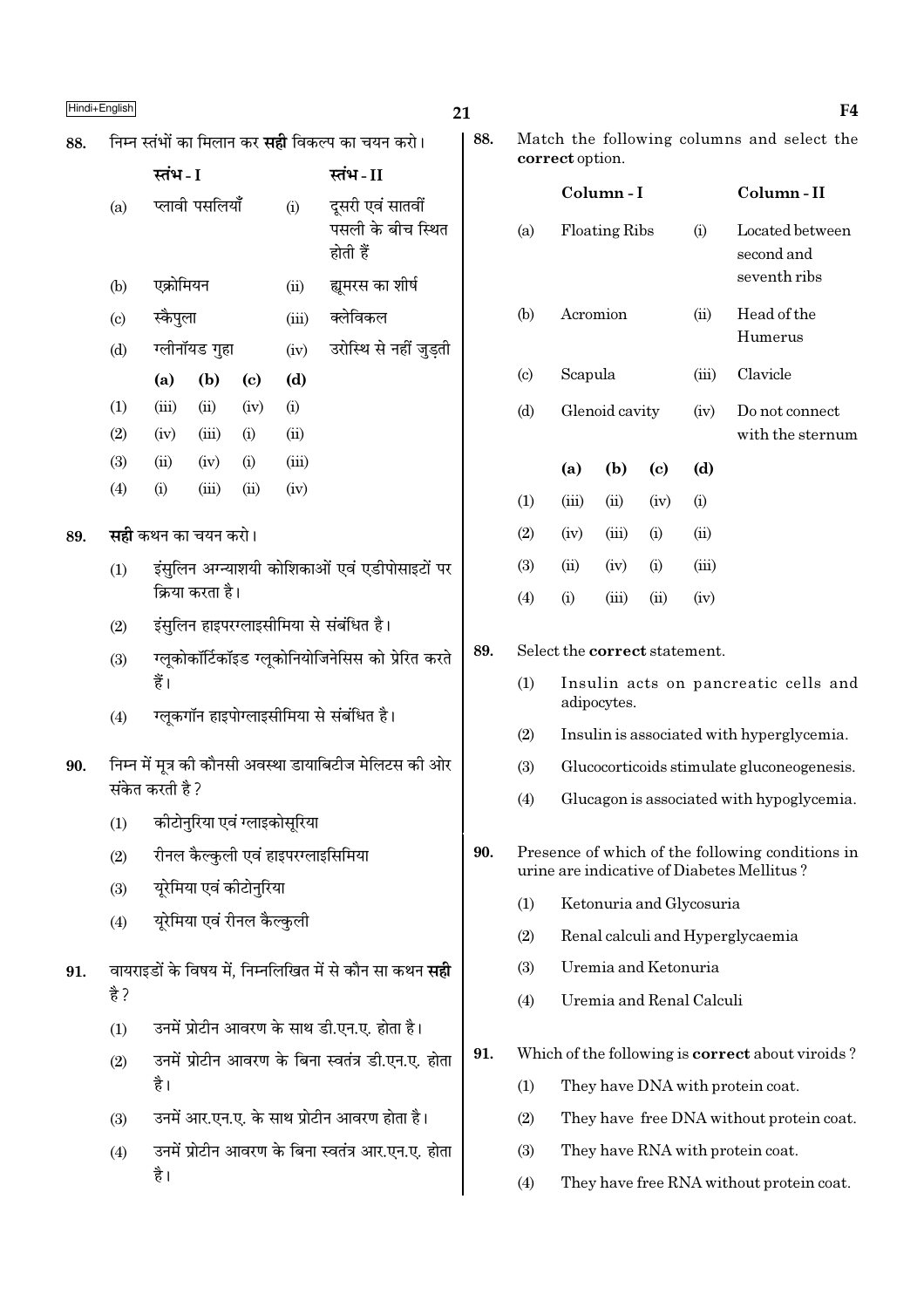88. निम्न स्तंभों का मिलान कर **सही** विकल्प का चयन करो।

| | स्तंभ - I | | स्तंभ - II |
|---|---|---|---|
| (a) | प्लावी पसलियाँ | (i) | दूसरी एवं सातवीं पसली के बीच स्थित होती हैं |
| (b) | एक्रोमियन | (ii) | ह्यूमरस का शीर्ष |
| (c) | स्कैपुला | (iii) | क्लेविकल |
| (d) | ग्लीनॉयड गुहा | (iv) | उरोस्थि से नहीं जुड़ती |

| | (a) | (b) | (c) | (d) |
|---|---|---|---|---|
| (1) | (iii) | (ii) | (iv) | (i) |
| (2) | (iv) | (iii) | (i) | (ii) |
| (3) | (ii) | (iv) | (i) | (iii) |
| (4) | (i) | (iii) | (ii) | (iv) |

89. **सही** कथन का चयन करो।

(1) इंसुलिन अग्न्याशयी कोशिकाओं एवं एडीपोसाइटों पर क्रिया करता है।

(2) इंसुलिन हाइपरग्लाइसीमिया से संबंधित है।

(3) ग्लूकोकॉर्टिकॉइड ग्लूकोनियोजिनेसिस को प्रेरित करते हैं।

(4) ग्लूकगॉन हाइपोग्लाइसीमिया से संबंधित है।

90. निम्न में मूत्र की कौनसी अवस्था डायाबिटीज मेलिटस की ओर संकेत करती है ?

(1) कीटोनुरिया एवं ग्लाइकोसूरिया

(2) रीनल कैल्कुली एवं हाइपरग्लाइसिमिया

(3) यूरेमिया एवं कीटोनुरिया

(4) यूरेमिया एवं रीनल कैल्कुली

91. वायराइडों के विषय में, निम्नलिखित में से कौन सा कथन **सही** है ?

(1) उनमें प्रोटीन आवरण के साथ डी.एन.ए. होता है।

(2) उनमें प्रोटीन आवरण के बिना स्वतंत्र डी.एन.ए. होता है।

(3) उनमें आर.एन.ए. के साथ प्रोटीन आवरण होता है।

(4) उनमें प्रोटीन आवरण के बिना स्वतंत्र आर.एन.ए. होता है।

88. Match the following columns and select the **correct** option.

| | Column - I | | Column - II |
|---|---|---|---|
| (a) | Floating Ribs | (i) | Located between second and seventh ribs |
| (b) | Acromion | (ii) | Head of the Humerus |
| (c) | Scapula | (iii) | Clavicle |
| (d) | Glenoid cavity | (iv) | Do not connect with the sternum |

| | (a) | (b) | (c) | (d) |
|---|---|---|---|---|
| (1) | (iii) | (ii) | (iv) | (i) |
| (2) | (iv) | (iii) | (i) | (ii) |
| (3) | (ii) | (iv) | (i) | (iii) |
| (4) | (i) | (iii) | (ii) | (iv) |

89. Select the **correct** statement.

(1) Insulin acts on pancreatic cells and adipocytes.

(2) Insulin is associated with hyperglycemia.

(3) Glucocorticoids stimulate gluconeogenesis.

(4) Glucagon is associated with hypoglycemia.

90. Presence of which of the following conditions in urine are indicative of Diabetes Mellitus ?

(1) Ketonuria and Glycosuria

(2) Renal calculi and Hyperglycaemia

(3) Uremia and Ketonuria

(4) Uremia and Renal Calculi

91. Which of the following is **correct** about viroids ?

(1) They have DNA with protein coat.

(2) They have free DNA without protein coat.

(3) They have RNA with protein coat.

(4) They have free RNA without protein coat.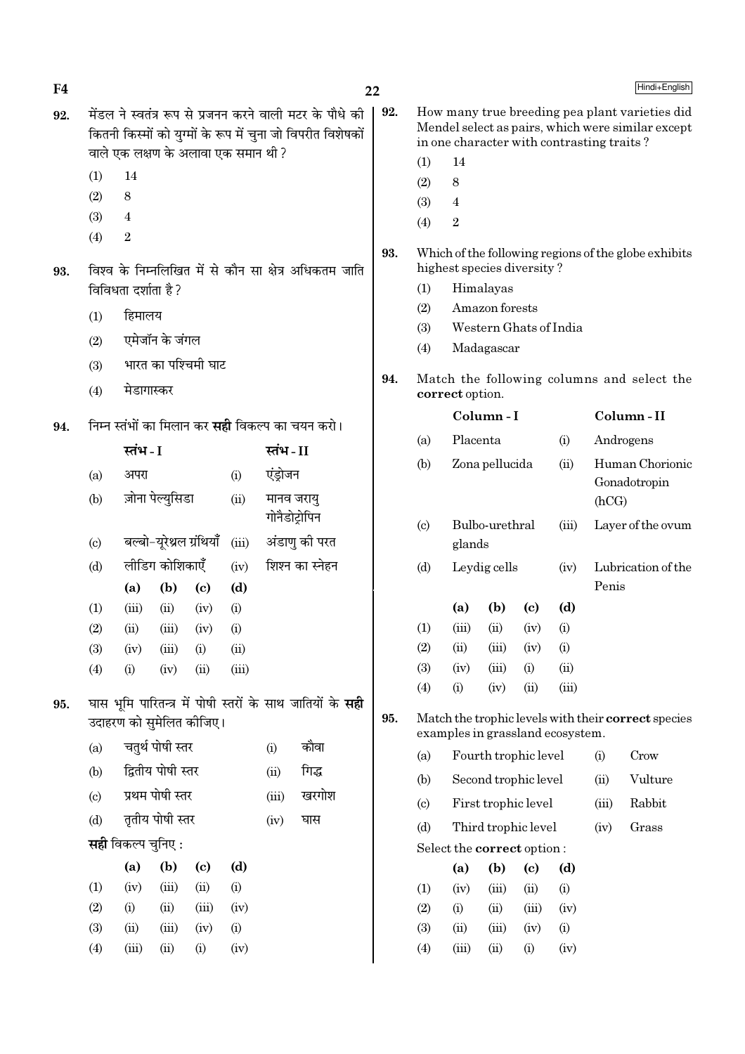92. मेंडल ने स्वतंत्र रूप से प्रजनन करने वाली मटर के पौधे की कितनी किस्मों को युग्मों के रूप में चुना जो विपरीत विशेषकों वाले एक लक्षण के अलावा एक समान थी ?

(1) 14
(2) 8
(3) 4
(4) 2

93. विश्व के निम्नलिखित में से कौन सा क्षेत्र अधिकतम जाति विविधता दर्शाता है ?

(1) हिमालय
(2) एमेजॉन के जंगल
(3) भारत का पश्चिमी घाट
(4) मेडागास्कर

94. निम्न स्तंभों का मिलान कर **सही** विकल्प का चयन करो।

| | स्तंभ - I | | स्तंभ - II |
|---|---|---|---|
| (a) | अपरा | (i) | एंड्रोजन |
| (b) | ज़ोना पेल्युसिडा | (ii) | मानव जरायु गोनैडोट्रोपिन |
| (c) | बल्बो-यूरेथ्रल ग्रंथियाँ | (iii) | अंडाणु की परत |
| (d) | लीडिग कोशिकाएँ | (iv) | शिश्न का स्नेहन |

| | (a) | (b) | (c) | (d) |
|---|---|---|---|---|
| (1) | (iii) | (ii) | (iv) | (i) |
| (2) | (ii) | (iii) | (iv) | (i) |
| (3) | (iv) | (iii) | (i) | (ii) |
| (4) | (i) | (iv) | (ii) | (iii) |

95. घास भूमि पारितन्त्र में पोषी स्तरों के साथ जातियों के **सही** उदाहरण को सुमेलित कीजिए।

| | | | |
|---|---|---|---|
| (a) | चतुर्थ पोषी स्तर | (i) | कौवा |
| (b) | द्वितीय पोषी स्तर | (ii) | गिद्ध |
| (c) | प्रथम पोषी स्तर | (iii) | खरगोश |
| (d) | तृतीय पोषी स्तर | (iv) | घास |

**सही** विकल्प चुनिए :

| | (a) | (b) | (c) | (d) |
|---|---|---|---|---|
| (1) | (iv) | (iii) | (ii) | (i) |
| (2) | (i) | (ii) | (iii) | (iv) |
| (3) | (ii) | (iii) | (iv) | (i) |
| (4) | (iii) | (ii) | (i) | (iv) |

92. How many true breeding pea plant varieties did Mendel select as pairs, which were similar except in one character with contrasting traits ?

(1) 14
(2) 8
(3) 4
(4) 2

93. Which of the following regions of the globe exhibits highest species diversity ?

(1) Himalayas
(2) Amazon forests
(3) Western Ghats of India
(4) Madagascar

94. Match the following columns and select the **correct** option.

| | Column - I | | Column - II |
|---|---|---|---|
| (a) | Placenta | (i) | Androgens |
| (b) | Zona pellucida | (ii) | Human Chorionic Gonadotropin (hCG) |
| (c) | Bulbo-urethral glands | (iii) | Layer of the ovum |
| (d) | Leydig cells | (iv) | Lubrication of the Penis |

| | (a) | (b) | (c) | (d) |
|---|---|---|---|---|
| (1) | (iii) | (ii) | (iv) | (i) |
| (2) | (ii) | (iii) | (iv) | (i) |
| (3) | (iv) | (iii) | (i) | (ii) |
| (4) | (i) | (iv) | (ii) | (iii) |

95. Match the trophic levels with their **correct** species examples in grassland ecosystem.

| | | | |
|---|---|---|---|
| (a) | Fourth trophic level | (i) | Crow |
| (b) | Second trophic level | (ii) | Vulture |
| (c) | First trophic level | (iii) | Rabbit |
| (d) | Third trophic level | (iv) | Grass |

Select the **correct** option :

| | (a) | (b) | (c) | (d) |
|---|---|---|---|---|
| (1) | (iv) | (iii) | (ii) | (i) |
| (2) | (i) | (ii) | (iii) | (iv) |
| (3) | (ii) | (iii) | (iv) | (i) |
| (4) | (iii) | (ii) | (i) | (iv) |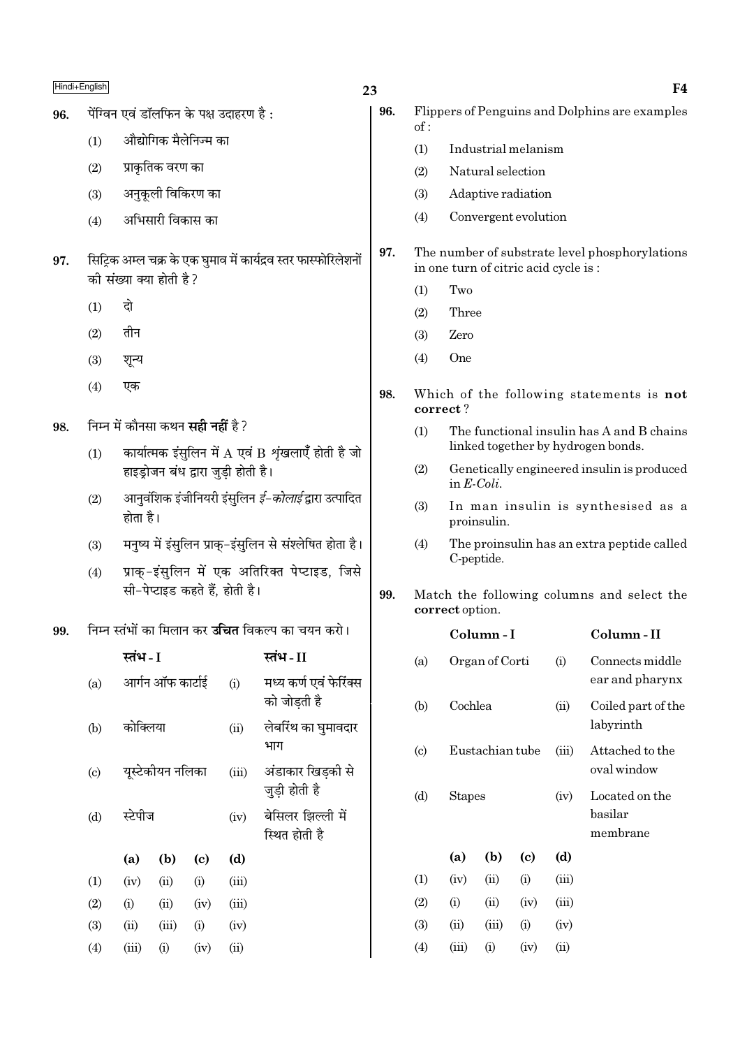96. पेंग्विन एवं डॉलफिन के पक्ष उदाहरण है :

(1) औद्योगिक मैलेनिज्म का
(2) प्राकृतिक वरण का
(3) अनुकूली विकिरण का
(4) अभिसारी विकास का

97. सिट्रिक अम्ल चक्र के एक घुमाव में कार्यद्रव स्तर फास्फोरिलेशनों की संख्या क्या होती है?

(1) दो
(2) तीन
(3) शून्य
(4) एक

98. निम्न में कौनसा कथन **सही नहीं** है?

(1) कार्यात्मक इंसुलिन में A एवं B शृंखलाएँ होती है जो हाइड्रोजन बंध द्वारा जुड़ी होती है।
(2) आनुवंशिक इंजीनियरी इंसुलिन *ई-कोलाई* द्वारा उत्पादित होता है।
(3) मनुष्य में इंसुलिन प्राक्-इंसुलिन से संश्लेषित होता है।
(4) प्राक्-इंसुलिन में एक अतिरिक्त पेप्टाइड, जिसे सी-पेप्टाइड कहते हैं, होती है।

99. निम्न स्तंभों का मिलान कर **उचित** विकल्प का चयन करो।

| | स्तंभ - I | | स्तंभ - II |
|---|---|---|---|
| (a) | आर्गन ऑफ कार्टाई | (i) | मध्य कर्ण एवं फेरिंक्स को जोड़ती है |
| (b) | कोक्लिया | (ii) | लेबरिंथ का घुमावदार भाग |
| (c) | यूस्टेकीयन नलिका | (iii) | अंडाकार खिड़की से जुड़ी होती है |
| (d) | स्टेपीज | (iv) | बेसिलर झिल्ली में स्थित होती है |

| | (a) | (b) | (c) | (d) |
|---|---|---|---|---|
| (1) | (iv) | (ii) | (i) | (iii) |
| (2) | (i) | (ii) | (iv) | (iii) |
| (3) | (ii) | (iii) | (i) | (iv) |
| (4) | (iii) | (i) | (iv) | (ii) |

96. Flippers of Penguins and Dolphins are examples of :

(1) Industrial melanism
(2) Natural selection
(3) Adaptive radiation
(4) Convergent evolution

97. The number of substrate level phosphorylations in one turn of citric acid cycle is :

(1) Two
(2) Three
(3) Zero
(4) One

98. Which of the following statements is **not correct**?

(1) The functional insulin has A and B chains linked together by hydrogen bonds.
(2) Genetically engineered insulin is produced in *E-Coli*.
(3) In man insulin is synthesised as a proinsulin.
(4) The proinsulin has an extra peptide called C-peptide.

99. Match the following columns and select the **correct** option.

| | Column - I | | Column - II |
|---|---|---|---|
| (a) | Organ of Corti | (i) | Connects middle ear and pharynx |
| (b) | Cochlea | (ii) | Coiled part of the labyrinth |
| (c) | Eustachian tube | (iii) | Attached to the oval window |
| (d) | Stapes | (iv) | Located on the basilar membrane |

| | (a) | (b) | (c) | (d) |
|---|---|---|---|---|
| (1) | (iv) | (ii) | (i) | (iii) |
| (2) | (i) | (ii) | (iv) | (iii) |
| (3) | (ii) | (iii) | (i) | (iv) |
| (4) | (iii) | (i) | (iv) | (ii) |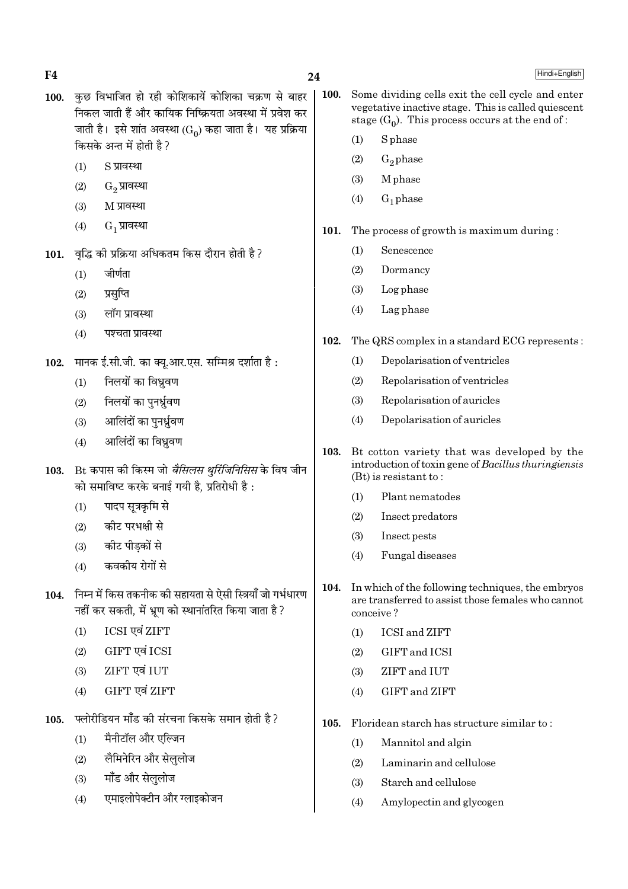100. कुछ विभाजित हो रही कोशिकायें कोशिका चक्रण से बाहर निकल जाती हैं और कायिक निष्क्रियता अवस्था में प्रवेश कर जाती है। इसे शांत अवस्था ($G_0$) कहा जाता है। यह प्रक्रिया किसके अन्त में होती है?

(1) S प्रावस्था

(2) $G_2$ प्रावस्था

(3) M प्रावस्था

(4) $G_1$ प्रावस्था

101. वृद्धि की प्रक्रिया अधिकतम किस दौरान होती है?

(1) जीर्णता

(2) प्रसुप्ति

(3) लॉग प्रावस्था

(4) पश्चता प्रावस्था

102. मानक ई.सी.जी. का क्यू.आर.एस. सम्मिश्र दर्शाता है :

(1) निलयों का विध्रुवण

(2) निलयों का पुनर्ध्रुवण

(3) आलिंदों का पुनर्ध्रुवण

(4) आलिंदों का विध्रुवण

103. Bt कपास की किस्म जो *बैसिलस थुरिंजिनिसिस* के विष जीन को समाविष्ट करके बनाई गयी है, प्रतिरोधी है :

(1) पादप सूत्रकृमि से

(2) कीट परभक्षी से

(3) कीट पीड़कों से

(4) कवकीय रोगों से

104. निम्न में किस तकनीक की सहायता से ऐसी स्त्रियाँ जो गर्भधारण नहीं कर सकती, में भ्रूण को स्थानांतरित किया जाता है?

(1) ICSI एवं ZIFT

(2) GIFT एवं ICSI

(3) ZIFT एवं IUT

(4) GIFT एवं ZIFT

105. फ्लोरीडियन मॉंड की संरचना किसके समान होती है?

(1) मैनीटॉल और एल्जिन

(2) लैमिनेरिन और सेलुलोज

(3) मॉंड और सेलुलोज

(4) एमाइलोपेक्टीन और ग्लाइकोजन

100. Some dividing cells exit the cell cycle and enter vegetative inactive stage. This is called quiescent stage ($G_0$). This process occurs at the end of :

(1) S phase

(2) $G_2$ phase

(3) M phase

(4) $G_1$ phase

101. The process of growth is maximum during :

(1) Senescence

(2) Dormancy

(3) Log phase

(4) Lag phase

102. The QRS complex in a standard ECG represents :

(1) Depolarisation of ventricles

(2) Repolarisation of ventricles

(3) Repolarisation of auricles

(4) Depolarisation of auricles

103. Bt cotton variety that was developed by the introduction of toxin gene of *Bacillus thuringiensis* (Bt) is resistant to :

(1) Plant nematodes

(2) Insect predators

(3) Insect pests

(4) Fungal diseases

104. In which of the following techniques, the embryos are transferred to assist those females who cannot conceive?

(1) ICSI and ZIFT

(2) GIFT and ICSI

(3) ZIFT and IUT

(4) GIFT and ZIFT

105. Floridean starch has structure similar to :

(1) Mannitol and algin

(2) Laminarin and cellulose

(3) Starch and cellulose

(4) Amylopectin and glycogen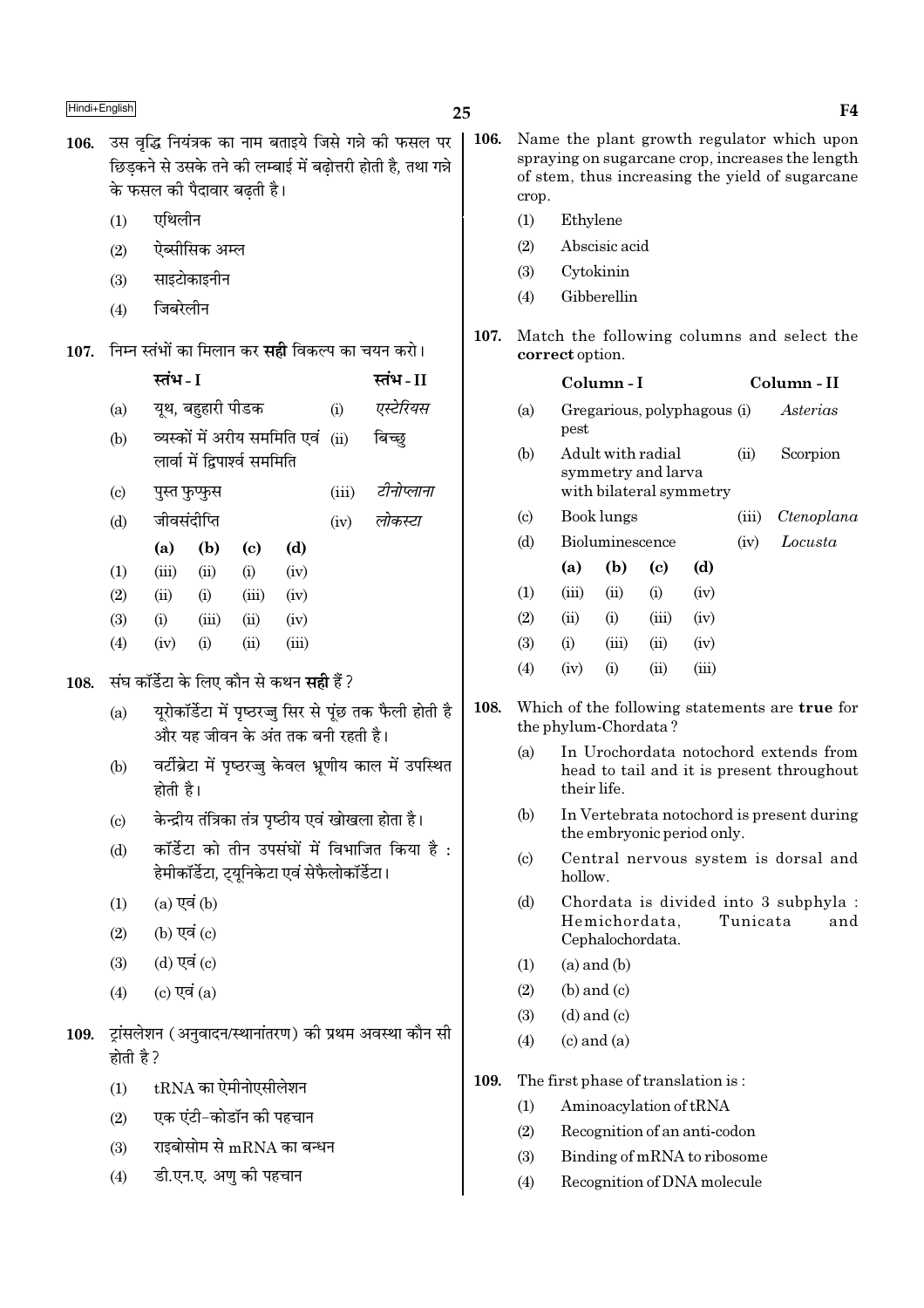106. उस वृद्धि नियंत्रक का नाम बताइये जिसे गन्ने की फसल पर छिड़कने से उसके तने की लम्बाई में बढ़ोत्तरी होती है, तथा गन्ने के फसल की पैदावार बढ़ती है।

(1) एथिलीन
(2) ऐब्सीसिक अम्ल
(3) साइटोकाइनीन
(4) जिबरेलीन

107. निम्न स्तंभों का मिलान कर **सही** विकल्प का चयन करो।

| | स्तंभ - I | | स्तंभ - II |
|---|---|---|---|
| (a) | यूथ, बहुहारी पीडक | (i) | *एस्टेरियस* |
| (b) | व्यस्कों में अरीय सममिति एवं लार्वा में द्विपार्श्व सममिति | (ii) | बिच्छु |
| (c) | पुस्त फुप्फुस | (iii) | *टीनोप्लाना* |
| (d) | जीवसंदीप्ति | (iv) | *लोकस्टा* |

| | (a) | (b) | (c) | (d) |
|---|---|---|---|---|
| (1) | (iii) | (ii) | (i) | (iv) |
| (2) | (ii) | (i) | (iii) | (iv) |
| (3) | (i) | (iii) | (ii) | (iv) |
| (4) | (iv) | (i) | (ii) | (iii) |

108. संघ कॉर्डेटा के लिए कौन से कथन **सही** हैं?

(a) यूरोकॉर्डेटा में पृष्ठरज्जु सिर से पूंछ तक फैली होती है और यह जीवन के अंत तक बनी रहती है।
(b) वर्टीब्रेटा में पृष्ठरज्जु केवल भ्रूणीय काल में उपस्थित होती है।
(c) केन्द्रीय तंत्रिका तंत्र पृष्ठीय एवं खोखला होता है।
(d) कॉर्डेटा को तीन उपसंघों में विभाजित किया है : हेमीकॉर्डेटा, ट्यूनिकेटा एवं सेफैलोकॉर्डेटा।

(1) (a) एवं (b)
(2) (b) एवं (c)
(3) (d) एवं (c)
(4) (c) एवं (a)

109. ट्रांसलेशन (अनुवादन/स्थानांतरण) की प्रथम अवस्था कौन सी होती है?

(1) tRNA का ऐमीनोएसीलेशन
(2) एक एंटी-कोडॉन की पहचान
(3) राइबोसोम से mRNA का बन्धन
(4) डी.एन.ए. अणु की पहचान

106. Name the plant growth regulator which upon spraying on sugarcane crop, increases the length of stem, thus increasing the yield of sugarcane crop.

(1) Ethylene
(2) Abscisic acid
(3) Cytokinin
(4) Gibberellin

107. Match the following columns and select the **correct** option.

| | Column - I | | Column - II |
|---|---|---|---|
| (a) | Gregarious, polyphagous pest | (i) | *Asterias* |
| (b) | Adult with radial symmetry and larva with bilateral symmetry | (ii) | Scorpion |
| (c) | Book lungs | (iii) | *Ctenoplana* |
| (d) | Bioluminescence | (iv) | *Locusta* |

| | (a) | (b) | (c) | (d) |
|---|---|---|---|---|
| (1) | (iii) | (ii) | (i) | (iv) |
| (2) | (ii) | (i) | (iii) | (iv) |
| (3) | (i) | (iii) | (ii) | (iv) |
| (4) | (iv) | (i) | (ii) | (iii) |

108. Which of the following statements are **true** for the phylum-Chordata?

(a) In Urochordata notochord extends from head to tail and it is present throughout their life.
(b) In Vertebrata notochord is present during the embryonic period only.
(c) Central nervous system is dorsal and hollow.
(d) Chordata is divided into 3 subphyla : Hemichordata, Tunicata and Cephalochordata.

(1) (a) and (b)
(2) (b) and (c)
(3) (d) and (c)
(4) (c) and (a)

109. The first phase of translation is :

(1) Aminoacylation of tRNA
(2) Recognition of an anti-codon
(3) Binding of mRNA to ribosome
(4) Recognition of DNA molecule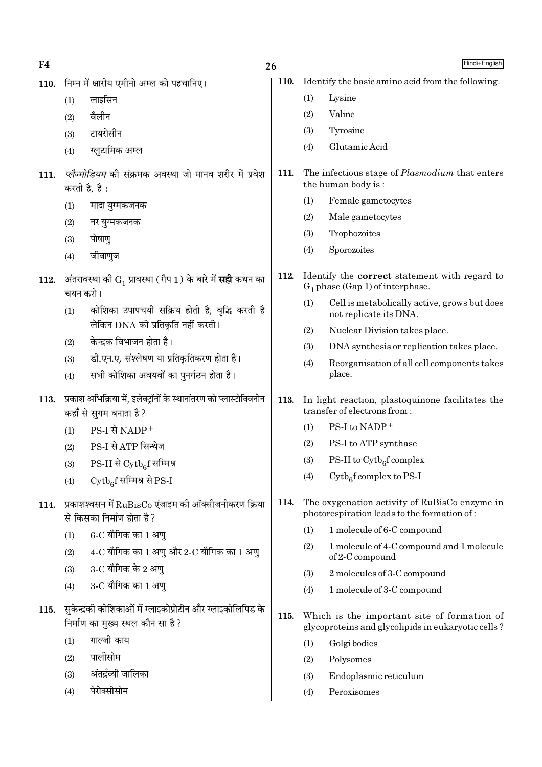110. निम्न में क्षारीय एमीनो अम्ल को पहचानिए।

(1) लाइसिन
(2) वैलीन
(3) टायरोसीन
(4) ग्लुटामिक अम्ल

111. *प्लैज्मोडियम* की संक्रमक अवस्था जो मानव शरीर में प्रवेश करती है, है :

(1) मादा युग्मकजनक
(2) नर युग्मकजनक
(3) पोषाणु
(4) जीवाणुज

112. अंतरावस्था की $G_1$ प्रावस्था (गैप 1) के बारे में **सही** कथन का चयन करो।

(1) कोशिका उपापचयी सक्रिय होती है, वृद्धि करती है लेकिन DNA की प्रतिकृति नहीं करती।
(2) केन्द्रक विभाजन होता है।
(3) डी.एन.ए. संश्लेषण या प्रतिकृतिकरण होता है।
(4) सभी कोशिका अवयवों का पुनर्गठन होता है।

113. प्रकाश अभिक्रिया में, इलेक्ट्रॉनों के स्थानांतरण को प्लास्टोक्विनोन कहाँ से सुगम बनाता है?

(1) PS-I से $NADP^+$
(2) PS-I से ATP सिन्थेज
(3) PS-II से $Cytb_6f$ सम्मिश्र
(4) $Cytb_6f$ सम्मिश्र से PS-I

114. प्रकाशश्वसन में RuBisCo एंजाइम की ऑक्सीजनीकरण क्रिया से किसका निर्माण होता है?

(1) 6-C यौगिक का 1 अणु
(2) 4-C यौगिक का 1 अणु और 2-C यौगिक का 1 अणु
(3) 3-C यौगिक के 2 अणु
(4) 3-C यौगिक का 1 अणु

115. सुकेन्द्रकी कोशिकाओं में ग्लाइकोप्रोटीन और ग्लाइकोलिपिड के निर्माण का मुख्य स्थल कौन सा है?

(1) गाल्जी काय
(2) पालीसोम
(3) अंतर्द्रव्यी जालिका
(4) पेरोक्सीसोम

110. Identify the basic amino acid from the following.

(1) Lysine
(2) Valine
(3) Tyrosine
(4) Glutamic Acid

111. The infectious stage of *Plasmodium* that enters the human body is :

(1) Female gametocytes
(2) Male gametocytes
(3) Trophozoites
(4) Sporozoites

112. Identify the **correct** statement with regard to $G_1$ phase (Gap 1) of interphase.

(1) Cell is metabolically active, grows but does not replicate its DNA.
(2) Nuclear Division takes place.
(3) DNA synthesis or replication takes place.
(4) Reorganisation of all cell components takes place.

113. In light reaction, plastoquinone facilitates the transfer of electrons from :

(1) PS-I to $NADP^+$
(2) PS-I to ATP synthase
(3) PS-II to $Cytb_6f$ complex
(4) $Cytb_6f$ complex to PS-I

114. The oxygenation activity of RuBisCo enzyme in photorespiration leads to the formation of :

(1) 1 molecule of 6-C compound
(2) 1 molecule of 4-C compound and 1 molecule of 2-C compound
(3) 2 molecules of 3-C compound
(4) 1 molecule of 3-C compound

115. Which is the important site of formation of glycoproteins and glycolipids in eukaryotic cells ?

(1) Golgi bodies
(2) Polysomes
(3) Endoplasmic reticulum
(4) Peroxisomes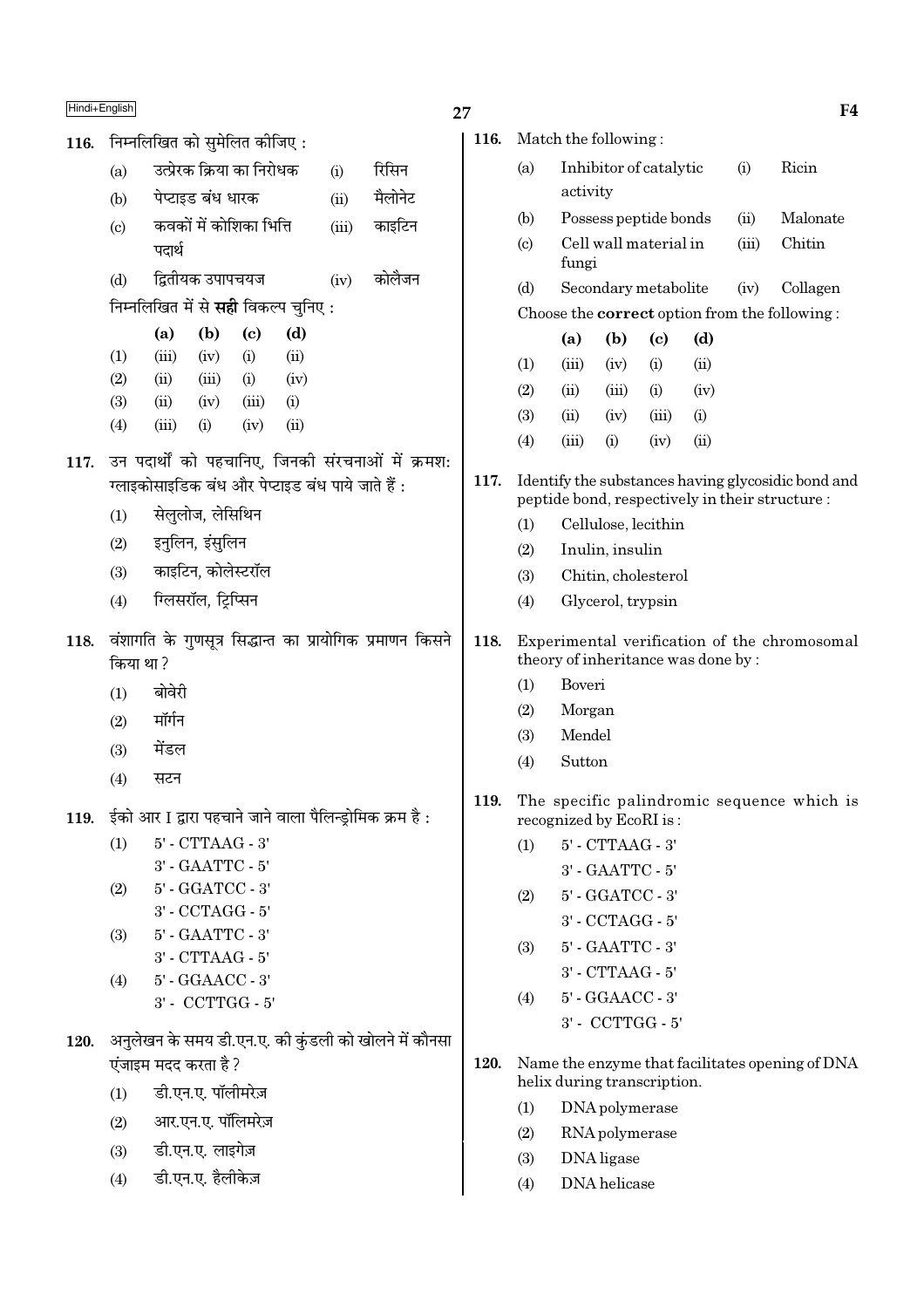116. निम्नलिखित को सुमेलित कीजिए :

| | | | |
|---|---|---|---|
| (a) | उत्प्रेरक क्रिया का निरोधक | (i) | रिसिन |
| (b) | पेप्टाइड बंध धारक | (ii) | मैलोनेट |
| (c) | कवकों में कोशिका भित्ति पदार्थ | (iii) | काइटिन |
| (d) | द्वितीयक उपापचयज | (iv) | कोलैजन |

निम्नलिखित में से **सही** विकल्प चुनिए :

| | (a) | (b) | (c) | (d) |
|---|---|---|---|---|
| (1) | (iii) | (iv) | (i) | (ii) |
| (2) | (ii) | (iii) | (i) | (iv) |
| (3) | (ii) | (iv) | (iii) | (i) |
| (4) | (iii) | (i) | (iv) | (ii) |

117. उन पदार्थों को पहचानिए, जिनकी संरचनाओं में क्रमशः ग्लाइकोसाइडिक बंध और पेप्टाइड बंध पाये जाते हैं :

(1) सेलुलोज, लेसिथिन
(2) इनुलिन, इंसुलिन
(3) काइटिन, कोलेस्टरॉल
(4) ग्लिसरॉल, ट्रिप्सिन

118. वंशागति के गुणसूत्र सिद्धान्त का प्रायोगिक प्रमाणन किसने किया था ?

(1) बोवेरी
(2) मॉर्गन
(3) मेंडल
(4) सटन

119. ईको आर I द्वारा पहचाने जाने वाला पैलिन्ड्रोमिक क्रम है :

(1) 5' - CTTAAG - 3'
3' - GAATTC - 5'
(2) 5' - GGATCC - 3'
3' - CCTAGG - 5'
(3) 5' - GAATTC - 3'
3' - CTTAAG - 5'
(4) 5' - GGAACC - 3'
3' - CCTTGG - 5'

120. अनुलेखन के समय डी.एन.ए. की कुंडली को खोलने में कौनसा एंजाइम मदद करता है ?

(1) डी.एन.ए. पॉलीमरेज़
(2) आर.एन.ए. पॉलिमरेज़
(3) डी.एन.ए. लाइगेज़
(4) डी.एन.ए. हैलीकेज़

116. Match the following :

| | | | |
|---|---|---|---|
| (a) | Inhibitor of catalytic activity | (i) | Ricin |
| (b) | Possess peptide bonds | (ii) | Malonate |
| (c) | Cell wall material in fungi | (iii) | Chitin |
| (d) | Secondary metabolite | (iv) | Collagen |

Choose the **correct** option from the following :

| | (a) | (b) | (c) | (d) |
|---|---|---|---|---|
| (1) | (iii) | (iv) | (i) | (ii) |
| (2) | (ii) | (iii) | (i) | (iv) |
| (3) | (ii) | (iv) | (iii) | (i) |
| (4) | (iii) | (i) | (iv) | (ii) |

117. Identify the substances having glycosidic bond and peptide bond, respectively in their structure :

(1) Cellulose, lecithin
(2) Inulin, insulin
(3) Chitin, cholesterol
(4) Glycerol, trypsin

118. Experimental verification of the chromosomal theory of inheritance was done by :

(1) Boveri
(2) Morgan
(3) Mendel
(4) Sutton

119. The specific palindromic sequence which is recognized by EcoRI is :

(1) 5' - CTTAAG - 3'
3' - GAATTC - 5'
(2) 5' - GGATCC - 3'
3' - CCTAGG - 5'
(3) 5' - GAATTC - 3'
3' - CTTAAG - 5'
(4) 5' - GGAACC - 3'
3' - CCTTGG - 5'

120. Name the enzyme that facilitates opening of DNA helix during transcription.

(1) DNA polymerase
(2) RNA polymerase
(3) DNA ligase
(4) DNA helicase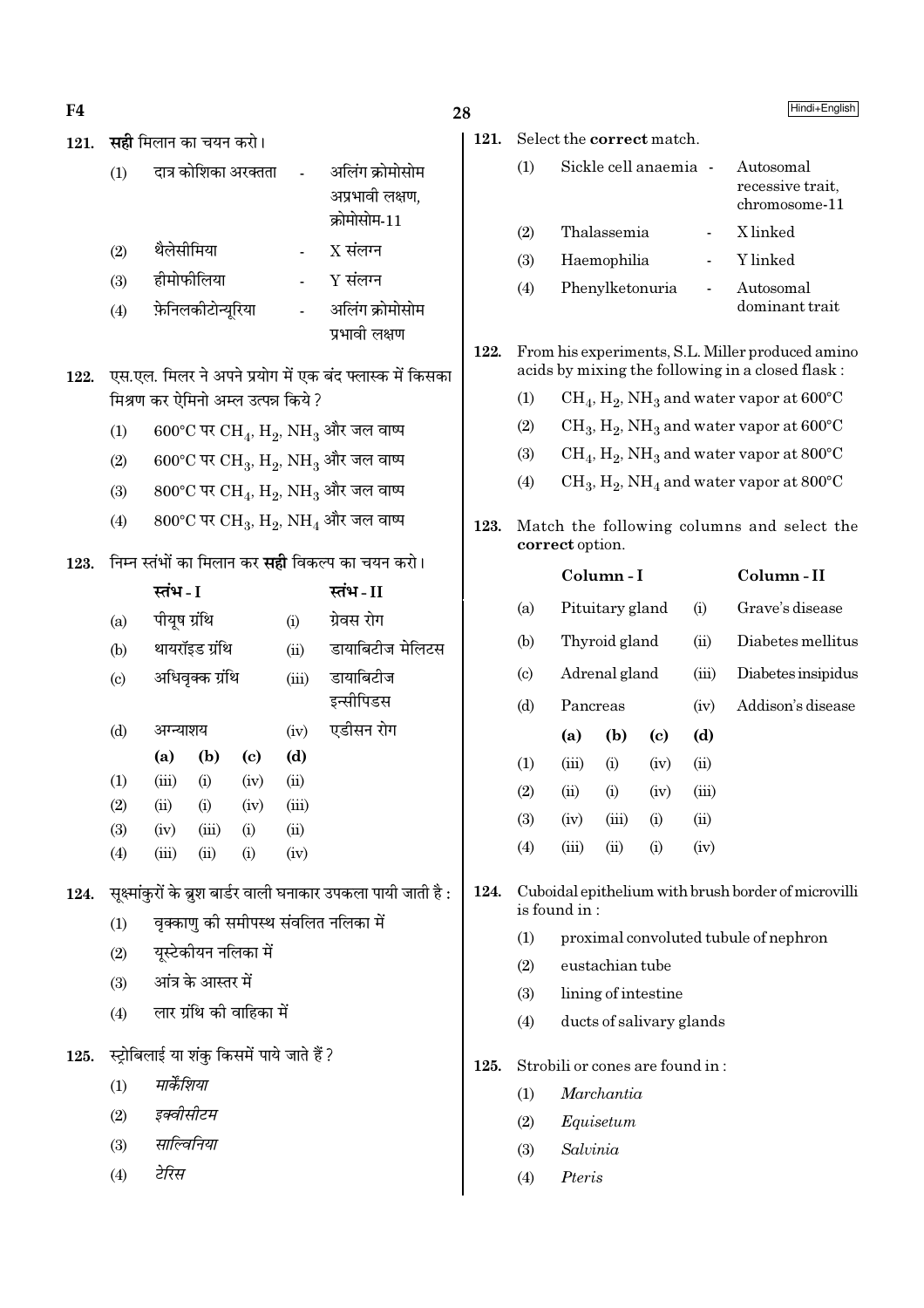121. **सही** मिलान का चयन करो।

(1) दात्र कोशिका अरक्तता - अलिंग क्रोमोसोम अप्रभावी लक्षण, क्रोमोसोम-11

(2) थैलेसीमिया - X संलग्न

(3) हीमोफीलिया - Y संलग्न

(4) फ़ेनिलकीटोन्यूरिया - अलिंग क्रोमोसोम प्रभावी लक्षण

122. एस.एल. मिलर ने अपने प्रयोग में एक बंद फ्लास्क में किसका मिश्रण कर ऐमिनो अम्ल उत्पन्न किये ?

(1) 600°C पर $CH_4$, $H_2$, $NH_3$ और जल वाष्प

(2) 600°C पर $CH_3$, $H_2$, $NH_3$ और जल वाष्प

(3) 800°C पर $CH_4$, $H_2$, $NH_3$ और जल वाष्प

(4) 800°C पर $CH_3$, $H_2$, $NH_4$ और जल वाष्प

123. निम्न स्तंभों का मिलान कर **सही** विकल्प का चयन करो।

| | स्तंभ - I | | स्तंभ - II |
|---|---|---|---|
| (a) | पीयूष ग्रंथि | (i) | ग्रेवस रोग |
| (b) | थायरॉइड ग्रंथि | (ii) | डायाबिटीज मेलिटस |
| (c) | अधिवृक्क ग्रंथि | (iii) | डायाबिटीज इन्सीपिडस |
| (d) | अग्न्याशय | (iv) | एडीसन रोग |

| | (a) | (b) | (c) | (d) |
|---|---|---|---|---|
| (1) | (iii) | (i) | (iv) | (ii) |
| (2) | (ii) | (i) | (iv) | (iii) |
| (3) | (iv) | (iii) | (i) | (ii) |
| (4) | (iii) | (ii) | (i) | (iv) |

124. सूक्ष्मांकुरों के ब्रुश बार्डर वाली घनाकार उपकला पायी जाती है :

(1) वृक्काणु की समीपस्थ संवलित नलिका में

(2) यूस्टेकीयन नलिका में

(3) आंत्र के आस्तर में

(4) लार ग्रंथि की वाहिका में

125. स्ट्रोबिलाई या शंकु किसमें पाये जाते हैं ?

(1) *मार्केंशिया*

(2) *इक्वीसीटम*

(3) *साल्विनिया*

(4) *टेरिस*

121. Select the **correct** match.

(1) Sickle cell anaemia - Autosomal recessive trait, chromosome-11

(2) Thalassemia - X linked

(3) Haemophilia - Y linked

(4) Phenylketonuria - Autosomal dominant trait

122. From his experiments, S.L. Miller produced amino acids by mixing the following in a closed flask :

(1) $CH_4$, $H_2$, $NH_3$ and water vapor at 600°C

(2) $CH_3$, $H_2$, $NH_3$ and water vapor at 600°C

(3) $CH_4$, $H_2$, $NH_3$ and water vapor at 800°C

(4) $CH_3$, $H_2$, $NH_4$ and water vapor at 800°C

123. Match the following columns and select the **correct** option.

| | Column - I | | Column - II |
|---|---|---|---|
| (a) | Pituitary gland | (i) | Grave's disease |
| (b) | Thyroid gland | (ii) | Diabetes mellitus |
| (c) | Adrenal gland | (iii) | Diabetes insipidus |
| (d) | Pancreas | (iv) | Addison's disease |

| | (a) | (b) | (c) | (d) |
|---|---|---|---|---|
| (1) | (iii) | (i) | (iv) | (ii) |
| (2) | (ii) | (i) | (iv) | (iii) |
| (3) | (iv) | (iii) | (i) | (ii) |
| (4) | (iii) | (ii) | (i) | (iv) |

124. Cuboidal epithelium with brush border of microvilli is found in :

(1) proximal convoluted tubule of nephron

(2) eustachian tube

(3) lining of intestine

(4) ducts of salivary glands

125. Strobili or cones are found in :

(1) *Marchantia*

(2) *Equisetum*

(3) *Salvinia*

(4) *Pteris*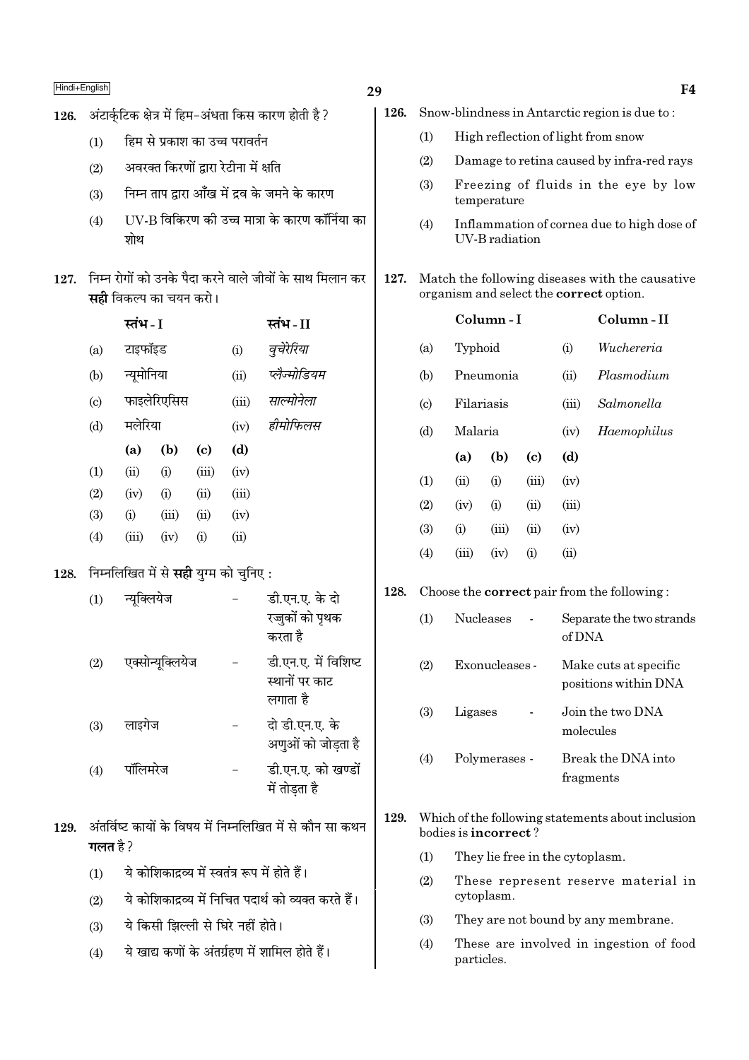126. अंटार्कटिक क्षेत्र में हिम-अंधता किस कारण होती है ?

(1) हिम से प्रकाश का उच्च परावर्तन

(2) अवरक्त किरणों द्वारा रेटीना में क्षति

(3) निम्न ताप द्वारा आँख में द्रव के जमने के कारण

(4) UV-B विकिरण की उच्च मात्रा के कारण कॉर्निया का शोथ

127. निम्न रोगों को उनके पैदा करने वाले जीवों के साथ मिलान कर **सही** विकल्प का चयन करो।

| | स्तंभ - I | | स्तंभ - II |
|---|---|---|---|
| (a) | टाइफॉइड | (i) | *वुचेरेरिया* |
| (b) | न्यूमोनिया | (ii) | *प्लैज्मोडियम* |
| (c) | फाइलेरिएसिस | (iii) | *साल्मोनेला* |
| (d) | मलेरिया | (iv) | *हीमोफिलस* |

| | (a) | (b) | (c) | (d) |
|---|---|---|---|---|
| (1) | (ii) | (i) | (iii) | (iv) |
| (2) | (iv) | (i) | (ii) | (iii) |
| (3) | (i) | (iii) | (ii) | (iv) |
| (4) | (iii) | (iv) | (i) | (ii) |

128. निम्नलिखित में से **सही** युग्म को चुनिए :

(1) न्यूक्लियेज - डी.एन.ए. के दो रज्जुकों को पृथक करता है

(2) एक्सोन्यूक्लियेज - डी.एन.ए. में विशिष्ट स्थानों पर काट लगाता है

(3) लाइगेज - दो डी.एन.ए. के अणुओं को जोड़ता है

(4) पॉलिमरेज - डी.एन.ए. को खण्डों में तोड़ता है

129. अंतर्विष्ट कायों के विषय में निम्नलिखित में से कौन सा कथन **गलत** है ?

(1) ये कोशिकाद्रव्य में स्वतंत्र रूप में होते हैं।

(2) ये कोशिकाद्रव्य में निचित पदार्थ को व्यक्त करते हैं।

(3) ये किसी झिल्ली से घिरे नहीं होते।

(4) ये खाद्य कणों के अंतर्ग्रहण में शामिल होते हैं।

126. Snow-blindness in Antarctic region is due to :

(1) High reflection of light from snow

(2) Damage to retina caused by infra-red rays

(3) Freezing of fluids in the eye by low temperature

(4) Inflammation of cornea due to high dose of UV-B radiation

127. Match the following diseases with the causative organism and select the **correct** option.

| | Column - I | | Column - II |
|---|---|---|---|
| (a) | Typhoid | (i) | *Wuchereria* |
| (b) | Pneumonia | (ii) | *Plasmodium* |
| (c) | Filariasis | (iii) | *Salmonella* |
| (d) | Malaria | (iv) | *Haemophilus* |

| | (a) | (b) | (c) | (d) |
|---|---|---|---|---|
| (1) | (ii) | (i) | (iii) | (iv) |
| (2) | (iv) | (i) | (ii) | (iii) |
| (3) | (i) | (iii) | (ii) | (iv) |
| (4) | (iii) | (iv) | (i) | (ii) |

128. Choose the **correct** pair from the following :

(1) Nucleases - Separate the two strands of DNA

(2) Exonucleases - Make cuts at specific positions within DNA

(3) Ligases - Join the two DNA molecules

(4) Polymerases - Break the DNA into fragments

129. Which of the following statements about inclusion bodies is **incorrect** ?

(1) They lie free in the cytoplasm.

(2) These represent reserve material in cytoplasm.

(3) They are not bound by any membrane.

(4) These are involved in ingestion of food particles.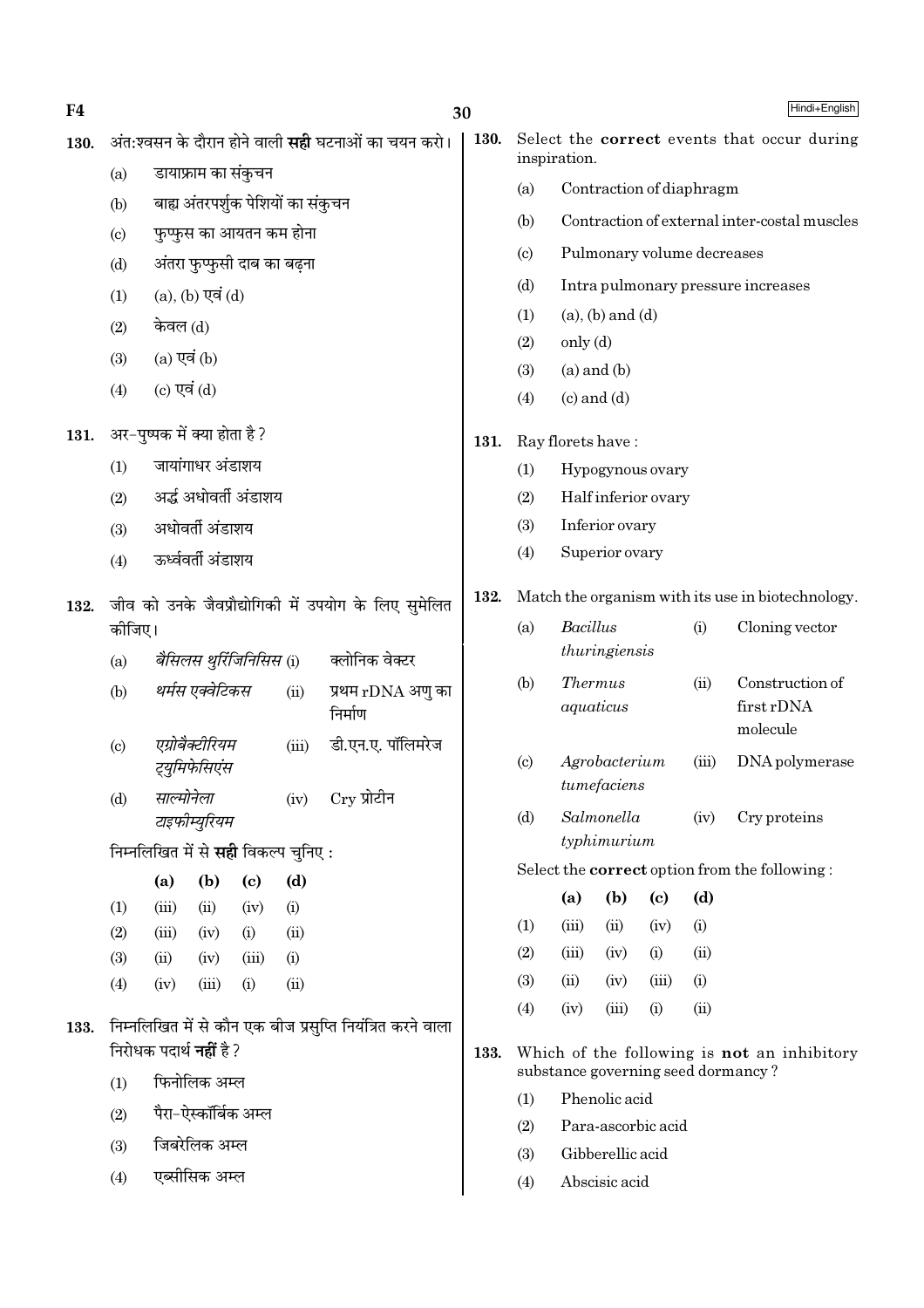130. अंत:श्वसन के दौरान होने वाली **सही** घटनाओं का चयन करो।

(a) डायाफ्राम का संकुचन

(b) बाह्य अंतरपर्शुक पेशियों का संकुचन

(c) फुप्फुस का आयतन कम होना

(d) अंतरा फुप्फुसी दाब का बढ़ना

(1) (a), (b) एवं (d)

(2) केवल (d)

(3) (a) एवं (b)

(4) (c) एवं (d)

131. अर-पुष्पक में क्या होता है ?

(1) जायांगाधर अंडाशय

(2) अर्द्ध अधोवर्ती अंडाशय

(3) अधोवर्ती अंडाशय

(4) ऊर्ध्ववर्ती अंडाशय

132. जीव को उनके जैवप्रौद्योगिकी में उपयोग के लिए सुमेलित कीजिए।

| | | | |
|---|---|---|---|
| (a) | *बैसिलस थुरिंजिनिसिस* | (i) | क्लोनिक वेक्टर |
| (b) | *थर्मस एक्वेटिकस* | (ii) | प्रथम rDNA अणु का निर्माण |
| (c) | *एग्रोबैक्टीरियम ट्युमिफेसिएंस* | (iii) | डी.एन.ए. पॉलिमरेज |
| (d) | *साल्मोनेला टाइफीम्युरियम* | (iv) | Cry प्रोटीन |

निम्नलिखित में से **सही** विकल्प चुनिए :

| | (a) | (b) | (c) | (d) |
|---|---|---|---|---|
| (1) | (iii) | (ii) | (iv) | (i) |
| (2) | (iii) | (iv) | (i) | (ii) |
| (3) | (ii) | (iv) | (iii) | (i) |
| (4) | (iv) | (iii) | (i) | (ii) |

133. निम्नलिखित में से कौन एक बीज प्रसुप्ति नियंत्रित करने वाला निरोधक पदार्थ **नहीं** है ?

(1) फिनोलिक अम्ल

(2) पैरा-ऐस्कॉर्बिक अम्ल

(3) जिबरेलिक अम्ल

(4) एब्सीसिक अम्ल

130. Select the **correct** events that occur during inspiration.

(a) Contraction of diaphragm

(b) Contraction of external inter-costal muscles

(c) Pulmonary volume decreases

(d) Intra pulmonary pressure increases

(1) (a), (b) and (d)

(2) only (d)

(3) (a) and (b)

(4) (c) and (d)

131. Ray florets have :

(1) Hypogynous ovary

(2) Half inferior ovary

(3) Inferior ovary

(4) Superior ovary

132. Match the organism with its use in biotechnology.

| | | | |
|---|---|---|---|
| (a) | *Bacillus thuringiensis* | (i) | Cloning vector |
| (b) | *Thermus aquaticus* | (ii) | Construction of first rDNA molecule |
| (c) | *Agrobacterium tumefaciens* | (iii) | DNA polymerase |
| (d) | *Salmonella typhimurium* | (iv) | Cry proteins |

Select the **correct** option from the following :

| | (a) | (b) | (c) | (d) |
|---|---|---|---|---|
| (1) | (iii) | (ii) | (iv) | (i) |
| (2) | (iii) | (iv) | (i) | (ii) |
| (3) | (ii) | (iv) | (iii) | (i) |
| (4) | (iv) | (iii) | (i) | (ii) |

133. Which of the following is **not** an inhibitory substance governing seed dormancy ?

(1) Phenolic acid

(2) Para-ascorbic acid

(3) Gibberellic acid

(4) Abscisic acid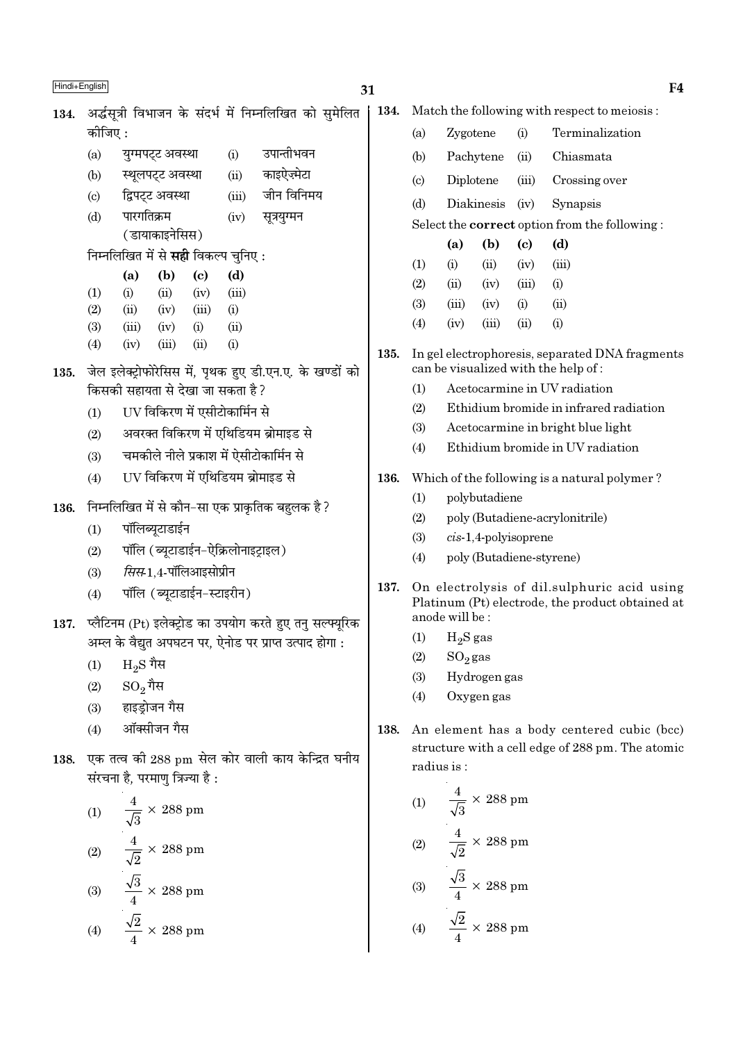134. अर्द्धसूत्री विभाजन के संदर्भ में निम्नलिखित को सुमेलित कीजिए :

| | | | |
|---|---|---|---|
| (a) | युग्मपट्ट अवस्था | (i) | उपान्तीभवन |
| (b) | स्थूलपट्ट अवस्था | (ii) | काइऐज़्मेटा |
| (c) | द्विपट्ट अवस्था | (iii) | जीन विनिमय |
| (d) | पारगतिक्रम (डायाकाइनेसिस) | (iv) | सूत्रयुग्मन |

निम्नलिखित में से **सही** विकल्प चुनिए :

| | (a) | (b) | (c) | (d) |
|---|---|---|---|---|
| (1) | (i) | (ii) | (iv) | (iii) |
| (2) | (ii) | (iv) | (iii) | (i) |
| (3) | (iii) | (iv) | (i) | (ii) |
| (4) | (iv) | (iii) | (ii) | (i) |

135. जेल इलेक्ट्रोफोरेसिस में, पृथक हुए डी.एन.ए. के खण्डों को किसकी सहायता से देखा जा सकता है ?

(1) UV विकिरण में एसीटोकार्मिन से
(2) अवरक्त विकिरण में एथिडियम ब्रोमाइड से
(3) चमकीले नीले प्रकाश में ऐसीटोकार्मिन से
(4) UV विकिरण में एथिडियम ब्रोमाइड से

136. निम्नलिखित में से कौन-सा एक प्राकृतिक बहुलक है ?

(1) पॉलिब्यूटाडाईन
(2) पॉलि (ब्यूटाडाईन-ऐक्रिलोनाइट्राइल)
(3) *सिस*-1,4-पॉलिआइसोप्रीन
(4) पॉलि (ब्यूटाडाईन-स्टाइरीन)

137. प्लैटिनम (Pt) इलेक्ट्रोड का उपयोग करते हुए तनु सल्फ्यूरिक अम्ल के वैद्युत अपघटन पर, ऐनोड पर प्राप्त उत्पाद होगा :

(1) $H_2S$ गैस
(2) $SO_2$ गैस
(3) हाइड्रोजन गैस
(4) ऑक्सीजन गैस

138. एक तत्व की 288 pm सेल कोर वाली काय केन्द्रित घनीय संरचना है, परमाणु त्रिज्या है :

(1) $\frac{4}{\sqrt{3}} \times 288$ pm
(2) $\frac{4}{\sqrt{2}} \times 288$ pm
(3) $\frac{\sqrt{3}}{4} \times 288$ pm
(4) $\frac{\sqrt{2}}{4} \times 288$ pm

134. Match the following with respect to meiosis :

| | | | |
|---|---|---|---|
| (a) | Zygotene | (i) | Terminalization |
| (b) | Pachytene | (ii) | Chiasmata |
| (c) | Diplotene | (iii) | Crossing over |
| (d) | Diakinesis | (iv) | Synapsis |

Select the **correct** option from the following :

| | (a) | (b) | (c) | (d) |
|---|---|---|---|---|
| (1) | (i) | (ii) | (iv) | (iii) |
| (2) | (ii) | (iv) | (iii) | (i) |
| (3) | (iii) | (iv) | (i) | (ii) |
| (4) | (iv) | (iii) | (ii) | (i) |

135. In gel electrophoresis, separated DNA fragments can be visualized with the help of :

(1) Acetocarmine in UV radiation
(2) Ethidium bromide in infrared radiation
(3) Acetocarmine in bright blue light
(4) Ethidium bromide in UV radiation

136. Which of the following is a natural polymer ?

(1) polybutadiene
(2) poly (Butadiene-acrylonitrile)
(3) *cis*-1,4-polyisoprene
(4) poly (Butadiene-styrene)

137. On electrolysis of dil.sulphuric acid using Platinum (Pt) electrode, the product obtained at anode will be :

(1) $H_2S$ gas
(2) $SO_2$ gas
(3) Hydrogen gas
(4) Oxygen gas

138. An element has a body centered cubic (bcc) structure with a cell edge of 288 pm. The atomic radius is :

(1) $\frac{4}{\sqrt{3}} \times 288$ pm
(2) $\frac{4}{\sqrt{2}} \times 288$ pm
(3) $\frac{\sqrt{3}}{4} \times 288$ pm
(4) $\frac{\sqrt{2}}{4} \times 288$ pm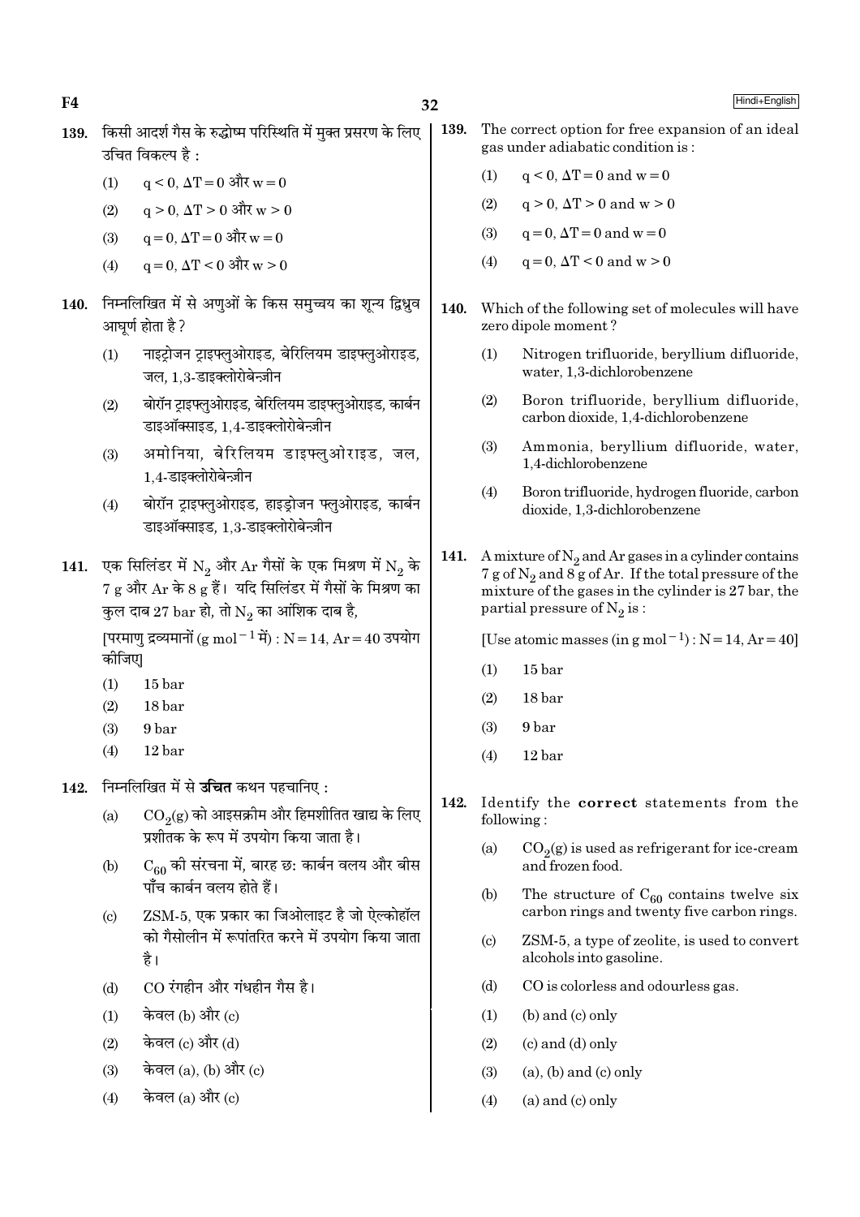139. किसी आदर्श गैस के रुद्धोष्म परिस्थिति में मुक्त प्रसरण के लिए उचित विकल्प है :

(1) $q < 0$, $\Delta T = 0$ और $w = 0$

(2) $q > 0$, $\Delta T > 0$ और $w > 0$

(3) $q = 0$, $\Delta T = 0$ और $w = 0$

(4) $q = 0$, $\Delta T < 0$ और $w > 0$

140. निम्नलिखित में से अणुओं के किस समुच्चय का शून्य द्विध्रुव आघूर्ण होता है ?

(1) नाइट्रोजन ट्राइफ्लुओराइड, बेरिलियम डाइफ्लुओराइड, जल, 1,3-डाइक्लोरोबेन्ज़ीन

(2) बोरॉन ट्राइफ्लुओराइड, बेरिलियम डाइफ्लुओराइड, कार्बन डाइऑक्साइड, 1,4-डाइक्लोरोबेन्ज़ीन

(3) अमोनिया, बेरिलियम डाइफ्लुओराइड, जल, 1,4-डाइक्लोरोबेन्ज़ीन

(4) बोरॉन ट्राइफ्लुओराइड, हाइड्रोजन फ्लुओराइड, कार्बन डाइऑक्साइड, 1,3-डाइक्लोरोबेन्ज़ीन

141. एक सिलिंडर में $N_2$ और Ar गैसों के एक मिश्रण में $N_2$ के 7 g और Ar के 8 g हैं। यदि सिलिंडर में गैसों के मिश्रण का कुल दाब 27 bar हो, तो $N_2$ का आंशिक दाब है,

[परमाणु द्रव्यमानों ($g\ mol^{-1}$ में) : N = 14, Ar = 40 उपयोग कीजिए]

(1) 15 bar

(2) 18 bar

(3) 9 bar

(4) 12 bar

142. निम्नलिखित में से **उचित** कथन पहचानिए :

(a) $CO_2$(g) को आइसक्रीम और हिमशीतित खाद्य के लिए प्रशीतक के रूप में उपयोग किया जाता है।

(b) $C_{60}$ की संरचना में, बारह छः कार्बन वलय और बीस पाँच कार्बन वलय होते हैं।

(c) ZSM-5, एक प्रकार का जिओलाइट है जो ऐल्कोहॉल को गैसोलीन में रूपांतरित करने में उपयोग किया जाता है।

(d) CO रंगहीन और गंधहीन गैस है।

(1) केवल (b) और (c)

(2) केवल (c) और (d)

(3) केवल (a), (b) और (c)

(4) केवल (a) और (c)

139. The correct option for free expansion of an ideal gas under adiabatic condition is :

(1) $q < 0$, $\Delta T = 0$ and $w = 0$

(2) $q > 0$, $\Delta T > 0$ and $w > 0$

(3) $q = 0$, $\Delta T = 0$ and $w = 0$

(4) $q = 0$, $\Delta T < 0$ and $w > 0$

140. Which of the following set of molecules will have zero dipole moment ?

(1) Nitrogen trifluoride, beryllium difluoride, water, 1,3-dichlorobenzene

(2) Boron trifluoride, beryllium difluoride, carbon dioxide, 1,4-dichlorobenzene

(3) Ammonia, beryllium difluoride, water, 1,4-dichlorobenzene

(4) Boron trifluoride, hydrogen fluoride, carbon dioxide, 1,3-dichlorobenzene

141. A mixture of $N_2$ and Ar gases in a cylinder contains 7 g of $N_2$ and 8 g of Ar. If the total pressure of the mixture of the gases in the cylinder is 27 bar, the partial pressure of $N_2$ is :

[Use atomic masses (in $g\ mol^{-1}$) : N = 14, Ar = 40]

(1) 15 bar

(2) 18 bar

(3) 9 bar

(4) 12 bar

142. Identify the **correct** statements from the following :

(a) $CO_2$(g) is used as refrigerant for ice-cream and frozen food.

(b) The structure of $C_{60}$ contains twelve six carbon rings and twenty five carbon rings.

(c) ZSM-5, a type of zeolite, is used to convert alcohols into gasoline.

(d) CO is colorless and odourless gas.

(1) (b) and (c) only

(2) (c) and (d) only

(3) (a), (b) and (c) only

(4) (a) and (c) only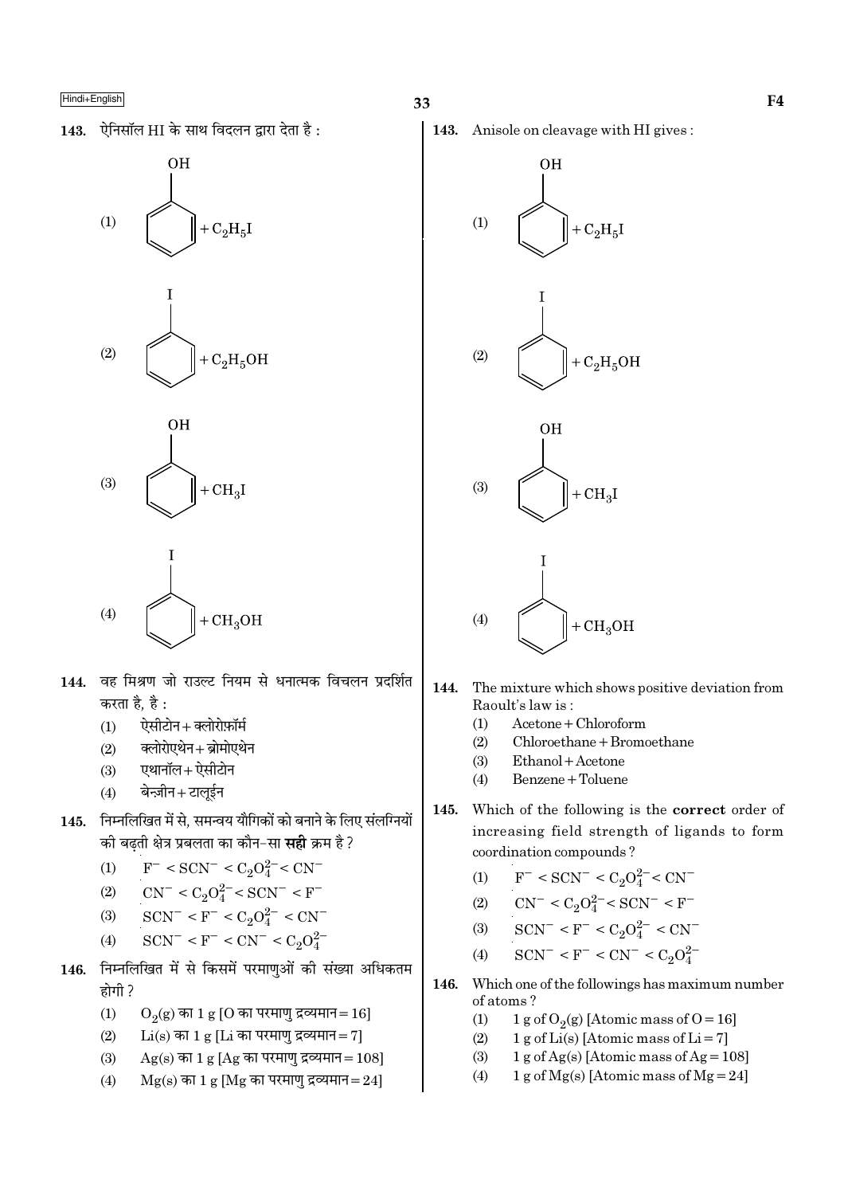143. ऐनिसॉल HI के साथ विदलन द्वारा देता है :

(1) Phenol (benzene ring with OH) $+ C_2H_5I$

(2) Iodobenzene (benzene ring with I) $+ C_2H_5OH$

(3) Phenol (benzene ring with OH) $+ CH_3I$

(4) Iodobenzene (benzene ring with I) $+ CH_3OH$

144. वह मिश्रण जो राउल्ट नियम से धनात्मक विचलन प्रदर्शित करता है, है :

(1) ऐसीटोन + क्लोरोफ़ॉर्म
(2) क्लोरोएथेन + ब्रोमोएथेन
(3) एथानॉल + ऐसीटोन
(4) बेन्ज़ीन + टालूईन

145. निम्नलिखित में से, समन्वय यौगिकों को बनाने के लिए संलग्नियों की बढ़ती क्षेत्र प्रबलता का कौन-सा **सही** क्रम है ?

(1) $F^- < SCN^- < C_2O_4^{2-} < CN^-$
(2) $CN^- < C_2O_4^{2-} < SCN^- < F^-$
(3) $SCN^- < F^- < C_2O_4^{2-} < CN^-$
(4) $SCN^- < F^- < CN^- < C_2O_4^{2-}$

146. निम्नलिखित में से किसमें परमाणुओं की संख्या अधिकतम होगी ?

(1) $O_2$(g) का 1 g [O का परमाणु द्रव्यमान = 16]
(2) Li(s) का 1 g [Li का परमाणु द्रव्यमान = 7]
(3) Ag(s) का 1 g [Ag का परमाणु द्रव्यमान = 108]
(4) Mg(s) का 1 g [Mg का परमाणु द्रव्यमान = 24]

143. Anisole on cleavage with HI gives :

(1) Phenol (benzene ring with OH) $+ C_2H_5I$

(2) Iodobenzene (benzene ring with I) $+ C_2H_5OH$

(3) Phenol (benzene ring with OH) $+ CH_3I$

(4) Iodobenzene (benzene ring with I) $+ CH_3OH$

144. The mixture which shows positive deviation from Raoult's law is :

(1) Acetone + Chloroform
(2) Chloroethane + Bromoethane
(3) Ethanol + Acetone
(4) Benzene + Toluene

145. Which of the following is the **correct** order of increasing field strength of ligands to form coordination compounds ?

(1) $F^- < SCN^- < C_2O_4^{2-} < CN^-$
(2) $CN^- < C_2O_4^{2-} < SCN^- < F^-$
(3) $SCN^- < F^- < C_2O_4^{2-} < CN^-$
(4) $SCN^- < F^- < CN^- < C_2O_4^{2-}$

146. Which one of the followings has maximum number of atoms ?

(1) 1 g of $O_2$(g) [Atomic mass of O = 16]
(2) 1 g of Li(s) [Atomic mass of Li = 7]
(3) 1 g of Ag(s) [Atomic mass of Ag = 108]
(4) 1 g of Mg(s) [Atomic mass of Mg = 24]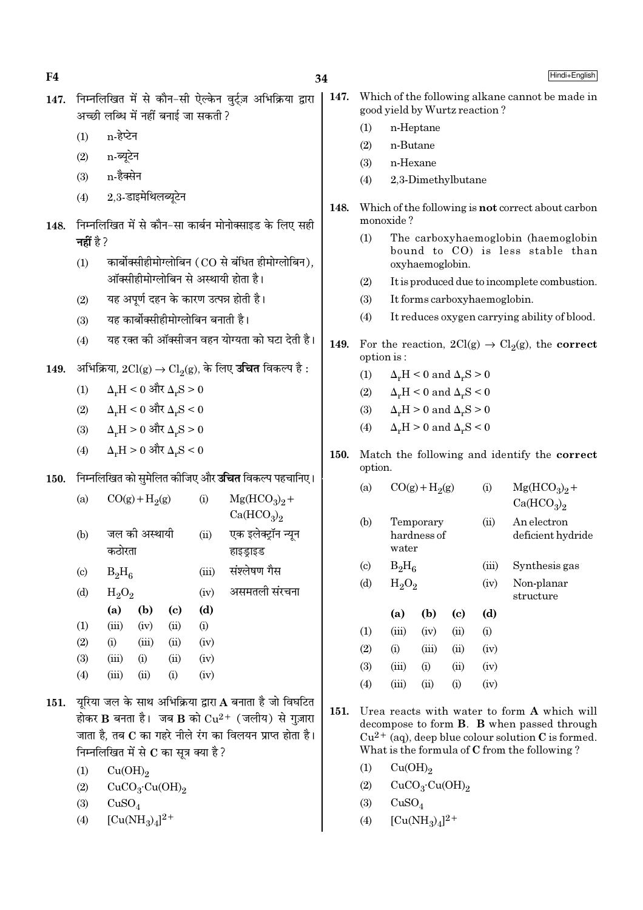147. निम्नलिखित में से कौन-सी ऐल्केन वुर्ट्ज़ अभिक्रिया द्वारा अच्छी लब्धि में नहीं बनाई जा सकती ?

(1) n-हेप्टेन
(2) n-ब्यूटेन
(3) n-हैक्सेन
(4) 2,3-डाइमेथिलब्यूटेन

148. निम्नलिखित में से कौन-सा कार्बन मोनोक्साइड के लिए सही **नहीं** है ?

(1) कार्बोक्सीहीमोग्लोबिन (CO से बंधित हीमोग्लोबिन), ऑक्सीहीमोग्लोबिन से अस्थायी होता है।
(2) यह अपूर्ण दहन के कारण उत्पन्न होती है।
(3) यह कार्बोक्सीहीमोग्लोबिन बनाती है।
(4) यह रक्त की ऑक्सीजन वहन योग्यता को घटा देती है।

149. अभिक्रिया, $2Cl(g) \rightarrow Cl_2(g)$, के लिए **उचित** विकल्प है :

(1) $\Delta_r H < 0$ और $\Delta_r S > 0$
(2) $\Delta_r H < 0$ और $\Delta_r S < 0$
(3) $\Delta_r H > 0$ और $\Delta_r S > 0$
(4) $\Delta_r H > 0$ और $\Delta_r S < 0$

150. निम्नलिखित को सुमेलित कीजिए और **उचित** विकल्प पहचानिए।

| | | | |
|---|---|---|---|
| (a) | $CO(g) + H_2(g)$ | (i) | $Mg(HCO_3)_2 + Ca(HCO_3)_2$ |
| (b) | जल की अस्थायी कठोरता | (ii) | एक इलेक्ट्रॉन न्यून हाइड्राइड |
| (c) | $B_2H_6$ | (iii) | संश्लेषण गैस |
| (d) | $H_2O_2$ | (iv) | असमतली संरचना |

| | (a) | (b) | (c) | (d) |
|---|---|---|---|---|
| (1) | (iii) | (iv) | (ii) | (i) |
| (2) | (i) | (iii) | (ii) | (iv) |
| (3) | (iii) | (i) | (ii) | (iv) |
| (4) | (iii) | (ii) | (i) | (iv) |

151. यूरिया जल के साथ अभिक्रिया द्वारा **A** बनाता है जो विघटित होकर **B** बनता है। जब **B** को $Cu^{2+}$ (जलीय) से गुज़ारा जाता है, तब **C** का गहरे नीले रंग का विलयन प्राप्त होता है। निम्नलिखित में से **C** का सूत्र क्या है ?

(1) $Cu(OH)_2$
(2) $CuCO_3 \cdot Cu(OH)_2$
(3) $CuSO_4$
(4) $[Cu(NH_3)_4]^{2+}$

147. Which of the following alkane cannot be made in good yield by Wurtz reaction ?

(1) n-Heptane
(2) n-Butane
(3) n-Hexane
(4) 2,3-Dimethylbutane

148. Which of the following is **not** correct about carbon monoxide ?

(1) The carboxyhaemoglobin (haemoglobin bound to CO) is less stable than oxyhaemoglobin.
(2) It is produced due to incomplete combustion.
(3) It forms carboxyhaemoglobin.
(4) It reduces oxygen carrying ability of blood.

149. For the reaction, $2Cl(g) \rightarrow Cl_2(g)$, the **correct** option is :

(1) $\Delta_r H < 0$ and $\Delta_r S > 0$
(2) $\Delta_r H < 0$ and $\Delta_r S < 0$
(3) $\Delta_r H > 0$ and $\Delta_r S > 0$
(4) $\Delta_r H > 0$ and $\Delta_r S < 0$

150. Match the following and identify the **correct** option.

| | | | |
|---|---|---|---|
| (a) | $CO(g) + H_2(g)$ | (i) | $Mg(HCO_3)_2 + Ca(HCO_3)_2$ |
| (b) | Temporary hardness of water | (ii) | An electron deficient hydride |
| (c) | $B_2H_6$ | (iii) | Synthesis gas |
| (d) | $H_2O_2$ | (iv) | Non-planar structure |

| | (a) | (b) | (c) | (d) |
|---|---|---|---|---|
| (1) | (iii) | (iv) | (ii) | (i) |
| (2) | (i) | (iii) | (ii) | (iv) |
| (3) | (iii) | (i) | (ii) | (iv) |
| (4) | (iii) | (ii) | (i) | (iv) |

151. Urea reacts with water to form **A** which will decompose to form **B**. **B** when passed through $Cu^{2+}$ (aq), deep blue colour solution **C** is formed. What is the formula of **C** from the following ?

(1) $Cu(OH)_2$
(2) $CuCO_3 \cdot Cu(OH)_2$
(3) $CuSO_4$
(4) $[Cu(NH_3)_4]^{2+}$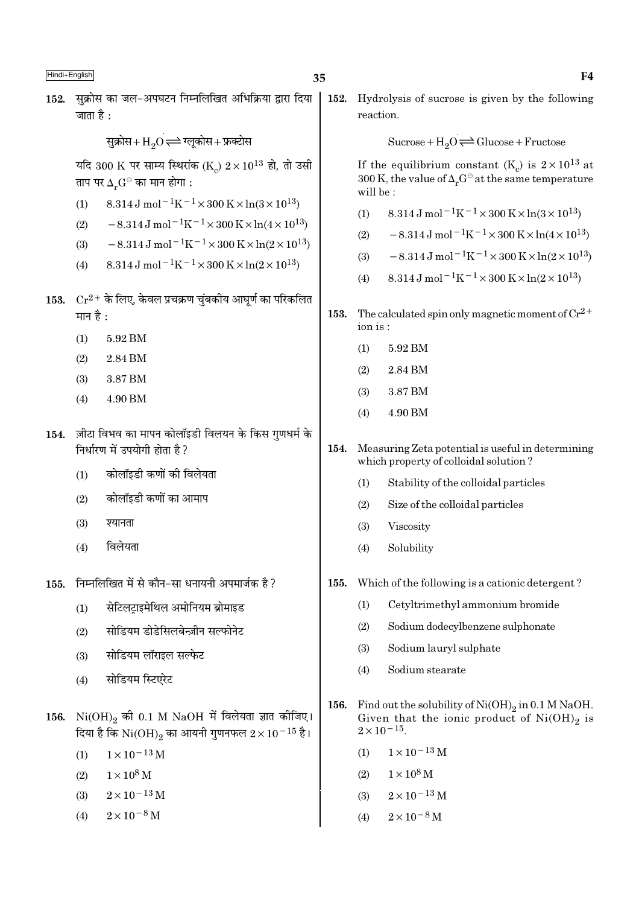152. सुक्रोस का जल-अपघटन निम्नलिखित अभिक्रिया द्वारा दिया जाता है :

$$\text{सुक्रोस} + H_2O \rightleftharpoons \text{ग्लूकोस} + \text{फ्रक्टोस}$$

यदि 300 K पर साम्य स्थिरांक ($K_c$) $2 \times 10^{13}$ हो, तो उसी ताप पर $\Delta_r G^\ominus$ का मान होगा :

(1) $8.314\,J\,mol^{-1}K^{-1} \times 300\,K \times \ln(3 \times 10^{13})$

(2) $-8.314\,J\,mol^{-1}K^{-1} \times 300\,K \times \ln(4 \times 10^{13})$

(3) $-8.314\,J\,mol^{-1}K^{-1} \times 300\,K \times \ln(2 \times 10^{13})$

(4) $8.314\,J\,mol^{-1}K^{-1} \times 300\,K \times \ln(2 \times 10^{13})$

153. $Cr^{2+}$ के लिए, केवल प्रचक्रण चुंबकीय आघूर्ण का परिकलित मान है :

(1) 5.92 BM

(2) 2.84 BM

(3) 3.87 BM

(4) 4.90 BM

154. ज़ीटा विभव का मापन कोलॉइडी विलयन के किस गुणधर्म के निर्धारण में उपयोगी होता है ?

(1) कोलॉइडी कणों की विलेयता

(2) कोलॉइडी कणों का आमाप

(3) श्यानता

(4) विलेयता

155. निम्नलिखित में से कौन-सा धनायनी अपमार्जक है ?

(1) सेटिलट्राइमेथिल अमोनियम ब्रोमाइड

(2) सोडियम डोडेसिलबेन्ज़ीन सल्फोनेट

(3) सोडियम लॉराइल सल्फेट

(4) सोडियम स्टिएरेट

156. $Ni(OH)_2$ की 0.1 M NaOH में विलेयता ज्ञात कीजिए। दिया है कि $Ni(OH)_2$ का आयनी गुणनफल $2 \times 10^{-15}$ है।

(1) $1 \times 10^{-13}$ M

(2) $1 \times 10^{8}$ M

(3) $2 \times 10^{-13}$ M

(4) $2 \times 10^{-8}$ M

152. Hydrolysis of sucrose is given by the following reaction.

$$\text{Sucrose} + H_2O \rightleftharpoons \text{Glucose} + \text{Fructose}$$

If the equilibrium constant ($K_c$) is $2 \times 10^{13}$ at 300 K, the value of $\Delta_r G^\ominus$ at the same temperature will be :

(1) $8.314\,J\,mol^{-1}K^{-1} \times 300\,K \times \ln(3 \times 10^{13})$

(2) $-8.314\,J\,mol^{-1}K^{-1} \times 300\,K \times \ln(4 \times 10^{13})$

(3) $-8.314\,J\,mol^{-1}K^{-1} \times 300\,K \times \ln(2 \times 10^{13})$

(4) $8.314\,J\,mol^{-1}K^{-1} \times 300\,K \times \ln(2 \times 10^{13})$

153. The calculated spin only magnetic moment of $Cr^{2+}$ ion is :

(1) 5.92 BM

(2) 2.84 BM

(3) 3.87 BM

(4) 4.90 BM

154. Measuring Zeta potential is useful in determining which property of colloidal solution ?

(1) Stability of the colloidal particles

(2) Size of the colloidal particles

(3) Viscosity

(4) Solubility

155. Which of the following is a cationic detergent ?

(1) Cetyltrimethyl ammonium bromide

(2) Sodium dodecylbenzene sulphonate

(3) Sodium lauryl sulphate

(4) Sodium stearate

156. Find out the solubility of $Ni(OH)_2$ in 0.1 M NaOH. Given that the ionic product of $Ni(OH)_2$ is $2 \times 10^{-15}$.

(1) $1 \times 10^{-13}$ M

(2) $1 \times 10^{8}$ M

(3) $2 \times 10^{-13}$ M

(4) $2 \times 10^{-8}$ M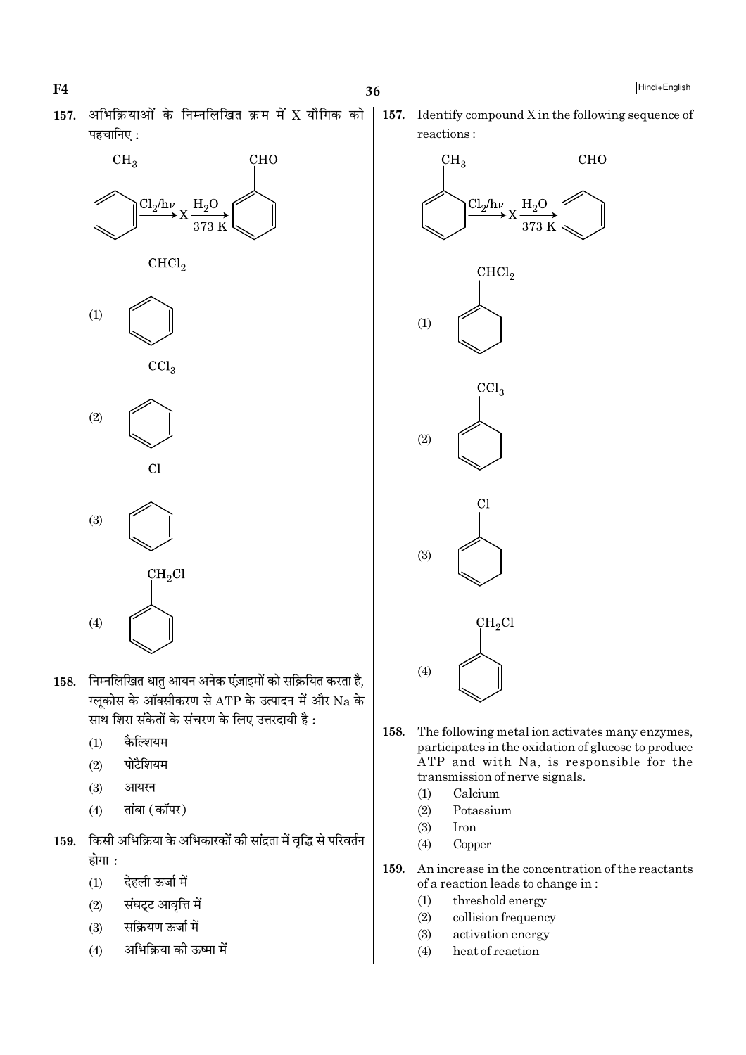157. अभिक्रियाओं के निम्नलिखित क्रम में X यौगिक को पहचानिए :

$$C_6H_5CH_3 \xrightarrow{Cl_2/h\nu} X \xrightarrow[373\ K]{H_2O} C_6H_5CHO$$

(1) $C_6H_5CHCl_2$

(2) $C_6H_5CCl_3$

(3) $C_6H_5Cl$

(4) $C_6H_5CH_2Cl$

158. निम्नलिखित धातु आयन अनेक एंज़ाइमों को सक्रियित करता है, ग्लूकोस के ऑक्सीकरण से ATP के उत्पादन में और Na के साथ शिरा संकेतों के संचरण के लिए उत्तरदायी है :

(1) कैल्शियम
(2) पोटैशियम
(3) आयरन
(4) तांबा (कॉपर)

159. किसी अभिक्रिया के अभिकारकों की सांद्रता में वृद्धि से परिवर्तन होगा :

(1) देहली ऊर्जा में
(2) संघट्ट आवृत्ति में
(3) सक्रियण ऊर्जा में
(4) अभिक्रिया की ऊष्मा में

157. Identify compound X in the following sequence of reactions :

$$C_6H_5CH_3 \xrightarrow{Cl_2/h\nu} X \xrightarrow[373\ K]{H_2O} C_6H_5CHO$$

(1) $C_6H_5CHCl_2$

(2) $C_6H_5CCl_3$

(3) $C_6H_5Cl$

(4) $C_6H_5CH_2Cl$

158. The following metal ion activates many enzymes, participates in the oxidation of glucose to produce ATP and with Na, is responsible for the transmission of nerve signals.

(1) Calcium
(2) Potassium
(3) Iron
(4) Copper

159. An increase in the concentration of the reactants of a reaction leads to change in :

(1) threshold energy
(2) collision frequency
(3) activation energy
(4) heat of reaction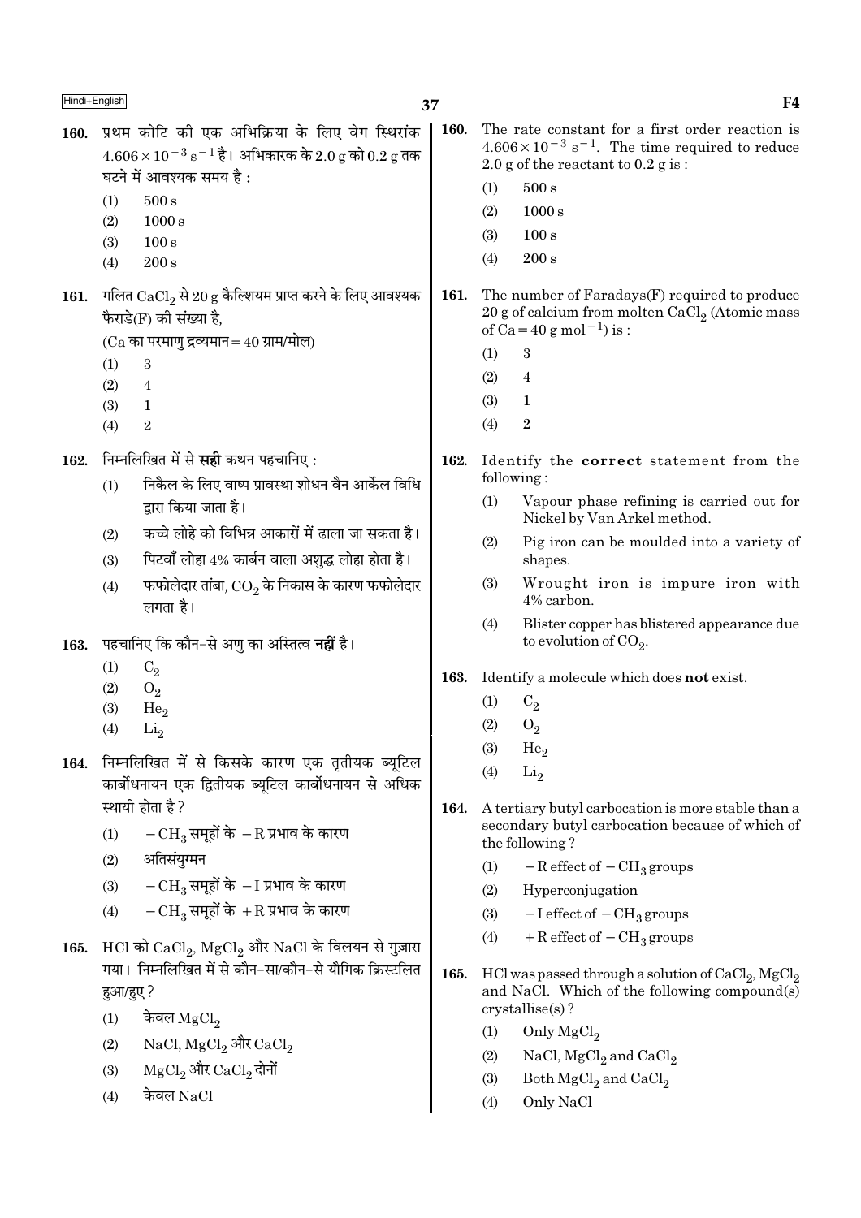160. प्रथम कोटि की एक अभिक्रिया के लिए वेग स्थिरांक $4.606 \times 10^{-3}\ s^{-1}$ है। अभिकारक के 2.0 g को 0.2 g तक घटने में आवश्यक समय है :

(1) 500 s
(2) 1000 s
(3) 100 s
(4) 200 s

161. गलित $CaCl_2$ से 20 g कैल्शियम प्राप्त करने के लिए आवश्यक फैराडे(F) की संख्या है,
(Ca का परमाणु द्रव्यमान = 40 ग्राम/मोल)

(1) 3
(2) 4
(3) 1
(4) 2

162. निम्नलिखित में से **सही** कथन पहचानिए :

(1) निकैल के लिए वाष्प प्रावस्था शोधन वैन आर्केल विधि द्वारा किया जाता है।
(2) कच्चे लोहे को विभिन्न आकारों में ढाला जा सकता है।
(3) पिटवाँ लोहा 4% कार्बन वाला अशुद्ध लोहा होता है।
(4) फफोलेदार तांबा, $CO_2$ के निकास के कारण फफोलेदार लगता है।

163. पहचानिए कि कौन-से अणु का अस्तित्व **नहीं** है।

(1) $C_2$
(2) $O_2$
(3) $He_2$
(4) $Li_2$

164. निम्नलिखित में से किसके कारण एक तृतीयक ब्यूटिल कार्बोधनायन एक द्वितीयक ब्यूटिल कार्बोधनायन से अधिक स्थायी होता है?

(1) $-CH_3$ समूहों के $-R$ प्रभाव के कारण
(2) अतिसंयुग्मन
(3) $-CH_3$ समूहों के $-I$ प्रभाव के कारण
(4) $-CH_3$ समूहों के $+R$ प्रभाव के कारण

165. HCl को $CaCl_2$, $MgCl_2$ और NaCl के विलयन से गुज़ारा गया। निम्नलिखित में से कौन-सा/कौन-से यौगिक क्रिस्टलित हुआ/हुए?

(1) केवल $MgCl_2$
(2) NaCl, $MgCl_2$ और $CaCl_2$
(3) $MgCl_2$ और $CaCl_2$ दोनों
(4) केवल NaCl

160. The rate constant for a first order reaction is $4.606 \times 10^{-3}\ s^{-1}$. The time required to reduce 2.0 g of the reactant to 0.2 g is :

(1) 500 s
(2) 1000 s
(3) 100 s
(4) 200 s

161. The number of Faradays(F) required to produce 20 g of calcium from molten $CaCl_2$ (Atomic mass of Ca = 40 g $mol^{-1}$) is :

(1) 3
(2) 4
(3) 1
(4) 2

162. Identify the **correct** statement from the following :

(1) Vapour phase refining is carried out for Nickel by Van Arkel method.
(2) Pig iron can be moulded into a variety of shapes.
(3) Wrought iron is impure iron with 4% carbon.
(4) Blister copper has blistered appearance due to evolution of $CO_2$.

163. Identify a molecule which does **not** exist.

(1) $C_2$
(2) $O_2$
(3) $He_2$
(4) $Li_2$

164. A tertiary butyl carbocation is more stable than a secondary butyl carbocation because of which of the following?

(1) $-R$ effect of $-CH_3$ groups
(2) Hyperconjugation
(3) $-I$ effect of $-CH_3$ groups
(4) $+R$ effect of $-CH_3$ groups

165. HCl was passed through a solution of $CaCl_2$, $MgCl_2$ and NaCl. Which of the following compound(s) crystallise(s)?

(1) Only $MgCl_2$
(2) NaCl, $MgCl_2$ and $CaCl_2$
(3) Both $MgCl_2$ and $CaCl_2$
(4) Only NaCl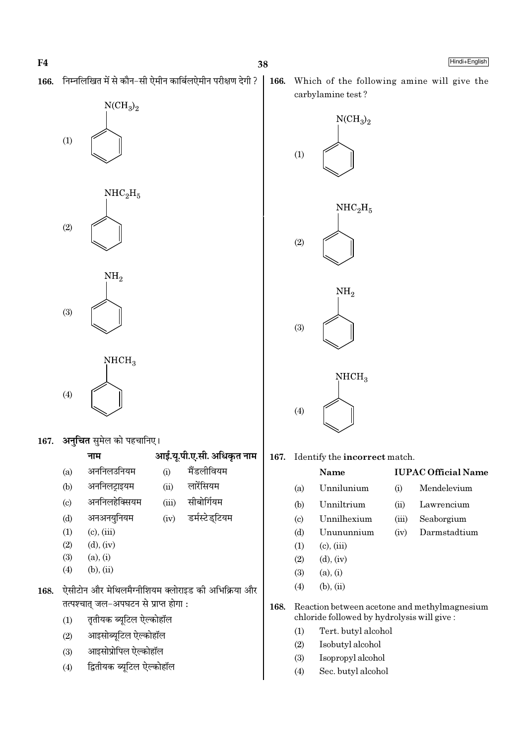**166.** निम्नलिखित में से कौन-सी ऐमीन कार्बिलऐमीन परीक्षण देगी ?

(1) $N(CH_3)_2$ (benzene ring)

(2) $NHC_2H_5$ (benzene ring)

(3) $NH_2$ (benzene ring)

(4) $NHCH_3$ (benzene ring)

**167.** **अनुचित** सुमेल को पहचानिए।

| | नाम | | आई.यू.पी.ए.सी. अधिकृत नाम |
|---|---|---|---|
| (a) | अननिलउनियम | (i) | मैंडलीवियम |
| (b) | अननिलट्राइयम | (ii) | लारेंसियम |
| (c) | अननिलहेक्सियम | (iii) | सीबोर्गियम |
| (d) | अनअनयुनियम | (iv) | डर्मस्टेड्टियम |

(1) (c), (iii)
(2) (d), (iv)
(3) (a), (i)
(4) (b), (ii)

**168.** ऐसीटोन और मेथिलमैग्नीशियम क्लोराइड की अभिक्रिया और तत्पश्चात् जल-अपघटन से प्राप्त होगा :

(1) तृतीयक ब्यूटिल ऐल्कोहॉल
(2) आइसोब्यूटिल ऐल्कोहॉल
(3) आइसोप्रोपिल ऐल्कोहॉल
(4) द्वितीयक ब्यूटिल ऐल्कोहॉल

**166.** Which of the following amine will give the carbylamine test ?

(1) $N(CH_3)_2$ (benzene ring)

(2) $NHC_2H_5$ (benzene ring)

(3) $NH_2$ (benzene ring)

(4) $NHCH_3$ (benzene ring)

**167.** Identify the **incorrect** match.

| | **Name** | | **IUPAC Official Name** |
|---|---|---|---|
| (a) | Unnilunium | (i) | Mendelevium |
| (b) | Unniltrium | (ii) | Lawrencium |
| (c) | Unnilhexium | (iii) | Seaborgium |
| (d) | Unununnium | (iv) | Darmstadtium |

(1) (c), (iii)
(2) (d), (iv)
(3) (a), (i)
(4) (b), (ii)

**168.** Reaction between acetone and methylmagnesium chloride followed by hydrolysis will give :

(1) Tert. butyl alcohol
(2) Isobutyl alcohol
(3) Isopropyl alcohol
(4) Sec. butyl alcohol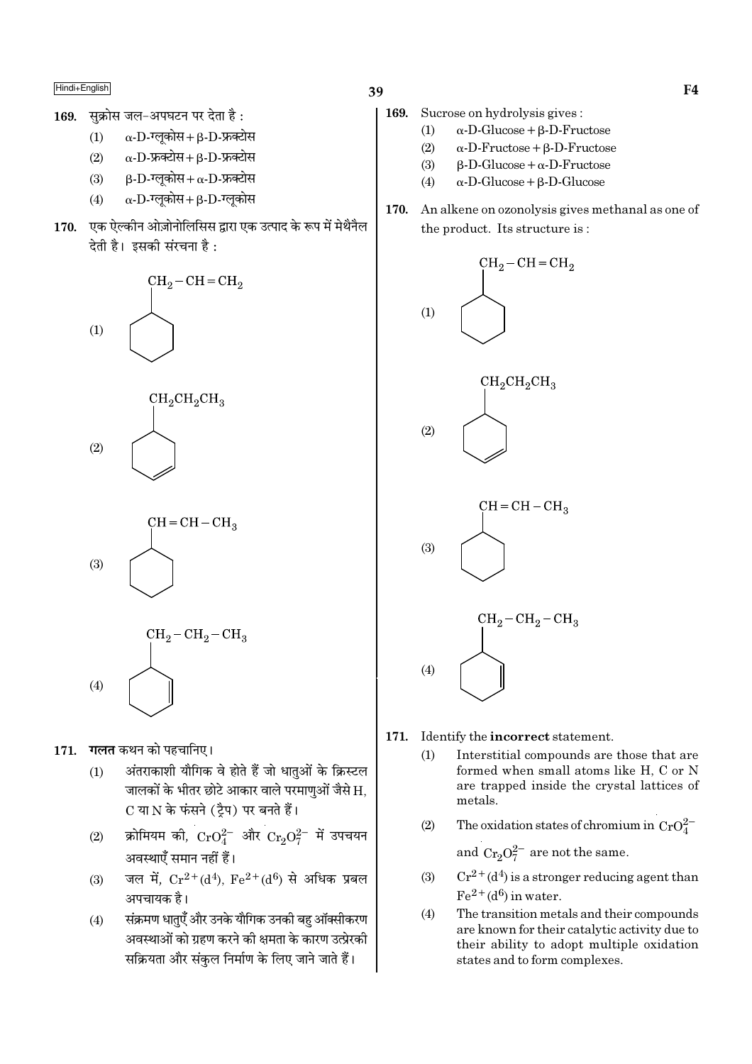169. सुक्रोस जल-अपघटन पर देता है :

(1) α-D-ग्लूकोस + β-D-फ्रक्टोस
(2) α-D-फ्रक्टोस + β-D-फ्रक्टोस
(3) β-D-ग्लूकोस + α-D-फ्रक्टोस
(4) α-D-ग्लूकोस + β-D-ग्लूकोस

170. एक ऐल्कीन ओज़ोनोलिसिस द्वारा एक उत्पाद के रूप में मेथैनैल देती है। इसकी संरचना है :

(1) $CH_2-CH=CH_2$ (cyclohexane ring)

(2) $CH_2CH_2CH_3$ (cyclohexene ring)

(3) $CH=CH-CH_3$ (cyclohexane ring)

(4) $CH_2-CH_2-CH_3$ (cyclohexene ring)

171. **गलत** कथन को पहचानिए।

(1) अंतराकाशी यौगिक वे होते हैं जो धातुओं के क्रिस्टल जालकों के भीतर छोटे आकार वाले परमाणुओं जैसे H, C या N के फंसने (ट्रैप) पर बनते हैं।
(2) क्रोमियम की, $CrO_4^{2-}$ और $Cr_2O_7^{2-}$ में उपचयन अवस्थाएँ समान नहीं हैं।
(3) जल में, $Cr^{2+}(d^4)$, $Fe^{2+}(d^6)$ से अधिक प्रबल अपचायक है।
(4) संक्रमण धातुएँ और उनके यौगिक उनकी बहु ऑक्सीकरण अवस्थाओं को ग्रहण करने की क्षमता के कारण उत्प्रेरकी सक्रियता और संकुल निर्माण के लिए जाने जाते हैं।

169. Sucrose on hydrolysis gives :

(1) α-D-Glucose + β-D-Fructose
(2) α-D-Fructose + β-D-Fructose
(3) β-D-Glucose + α-D-Fructose
(4) α-D-Glucose + β-D-Glucose

170. An alkene on ozonolysis gives methanal as one of the product. Its structure is :

(1) $CH_2-CH=CH_2$ (cyclohexane ring)

(2) $CH_2CH_2CH_3$ (cyclohexene ring)

(3) $CH=CH-CH_3$ (cyclohexane ring)

(4) $CH_2-CH_2-CH_3$ (cyclohexene ring)

171. Identify the **incorrect** statement.

(1) Interstitial compounds are those that are formed when small atoms like H, C or N are trapped inside the crystal lattices of metals.
(2) The oxidation states of chromium in $CrO_4^{2-}$ and $Cr_2O_7^{2-}$ are not the same.
(3) $Cr^{2+}(d^4)$ is a stronger reducing agent than $Fe^{2+}(d^6)$ in water.
(4) The transition metals and their compounds are known for their catalytic activity due to their ability to adopt multiple oxidation states and to form complexes.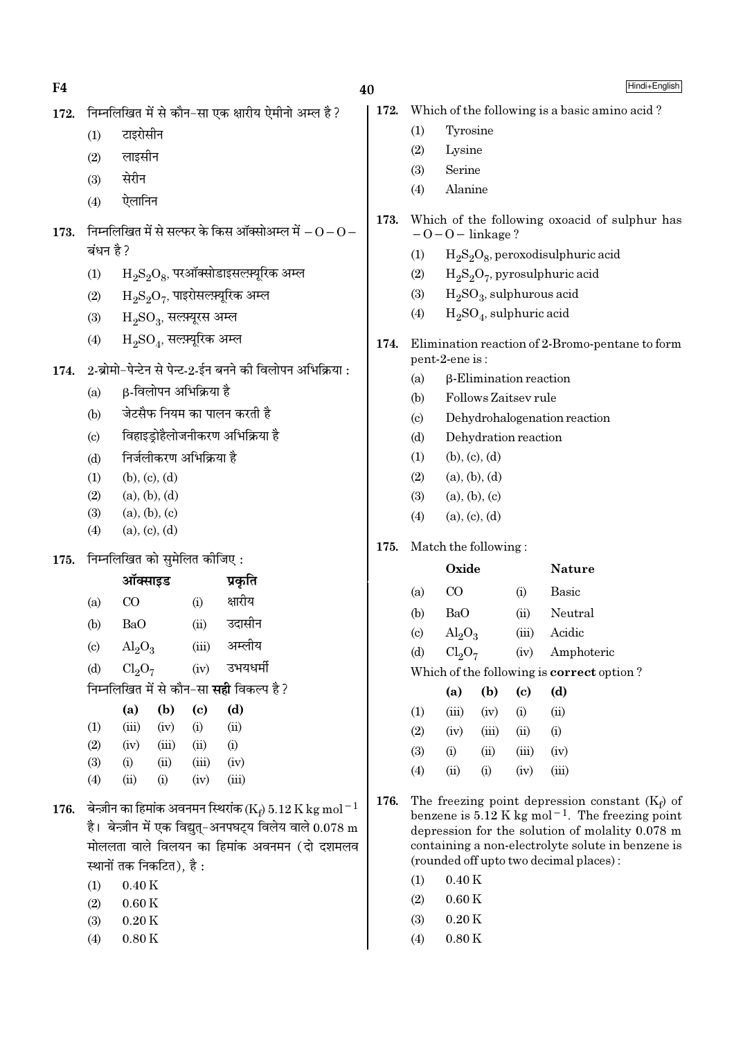172. निम्नलिखित में से कौन-सा एक क्षारीय ऐमीनो अम्ल है ?

(1) टाइरोसीन
(2) लाइसीन
(3) सेरीन
(4) ऐलानिन

173. निम्नलिखित में से सल्फर के किस ऑक्सोअम्ल में $-O-O-$ बंधन है ?

(1) $H_2S_2O_8$, परऑक्सोडाइसल्फ़्यूरिक अम्ल
(2) $H_2S_2O_7$, पाइरोसल्फ़्यूरिक अम्ल
(3) $H_2SO_3$, सल्फ़्यूरस अम्ल
(4) $H_2SO_4$, सल्फ़्यूरिक अम्ल

174. 2-ब्रोमो-पेन्टेन से पेन्ट-2-ईन बनने की विलोपन अभिक्रिया :

(a) β-विलोपन अभिक्रिया है
(b) जेटसैफ नियम का पालन करती है
(c) विहाइड्रोहैलोजनीकरण अभिक्रिया है
(d) निर्जलीकरण अभिक्रिया है

(1) (b), (c), (d)
(2) (a), (b), (d)
(3) (a), (b), (c)
(4) (a), (c), (d)

175. निम्नलिखित को सुमेलित कीजिए :

| | ऑक्साइड | | प्रकृति |
|---|---|---|---|
| (a) | CO | (i) | क्षारीय |
| (b) | BaO | (ii) | उदासीन |
| (c) | $Al_2O_3$ | (iii) | अम्लीय |
| (d) | $Cl_2O_7$ | (iv) | उभयधर्मी |

निम्नलिखित में से कौन-सा **सही** विकल्प है ?

| | (a) | (b) | (c) | (d) |
|---|---|---|---|---|
| (1) | (iii) | (iv) | (i) | (ii) |
| (2) | (iv) | (iii) | (ii) | (i) |
| (3) | (i) | (ii) | (iii) | (iv) |
| (4) | (ii) | (i) | (iv) | (iii) |

176. बेन्ज़ीन का हिमांक अवनमन स्थिरांक ($K_f$) 5.12 K kg mol$^{-1}$ है। बेन्ज़ीन में एक विद्युत्-अनपघट्य विलेय वाले 0.078 m मोललता वाले विलयन का हिमांक अवनमन (दो दशमलव स्थानों तक निकटित), है :

(1) 0.40 K
(2) 0.60 K
(3) 0.20 K
(4) 0.80 K

172. Which of the following is a basic amino acid ?

(1) Tyrosine
(2) Lysine
(3) Serine
(4) Alanine

173. Which of the following oxoacid of sulphur has $-O-O-$ linkage ?

(1) $H_2S_2O_8$, peroxodisulphuric acid
(2) $H_2S_2O_7$, pyrosulphuric acid
(3) $H_2SO_3$, sulphurous acid
(4) $H_2SO_4$, sulphuric acid

174. Elimination reaction of 2-Bromo-pentane to form pent-2-ene is :

(a) β-Elimination reaction
(b) Follows Zaitsev rule
(c) Dehydrohalogenation reaction
(d) Dehydration reaction

(1) (b), (c), (d)
(2) (a), (b), (d)
(3) (a), (b), (c)
(4) (a), (c), (d)

175. Match the following :

| | Oxide | | Nature |
|---|---|---|---|
| (a) | CO | (i) | Basic |
| (b) | BaO | (ii) | Neutral |
| (c) | $Al_2O_3$ | (iii) | Acidic |
| (d) | $Cl_2O_7$ | (iv) | Amphoteric |

Which of the following is **correct** option ?

| | (a) | (b) | (c) | (d) |
|---|---|---|---|---|
| (1) | (iii) | (iv) | (i) | (ii) |
| (2) | (iv) | (iii) | (ii) | (i) |
| (3) | (i) | (ii) | (iii) | (iv) |
| (4) | (ii) | (i) | (iv) | (iii) |

176. The freezing point depression constant ($K_f$) of benzene is 5.12 K kg mol$^{-1}$. The freezing point depression for the solution of molality 0.078 m containing a non-electrolyte solute in benzene is (rounded off upto two decimal places) :

(1) 0.40 K
(2) 0.60 K
(3) 0.20 K
(4) 0.80 K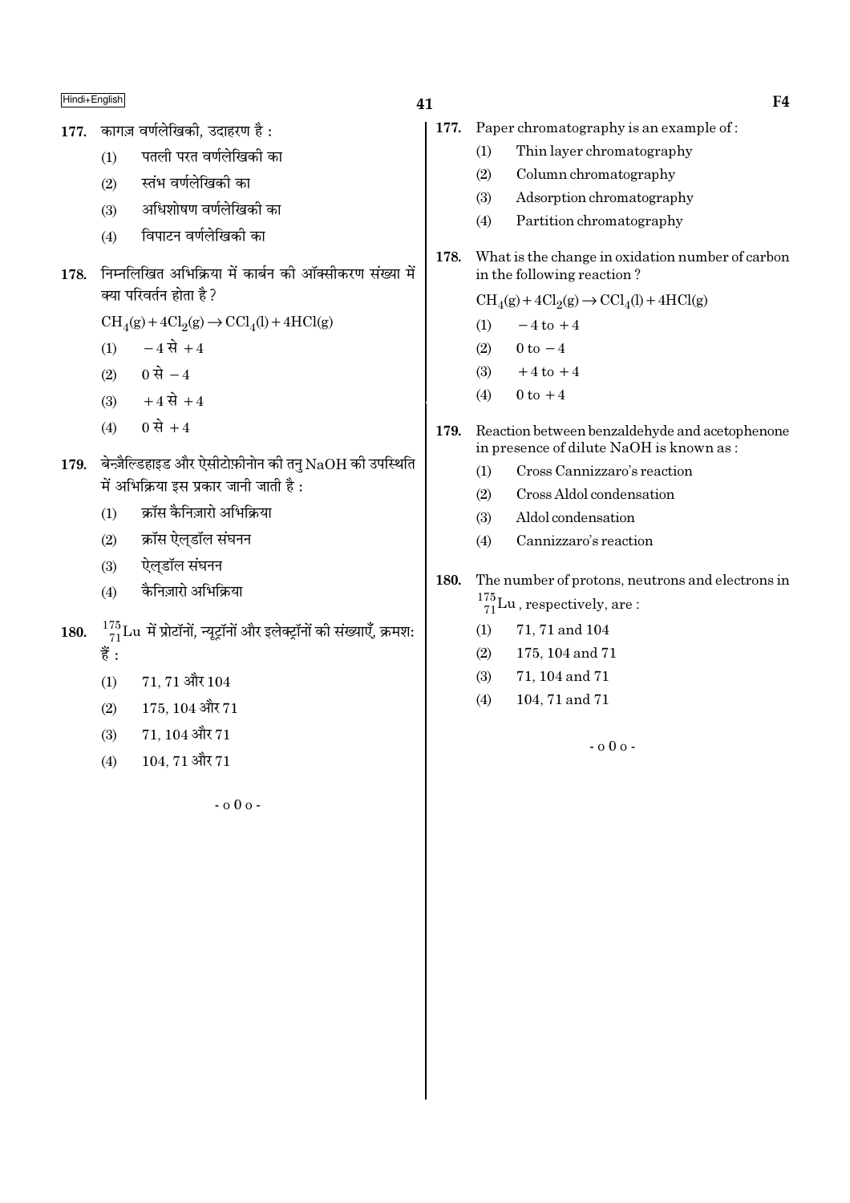177. कागज़ वर्णलेखिकी, उदाहरण है :

(1) पतली परत वर्णलेखिकी का

(2) स्तंभ वर्णलेखिकी का

(3) अधिशोषण वर्णलेखिकी का

(4) विपाटन वर्णलेखिकी का

178. निम्नलिखित अभिक्रिया में कार्बन की ऑक्सीकरण संख्या में क्या परिवर्तन होता है ?

$CH_4(g) + 4Cl_2(g) \rightarrow CCl_4(l) + 4HCl(g)$

(1) $-4$ से $+4$

(2) $0$ से $-4$

(3) $+4$ से $+4$

(4) $0$ से $+4$

179. बेन्ज़ैल्डिहाइड और ऐसीटोफ़ीनोन की तनु $NaOH$ की उपस्थिति में अभिक्रिया इस प्रकार जानी जाती है :

(1) क्रॉस कैनिज़ारो अभिक्रिया

(2) क्रॉस ऐल्डॉल संघनन

(3) ऐल्डॉल संघनन

(4) कैनिज़ारो अभिक्रिया

180. $^{175}_{71}Lu$ में प्रोटॉनों, न्यूट्रॉनों और इलेक्ट्रॉनों की संख्याएँ, क्रमश: हैं :

(1) 71, 71 और 104

(2) 175, 104 और 71

(3) 71, 104 और 71

(4) 104, 71 और 71

- o 0 o -

177. Paper chromatography is an example of :

(1) Thin layer chromatography

(2) Column chromatography

(3) Adsorption chromatography

(4) Partition chromatography

178. What is the change in oxidation number of carbon in the following reaction ?

$CH_4(g) + 4Cl_2(g) \rightarrow CCl_4(l) + 4HCl(g)$

(1) $-4$ to $+4$

(2) $0$ to $-4$

(3) $+4$ to $+4$

(4) $0$ to $+4$

179. Reaction between benzaldehyde and acetophenone in presence of dilute $NaOH$ is known as :

(1) Cross Cannizzaro's reaction

(2) Cross Aldol condensation

(3) Aldol condensation

(4) Cannizzaro's reaction

180. The number of protons, neutrons and electrons in $^{175}_{71}Lu$, respectively, are :

(1) 71, 71 and 104

(2) 175, 104 and 71

(3) 71, 104 and 71

(4) 104, 71 and 71

- o 0 o -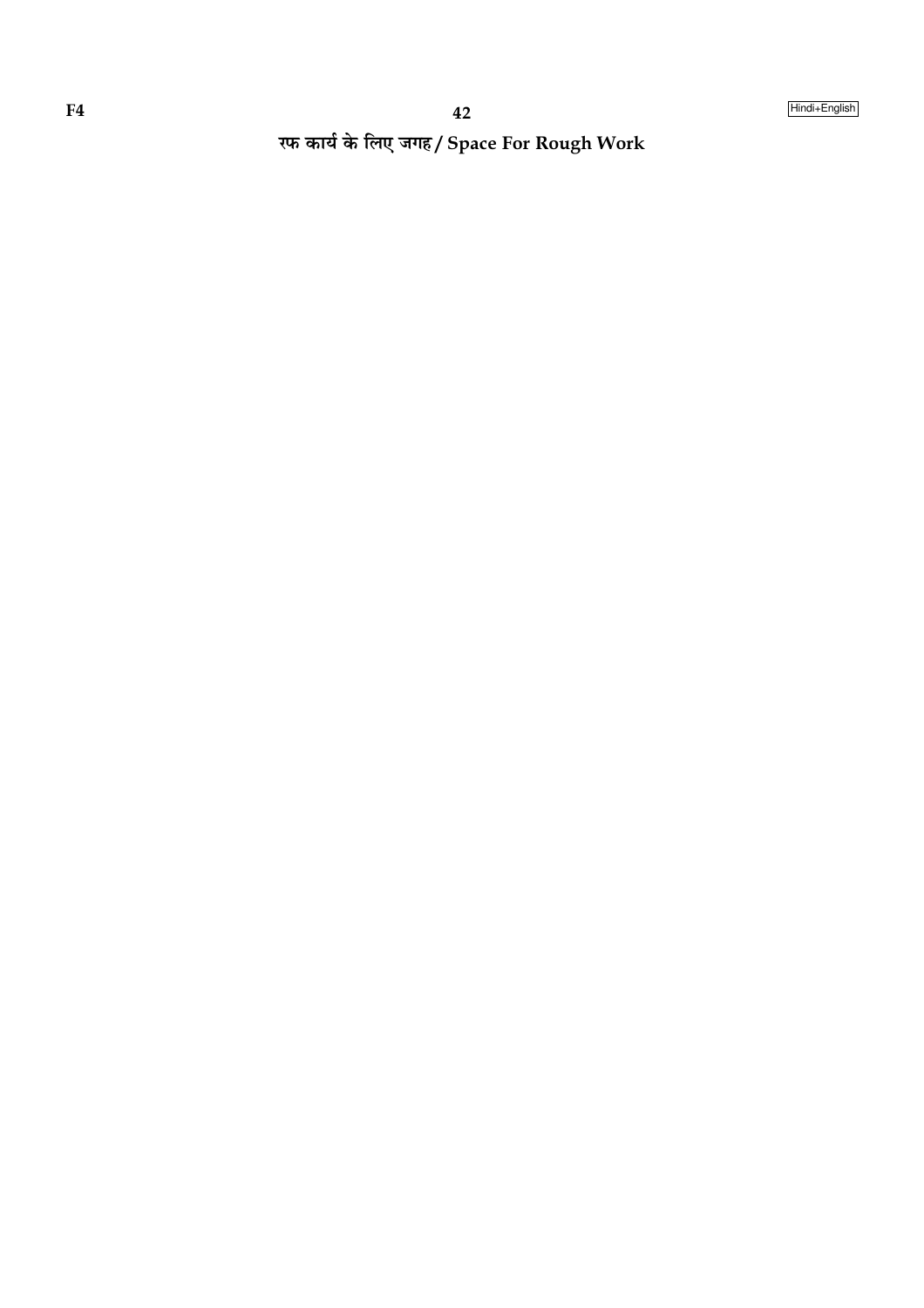रफ कार्य के लिए जगह / Space For Rough Work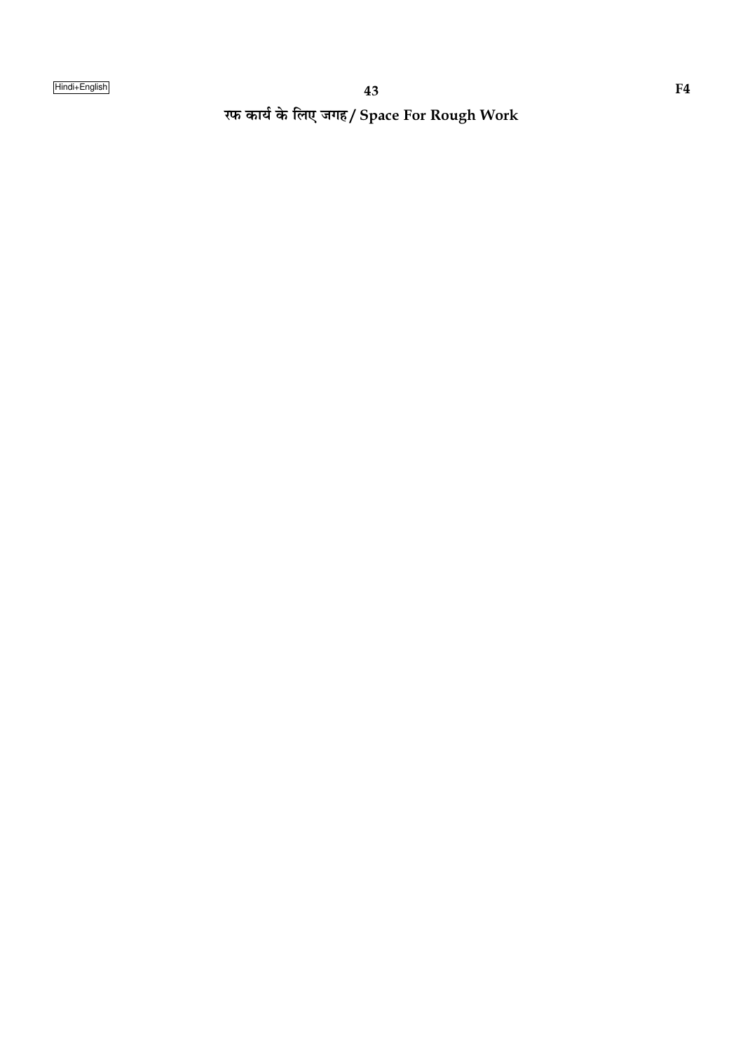रफ कार्य के लिए जगह / Space For Rough Work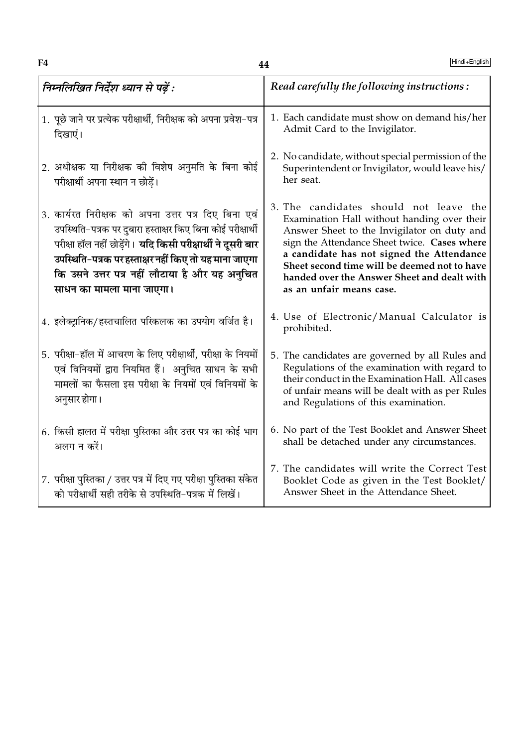| *निम्नलिखित निर्देश ध्यान से पढ़ें :* | *Read carefully the following instructions :* |
|---|---|
| 1. पूछे जाने पर प्रत्येक परीक्षार्थी, निरीक्षक को अपना प्रवेश-पत्र दिखाएं। | 1. Each candidate must show on demand his/her Admit Card to the Invigilator. |
| 2. अधीक्षक या निरीक्षक की विशेष अनुमति के बिना कोई परीक्षार्थी अपना स्थान न छोड़ें। | 2. No candidate, without special permission of the Superintendent or Invigilator, would leave his/her seat. |
| 3. कार्यरत निरीक्षक को अपना उत्तर पत्र दिए बिना एवं उपस्थिति-पत्रक पर दुबारा हस्ताक्षर किए बिना कोई परीक्षार्थी परीक्षा हॉल नहीं छोड़ेंगे। **यदि किसी परीक्षार्थी ने दूसरी बार उपस्थिति-पत्रक पर हस्ताक्षर नहीं किए तो यह माना जाएगा कि उसने उत्तर पत्र नहीं लौटाया है और यह अनुचित साधन का मामला माना जाएगा।** | 3. The candidates should not leave the Examination Hall without handing over their Answer Sheet to the Invigilator on duty and sign the Attendance Sheet twice. **Cases where a candidate has not signed the Attendance Sheet second time will be deemed not to have handed over the Answer Sheet and dealt with as an unfair means case.** |
| 4. इलेक्ट्रानिक/हस्तचालित परिकलक का उपयोग वर्जित है। | 4. Use of Electronic/Manual Calculator is prohibited. |
| 5. परीक्षा-हॉल में आचरण के लिए परीक्षार्थी, परीक्षा के नियमों एवं विनियमों द्वारा नियमित हैं। अनुचित साधन के सभी मामलों का फैसला इस परीक्षा के नियमों एवं विनियमों के अनुसार होगा। | 5. The candidates are governed by all Rules and Regulations of the examination with regard to their conduct in the Examination Hall. All cases of unfair means will be dealt with as per Rules and Regulations of this examination. |
| 6. किसी हालत में परीक्षा पुस्तिका और उत्तर पत्र का कोई भाग अलग न करें। | 6. No part of the Test Booklet and Answer Sheet shall be detached under any circumstances. |
| 7. परीक्षा पुस्तिका / उत्तर पत्र में दिए गए परीक्षा पुस्तिका संकेत को परीक्षार्थी सही तरीके से उपस्थिति-पत्रक में लिखें। | 7. The candidates will write the Correct Test Booklet Code as given in the Test Booklet/ Answer Sheet in the Attendance Sheet. |